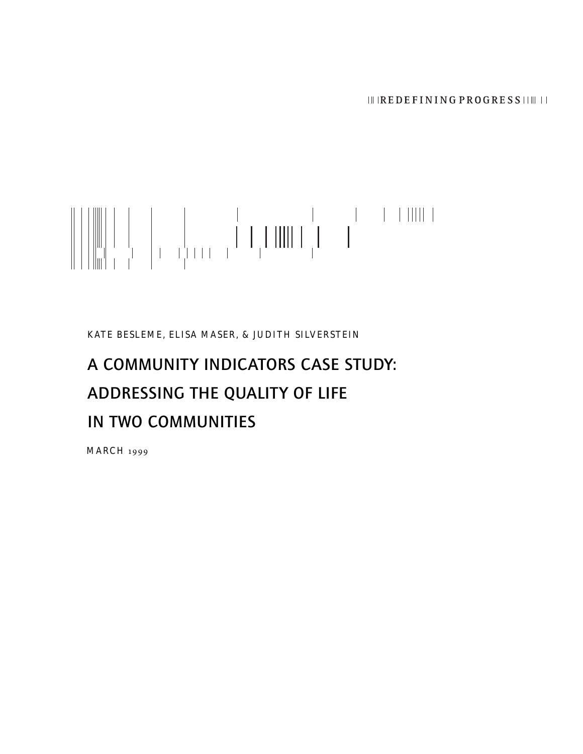REDEFINING PROGRESS

KATE BESLEME, ELISA MASER, & JUDITH SILVERSTEIN

# A COMMUNITY INDICATORS CASE STUDY: ADDRESSING THE QUALITY OF LIFE IN TWO COMMUNITIES

MARCH 1999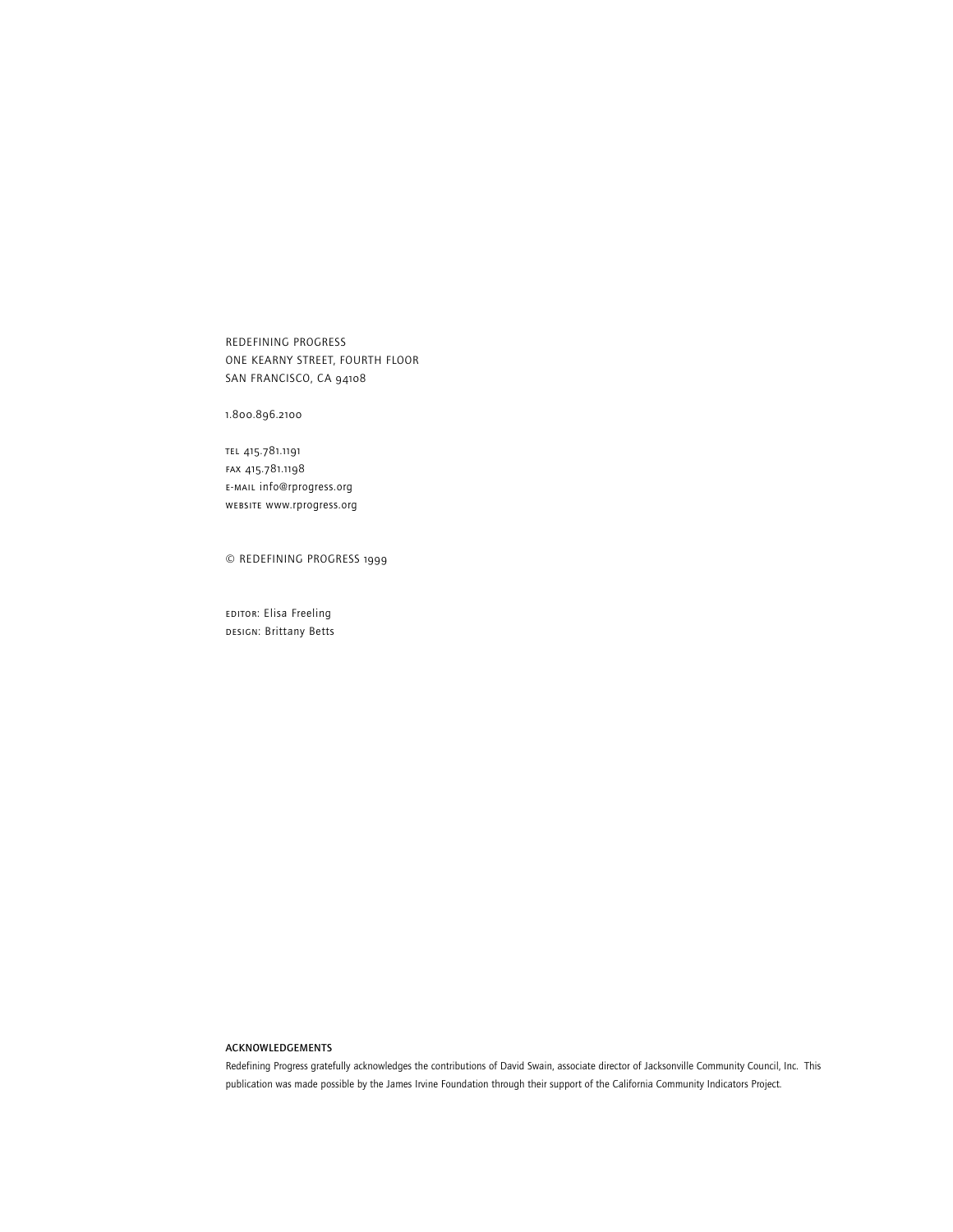REDEFINING PROGRESS
ONE KEARNY STREET, FOURTH FLOOR
SAN FRANCISCO, CA 94108

1.800.896.2100

TEL 415.781.1191
FAX 415.781.1198
E-MAIL info@rprogress.org
WEBSITE www.rprogress.org

© REDEFINING PROGRESS 1999

EDITOR: Elisa Freeling
DESIGN: Brittany Betts

**ACKNOWLEDGEMENTS**

Redefining Progress gratefully acknowledges the contributions of David Swain, associate director of Jacksonville Community Council, Inc. This publication was made possible by the James Irvine Foundation through their support of the California Community Indicators Project.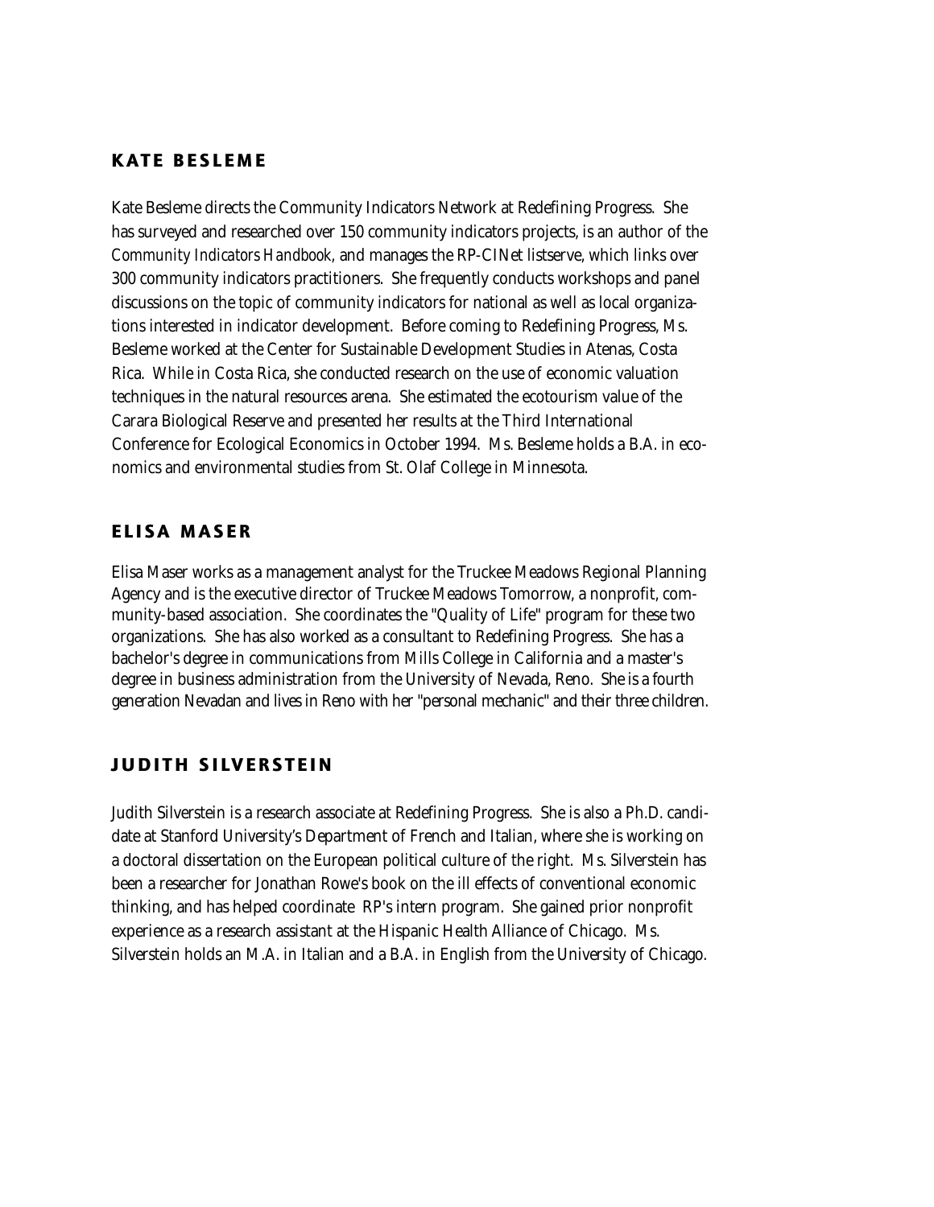## KATE BESLEME

Kate Besleme directs the Community Indicators Network at Redefining Progress. She has surveyed and researched over 150 community indicators projects, is an author of the *Community Indicators Handbook*, and manages the RP-CINet listserve, which links over 300 community indicators practitioners. She frequently conducts workshops and panel discussions on the topic of community indicators for national as well as local organizations interested in indicator development. Before coming to Redefining Progress, Ms. Besleme worked at the Center for Sustainable Development Studies in Atenas, Costa Rica. While in Costa Rica, she conducted research on the use of economic valuation techniques in the natural resources arena. She estimated the ecotourism value of the Carara Biological Reserve and presented her results at the Third International Conference for Ecological Economics in October 1994. Ms. Besleme holds a B.A. in economics and environmental studies from St. Olaf College in Minnesota.

## ELISA MASER

Elisa Maser works as a management analyst for the Truckee Meadows Regional Planning Agency and is the executive director of Truckee Meadows Tomorrow, a nonprofit, community-based association. She coordinates the "Quality of Life" program for these two organizations. She has also worked as a consultant to Redefining Progress. She has a bachelor's degree in communications from Mills College in California and a master's degree in business administration from the University of Nevada, Reno. She is a fourth generation Nevadan and lives in Reno with her "personal mechanic" and their three children.

## JUDITH SILVERSTEIN

Judith Silverstein is a research associate at Redefining Progress. She is also a Ph.D. candidate at Stanford University's Department of French and Italian, where she is working on a doctoral dissertation on the European political culture of the right. Ms. Silverstein has been a researcher for Jonathan Rowe's book on the ill effects of conventional economic thinking, and has helped coordinate RP's intern program. She gained prior nonprofit experience as a research assistant at the Hispanic Health Alliance of Chicago. Ms. Silverstein holds an M.A. in Italian and a B.A. in English from the University of Chicago.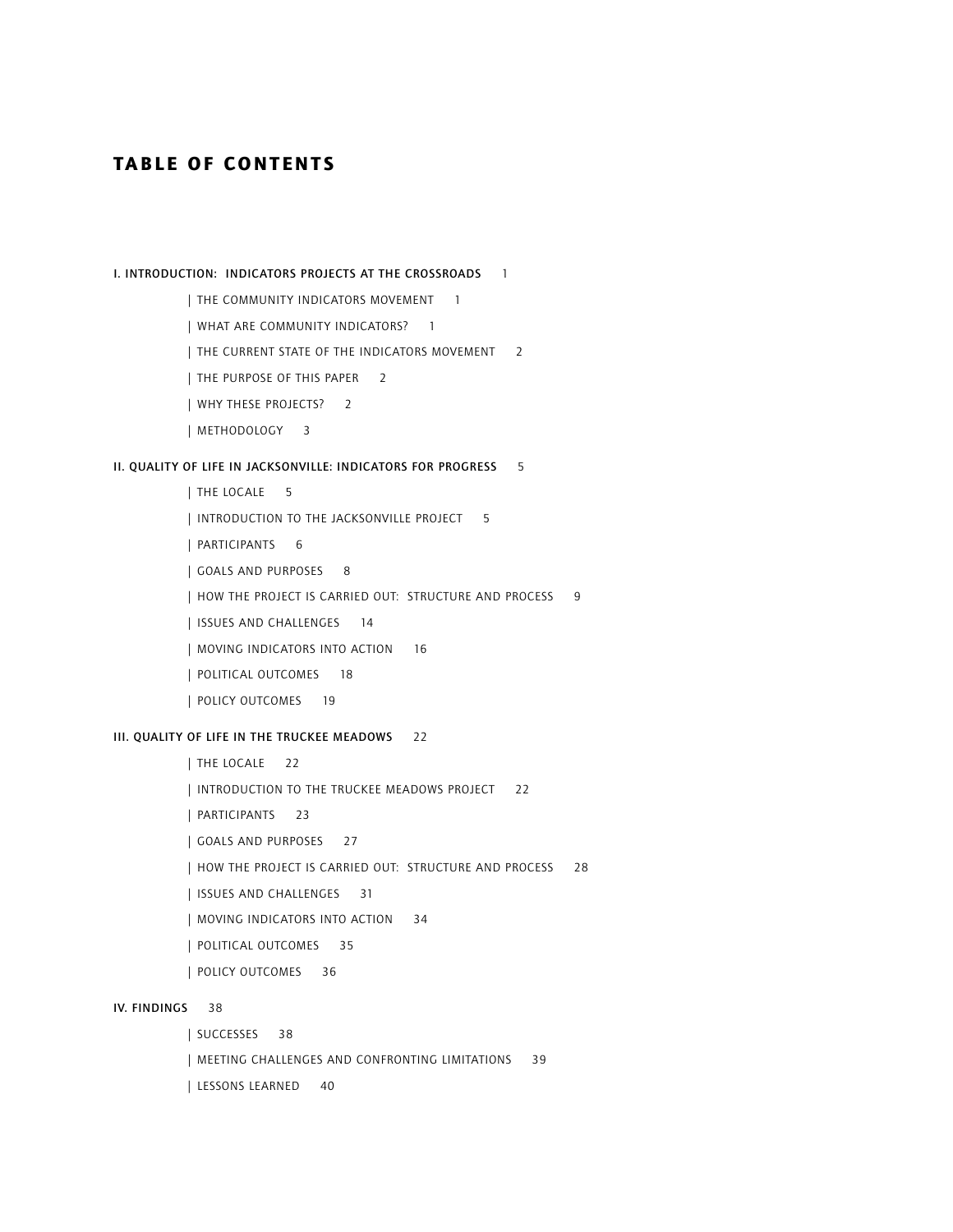# TABLE OF CONTENTS

**I. INTRODUCTION: INDICATORS PROJECTS AT THE CROSSROADS** 1

- | THE COMMUNITY INDICATORS MOVEMENT 1
- | WHAT ARE COMMUNITY INDICATORS? 1
- | THE CURRENT STATE OF THE INDICATORS MOVEMENT 2
- | THE PURPOSE OF THIS PAPER 2
- | WHY THESE PROJECTS? 2
- | METHODOLOGY 3

**II. QUALITY OF LIFE IN JACKSONVILLE: INDICATORS FOR PROGRESS** 5

- | THE LOCALE 5
- | INTRODUCTION TO THE JACKSONVILLE PROJECT 5
- | PARTICIPANTS 6
- | GOALS AND PURPOSES 8
- | HOW THE PROJECT IS CARRIED OUT: STRUCTURE AND PROCESS 9
- | ISSUES AND CHALLENGES 14
- | MOVING INDICATORS INTO ACTION 16
- | POLITICAL OUTCOMES 18
- | POLICY OUTCOMES 19

**III. QUALITY OF LIFE IN THE TRUCKEE MEADOWS** 22

- | THE LOCALE 22
- | INTRODUCTION TO THE TRUCKEE MEADOWS PROJECT 22
- | PARTICIPANTS 23
- | GOALS AND PURPOSES 27
- | HOW THE PROJECT IS CARRIED OUT: STRUCTURE AND PROCESS 28
- | ISSUES AND CHALLENGES 31
- | MOVING INDICATORS INTO ACTION 34
- | POLITICAL OUTCOMES 35
- | POLICY OUTCOMES 36

**IV. FINDINGS** 38

- | SUCCESSES 38
- | MEETING CHALLENGES AND CONFRONTING LIMITATIONS 39
- | LESSONS LEARNED 40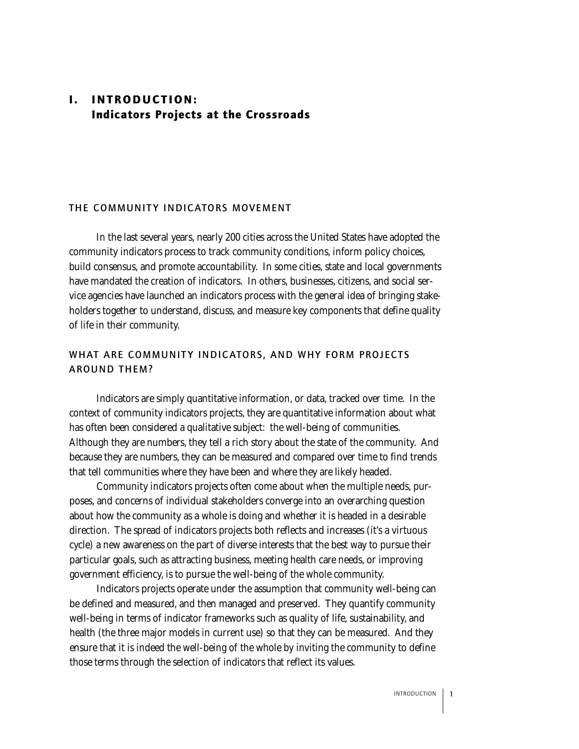# I. INTRODUCTION: Indicators Projects at the Crossroads

## THE COMMUNITY INDICATORS MOVEMENT

In the last several years, nearly 200 cities across the United States have adopted the community indicators process to track community conditions, inform policy choices, build consensus, and promote accountability. In some cities, state and local governments have mandated the creation of indicators. In others, businesses, citizens, and social service agencies have launched an indicators process with the general idea of bringing stakeholders together to understand, discuss, and measure key components that define quality of life in their community.

## WHAT ARE COMMUNITY INDICATORS, AND WHY FORM PROJECTS AROUND THEM?

Indicators are simply quantitative information, or data, tracked over time. In the context of community indicators projects, they are quantitative information about what has often been considered a qualitative subject: the well-being of communities. Although they are numbers, they tell a rich story about the state of the community. And because they are numbers, they can be measured and compared over time to find trends that tell communities where they have been and where they are likely headed.

Community indicators projects often come about when the multiple needs, purposes, and concerns of individual stakeholders converge into an overarching question about how the community as a whole is doing and whether it is headed in a desirable direction. The spread of indicators projects both reflects and increases (it's a virtuous cycle) a new awareness on the part of diverse interests that the best way to pursue their particular goals, such as attracting business, meeting health care needs, or improving government efficiency, is to pursue the well-being of the whole community.

Indicators projects operate under the assumption that community well-being can be defined and measured, and then managed and preserved. They quantify community well-being in terms of indicator frameworks such as quality of life, sustainability, and health (the three major models in current use) so that they can be measured. And they ensure that it is indeed the well-being of the whole by inviting the community to define those terms through the selection of indicators that reflect its values.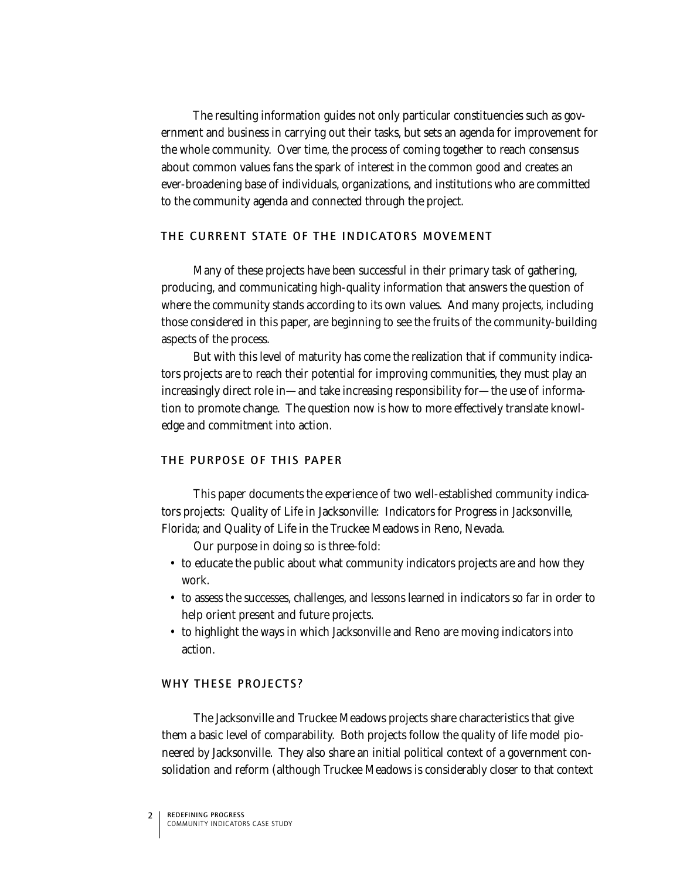The resulting information guides not only particular constituencies such as government and business in carrying out their tasks, but sets an agenda for improvement for the whole community. Over time, the process of coming together to reach consensus about common values fans the spark of interest in the common good and creates an ever-broadening base of individuals, organizations, and institutions who are committed to the community agenda and connected through the project.

## THE CURRENT STATE OF THE INDICATORS MOVEMENT

Many of these projects have been successful in their primary task of gathering, producing, and communicating high-quality information that answers the question of where the community stands according to its own values. And many projects, including those considered in this paper, are beginning to see the fruits of the community-building aspects of the process.

But with this level of maturity has come the realization that if community indicators projects are to reach their potential for improving communities, they must play an increasingly direct role in—and take increasing responsibility for—the use of information to promote change. The question now is how to more effectively translate knowledge and commitment into action.

## THE PURPOSE OF THIS PAPER

This paper documents the experience of two well-established community indicators projects: Quality of Life in Jacksonville: Indicators for Progress in Jacksonville, Florida; and Quality of Life in the Truckee Meadows in Reno, Nevada.

Our purpose in doing so is three-fold:

- to educate the public about what community indicators projects are and how they work.
- to assess the successes, challenges, and lessons learned in indicators so far in order to help orient present and future projects.
- to highlight the ways in which Jacksonville and Reno are moving indicators into action.

## WHY THESE PROJECTS?

The Jacksonville and Truckee Meadows projects share characteristics that give them a basic level of comparability. Both projects follow the quality of life model pioneered by Jacksonville. They also share an initial political context of a government consolidation and reform (although Truckee Meadows is considerably closer to that context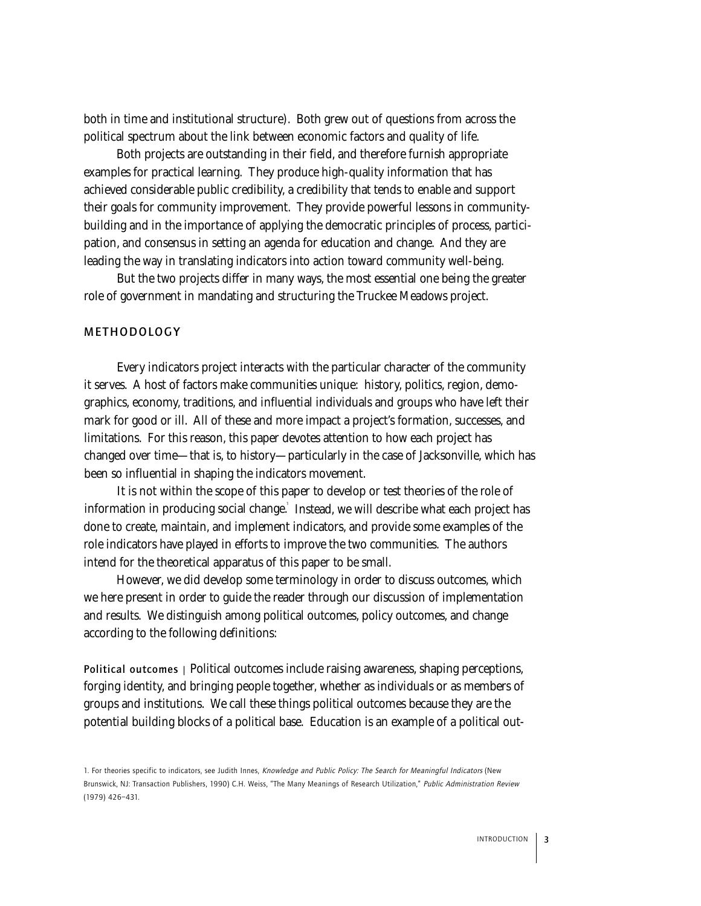both in time and institutional structure). Both grew out of questions from across the political spectrum about the link between economic factors and quality of life.

Both projects are outstanding in their field, and therefore furnish appropriate examples for practical learning. They produce high-quality information that has achieved considerable public credibility, a credibility that tends to enable and support their goals for community improvement. They provide powerful lessons in community-building and in the importance of applying the democratic principles of process, participation, and consensus in setting an agenda for education and change. And they are leading the way in translating indicators into action toward community well-being.

But the two projects differ in many ways, the most essential one being the greater role of government in mandating and structuring the Truckee Meadows project.

## METHODOLOGY

Every indicators project interacts with the particular character of the community it serves. A host of factors make communities unique: history, politics, region, demographics, economy, traditions, and influential individuals and groups who have left their mark for good or ill. All of these and more impact a project's formation, successes, and limitations. For this reason, this paper devotes attention to how each project has changed over time—that is, to history—particularly in the case of Jacksonville, which has been so influential in shaping the indicators movement.

It is not within the scope of this paper to develop or test theories of the role of information in producing social change.[1] Instead, we will describe what each project has done to create, maintain, and implement indicators, and provide some examples of the role indicators have played in efforts to improve the two communities. The authors intend for the theoretical apparatus of this paper to be small.

However, we did develop some terminology in order to discuss outcomes, which we here present in order to guide the reader through our discussion of implementation and results. We distinguish among political outcomes, policy outcomes, and change according to the following definitions:

**Political outcomes** | Political outcomes include raising awareness, shaping perceptions, forging identity, and bringing people together, whether as individuals or as members of groups and institutions. We call these things political outcomes because they are the potential building blocks of a political base. Education is an example of a political out-

1. For theories specific to indicators, see Judith Innes, *Knowledge and Public Policy: The Search for Meaningful Indicators* (New Brunswick, NJ: Transaction Publishers, 1990) C.H. Weiss, "The Many Meanings of Research Utilization," *Public Administration Review* (1979) 426–431.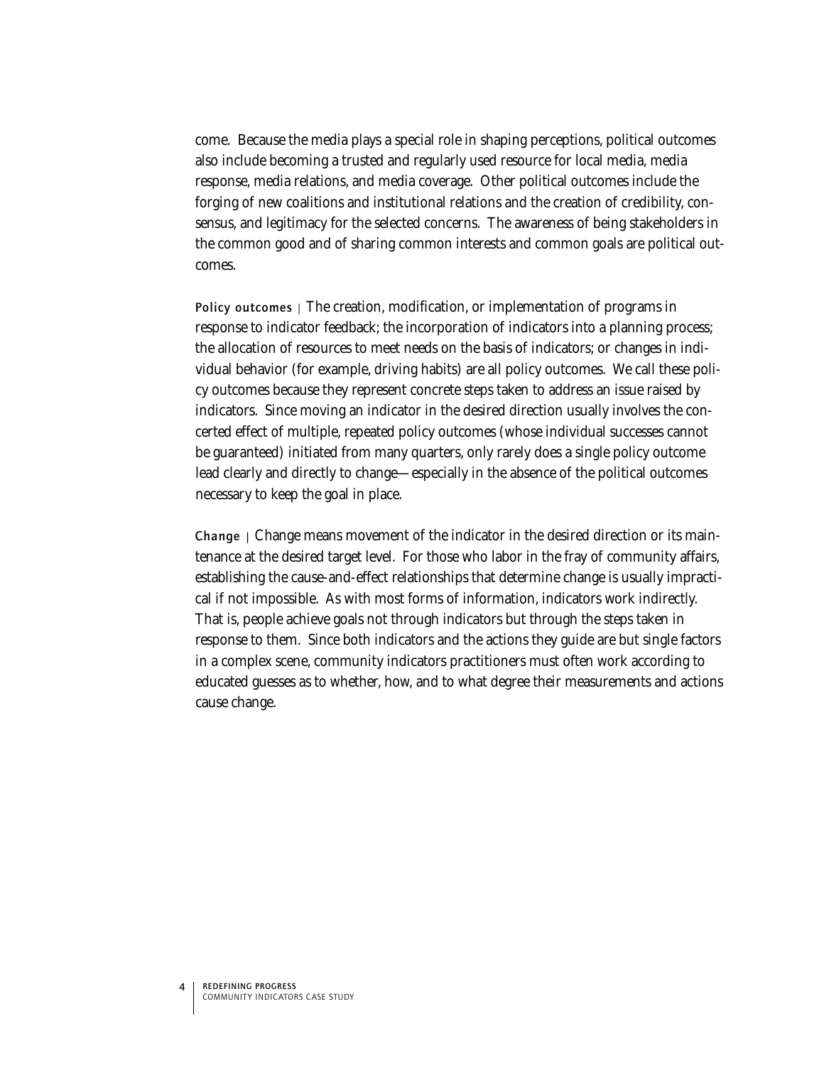come. Because the media plays a special role in shaping perceptions, political outcomes also include becoming a trusted and regularly used resource for local media, media response, media relations, and media coverage. Other political outcomes include the forging of new coalitions and institutional relations and the creation of credibility, consensus, and legitimacy for the selected concerns. The awareness of being stakeholders in the common good and of sharing common interests and common goals are political outcomes.

**Policy outcomes** | The creation, modification, or implementation of programs in response to indicator feedback; the incorporation of indicators into a planning process; the allocation of resources to meet needs on the basis of indicators; or changes in individual behavior (for example, driving habits) are all policy outcomes. We call these policy outcomes because they represent concrete steps taken to address an issue raised by indicators. Since moving an indicator in the desired direction usually involves the concerted effect of multiple, repeated policy outcomes (whose individual successes cannot be guaranteed) initiated from many quarters, only rarely does a single policy outcome lead clearly and directly to change—especially in the absence of the political outcomes necessary to keep the goal in place.

**Change** | Change means movement of the indicator in the desired direction or its maintenance at the desired target level. For those who labor in the fray of community affairs, establishing the cause-and-effect relationships that determine change is usually impractical if not impossible. As with most forms of information, indicators work indirectly. That is, people achieve goals not through indicators but through the steps taken in response to them. Since both indicators and the actions they guide are but single factors in a complex scene, community indicators practitioners must often work according to educated guesses as to whether, how, and to what degree their measurements and actions cause change.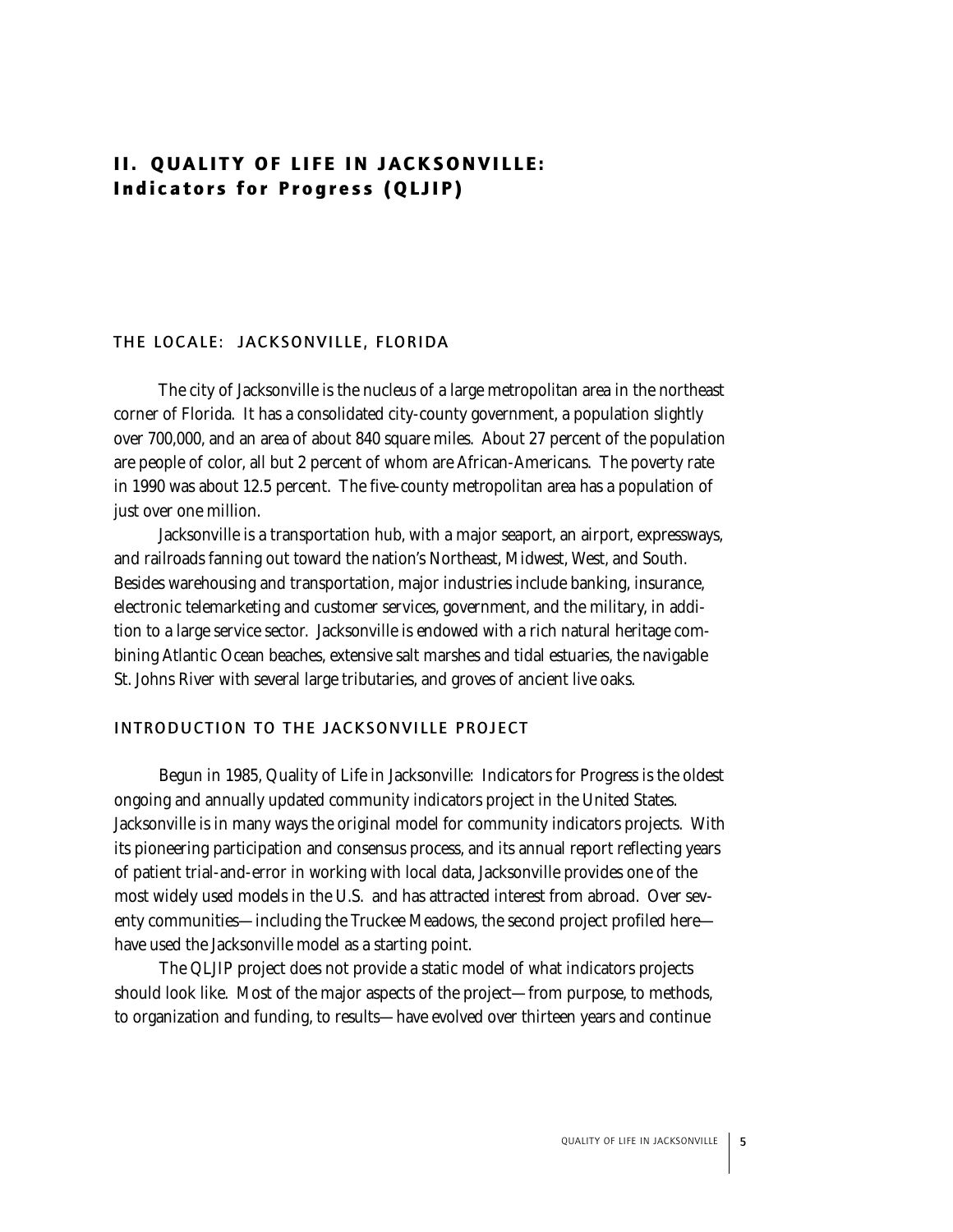# II. QUALITY OF LIFE IN JACKSONVILLE: Indicators for Progress (QLJIP)

## THE LOCALE: JACKSONVILLE, FLORIDA

The city of Jacksonville is the nucleus of a large metropolitan area in the northeast corner of Florida. It has a consolidated city-county government, a population slightly over 700,000, and an area of about 840 square miles. About 27 percent of the population are people of color, all but 2 percent of whom are African-Americans. The poverty rate in 1990 was about 12.5 percent. The five-county metropolitan area has a population of just over one million.

Jacksonville is a transportation hub, with a major seaport, an airport, expressways, and railroads fanning out toward the nation's Northeast, Midwest, West, and South. Besides warehousing and transportation, major industries include banking, insurance, electronic telemarketing and customer services, government, and the military, in addition to a large service sector. Jacksonville is endowed with a rich natural heritage combining Atlantic Ocean beaches, extensive salt marshes and tidal estuaries, the navigable St. Johns River with several large tributaries, and groves of ancient live oaks.

## INTRODUCTION TO THE JACKSONVILLE PROJECT

Begun in 1985, Quality of Life in Jacksonville: Indicators for Progress is the oldest ongoing and annually updated community indicators project in the United States. Jacksonville is in many ways the original model for community indicators projects. With its pioneering participation and consensus process, and its annual report reflecting years of patient trial-and-error in working with local data, Jacksonville provides one of the most widely used models in the U.S. and has attracted interest from abroad. Over seventy communities—including the Truckee Meadows, the second project profiled here—have used the Jacksonville model as a starting point.

The QLJIP project does not provide a static model of what indicators projects should look like. Most of the major aspects of the project—from purpose, to methods, to organization and funding, to results—have evolved over thirteen years and continue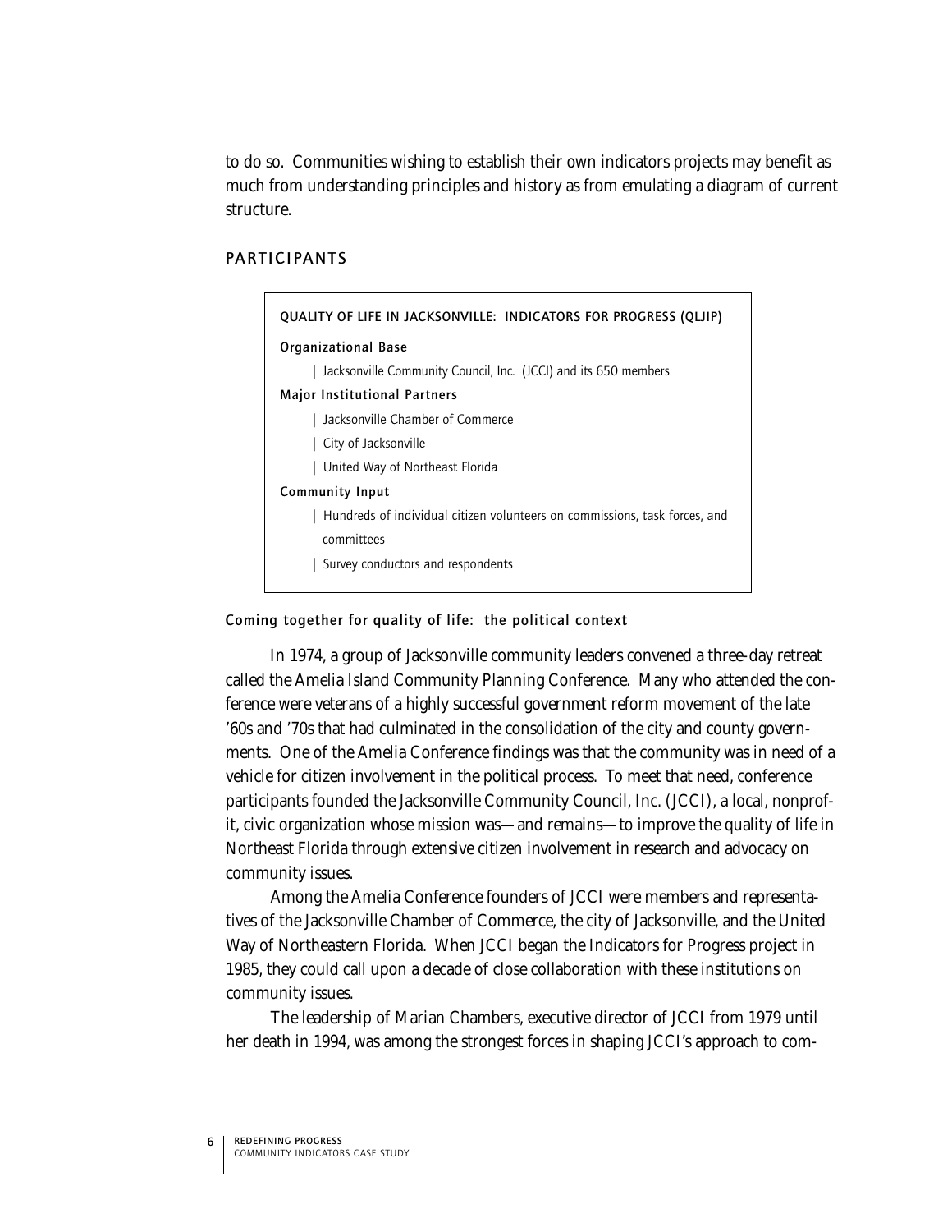to do so. Communities wishing to establish their own indicators projects may benefit as much from understanding principles and history as from emulating a diagram of current structure.

## PARTICIPANTS

**QUALITY OF LIFE IN JACKSONVILLE: INDICATORS FOR PROGRESS (QLJIP)**

**Organizational Base**

- Jacksonville Community Council, Inc. (JCCI) and its 650 members

**Major Institutional Partners**

- Jacksonville Chamber of Commerce
- City of Jacksonville
- United Way of Northeast Florida

**Community Input**

- Hundreds of individual citizen volunteers on commissions, task forces, and committees
- Survey conductors and respondents

### Coming together for quality of life: the political context

In 1974, a group of Jacksonville community leaders convened a three-day retreat called the Amelia Island Community Planning Conference. Many who attended the conference were veterans of a highly successful government reform movement of the late '60s and '70s that had culminated in the consolidation of the city and county governments. One of the Amelia Conference findings was that the community was in need of a vehicle for citizen involvement in the political process. To meet that need, conference participants founded the Jacksonville Community Council, Inc. (JCCI), a local, nonprofit, civic organization whose mission was—and remains—to improve the quality of life in Northeast Florida through extensive citizen involvement in research and advocacy on community issues.

Among the Amelia Conference founders of JCCI were members and representatives of the Jacksonville Chamber of Commerce, the city of Jacksonville, and the United Way of Northeastern Florida. When JCCI began the Indicators for Progress project in 1985, they could call upon a decade of close collaboration with these institutions on community issues.

The leadership of Marian Chambers, executive director of JCCI from 1979 until her death in 1994, was among the strongest forces in shaping JCCI's approach to com-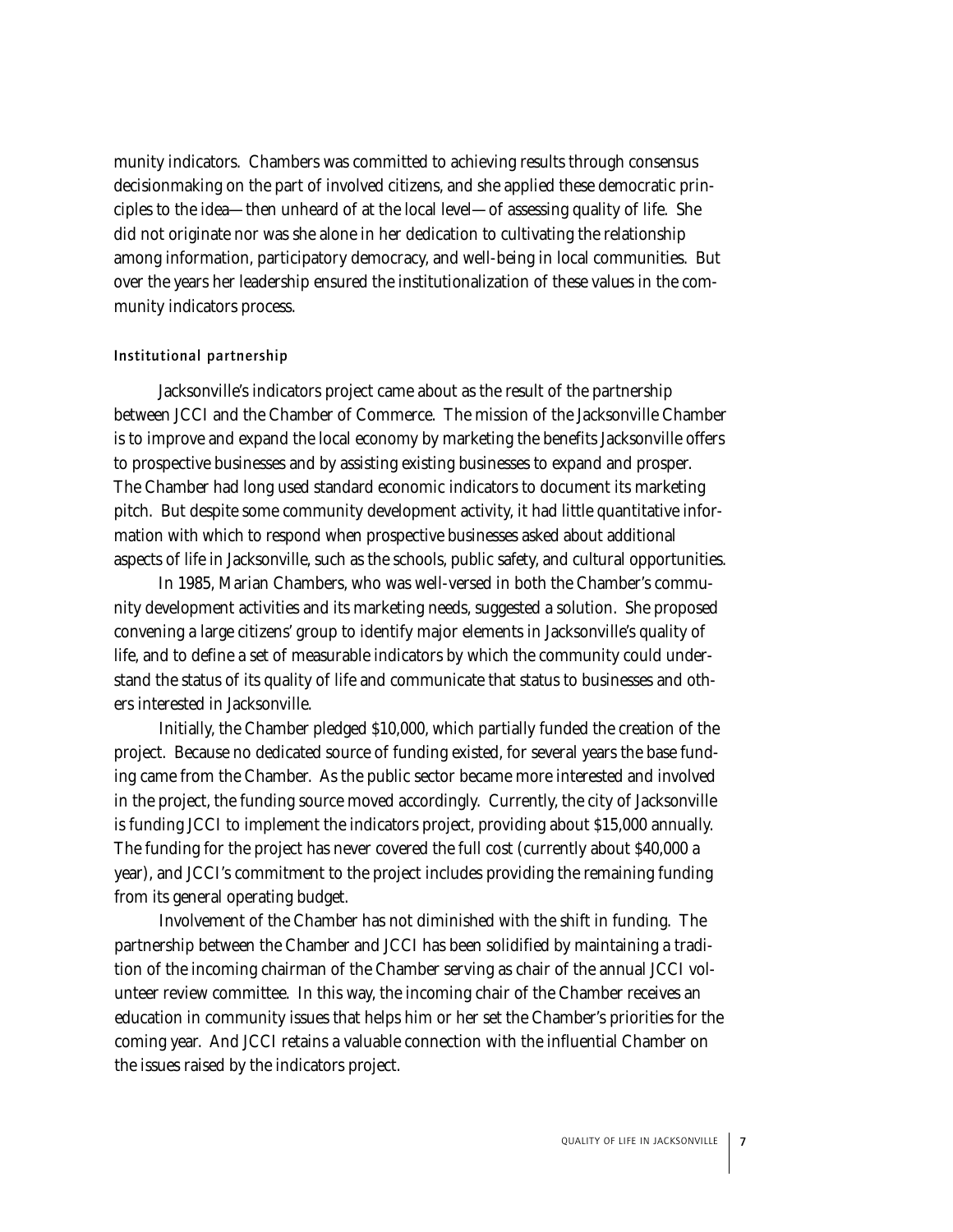munity indicators. Chambers was committed to achieving results through consensus decisionmaking on the part of involved citizens, and she applied these democratic principles to the idea—then unheard of at the local level—of assessing quality of life. She did not originate nor was she alone in her dedication to cultivating the relationship among information, participatory democracy, and well-being in local communities. But over the years her leadership ensured the institutionalization of these values in the community indicators process.

### Institutional partnership

Jacksonville's indicators project came about as the result of the partnership between JCCI and the Chamber of Commerce. The mission of the Jacksonville Chamber is to improve and expand the local economy by marketing the benefits Jacksonville offers to prospective businesses and by assisting existing businesses to expand and prosper. The Chamber had long used standard economic indicators to document its marketing pitch. But despite some community development activity, it had little quantitative information with which to respond when prospective businesses asked about additional aspects of life in Jacksonville, such as the schools, public safety, and cultural opportunities.

In 1985, Marian Chambers, who was well-versed in both the Chamber's community development activities and its marketing needs, suggested a solution. She proposed convening a large citizens' group to identify major elements in Jacksonville's quality of life, and to define a set of measurable indicators by which the community could understand the status of its quality of life and communicate that status to businesses and others interested in Jacksonville.

Initially, the Chamber pledged $10,000, which partially funded the creation of the project. Because no dedicated source of funding existed, for several years the base funding came from the Chamber. As the public sector became more interested and involved in the project, the funding source moved accordingly. Currently, the city of Jacksonville is funding JCCI to implement the indicators project, providing about $15,000 annually. The funding for the project has never covered the full cost (currently about $40,000 a year), and JCCI's commitment to the project includes providing the remaining funding from its general operating budget.

Involvement of the Chamber has not diminished with the shift in funding. The partnership between the Chamber and JCCI has been solidified by maintaining a tradition of the incoming chairman of the Chamber serving as chair of the annual JCCI volunteer review committee. In this way, the incoming chair of the Chamber receives an education in community issues that helps him or her set the Chamber's priorities for the coming year. And JCCI retains a valuable connection with the influential Chamber on the issues raised by the indicators project.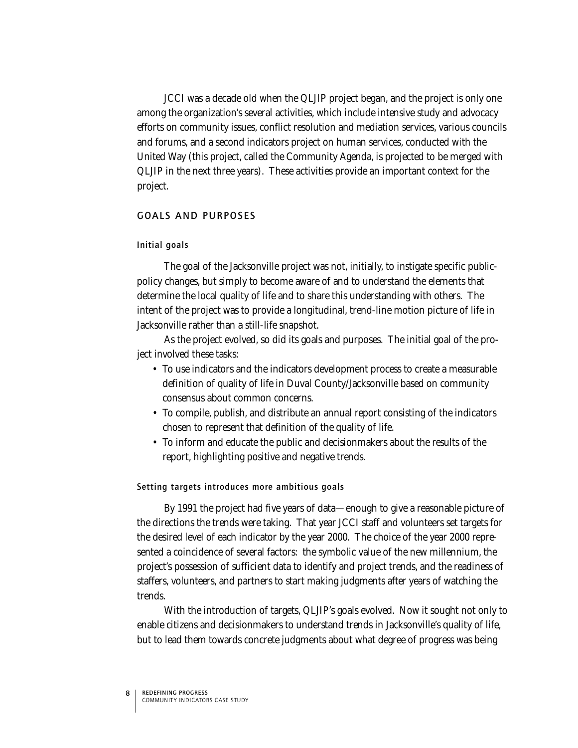JCCI was a decade old when the QLJIP project began, and the project is only one among the organization's several activities, which include intensive study and advocacy efforts on community issues, conflict resolution and mediation services, various councils and forums, and a second indicators project on human services, conducted with the United Way (this project, called the Community Agenda, is projected to be merged with QLJIP in the next three years). These activities provide an important context for the project.

## GOALS AND PURPOSES

### Initial goals

The goal of the Jacksonville project was not, initially, to instigate specific public-policy changes, but simply to become aware of and to understand the elements that determine the local quality of life and to share this understanding with others. The intent of the project was to provide a longitudinal, trend-line motion picture of life in Jacksonville rather than a still-life snapshot.

As the project evolved, so did its goals and purposes. The initial goal of the project involved these tasks:

- To use indicators and the indicators development process to create a measurable definition of quality of life in Duval County/Jacksonville based on community consensus about common concerns.
- To compile, publish, and distribute an annual report consisting of the indicators chosen to represent that definition of the quality of life.
- To inform and educate the public and decisionmakers about the results of the report, highlighting positive and negative trends.

### Setting targets introduces more ambitious goals

By 1991 the project had five years of data—enough to give a reasonable picture of the directions the trends were taking. That year JCCI staff and volunteers set targets for the desired level of each indicator by the year 2000. The choice of the year 2000 represented a coincidence of several factors: the symbolic value of the new millennium, the project's possession of sufficient data to identify and project trends, and the readiness of staffers, volunteers, and partners to start making judgments after years of watching the trends.

With the introduction of targets, QLJIP's goals evolved. Now it sought not only to enable citizens and decisionmakers to understand trends in Jacksonville's quality of life, but to lead them towards concrete judgments about what degree of progress was being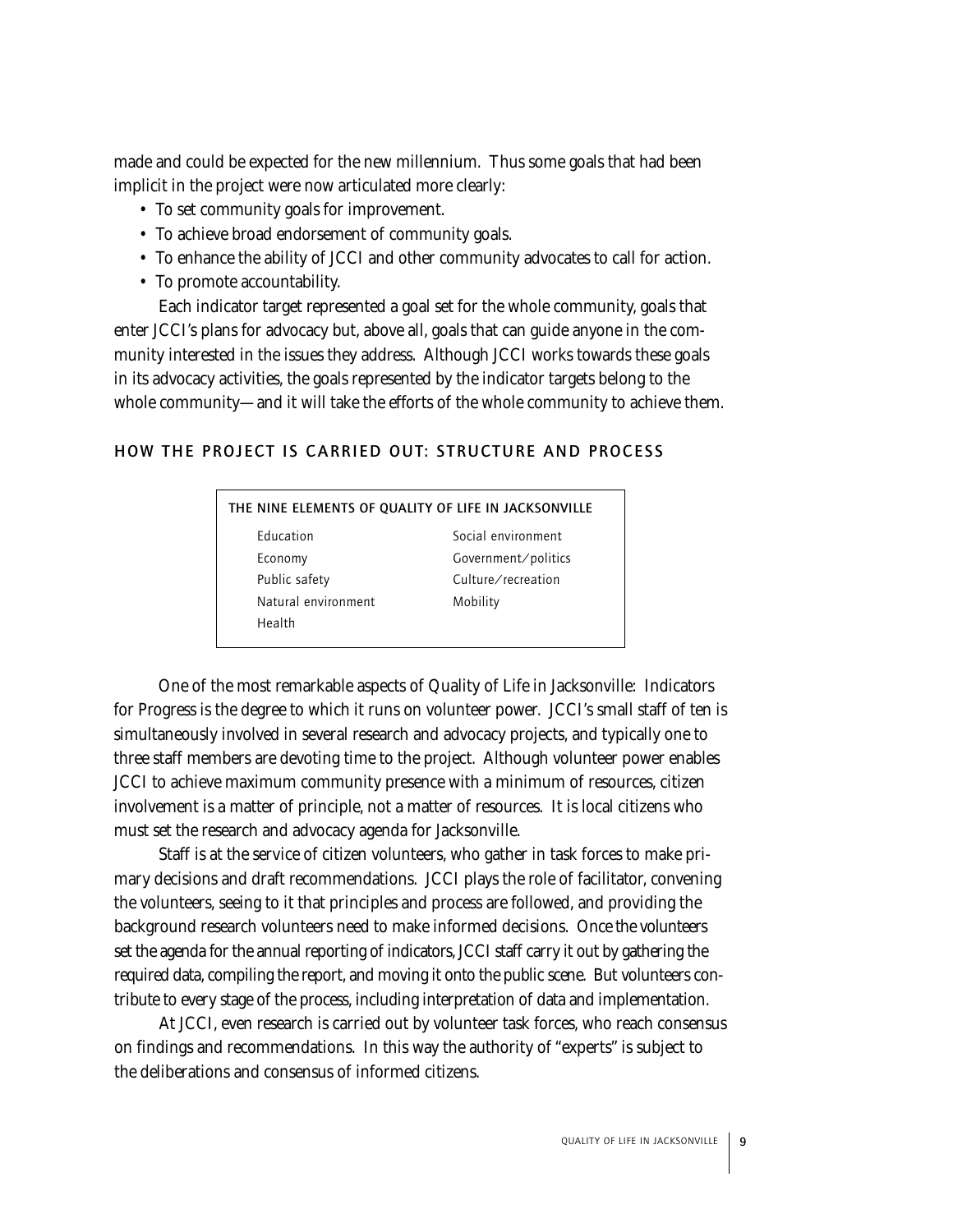made and could be expected for the new millennium. Thus some goals that had been implicit in the project were now articulated more clearly:

- To set community goals for improvement.
- To achieve broad endorsement of community goals.
- To enhance the ability of JCCI and other community advocates to call for action.
- To promote accountability.

Each indicator target represented a goal set for the whole community, goals that enter JCCI's plans for advocacy but, above all, goals that can guide anyone in the community interested in the issues they address. Although JCCI works towards these goals in its advocacy activities, the goals represented by the indicator targets belong to the whole community—and it will take the efforts of the whole community to achieve them.

## HOW THE PROJECT IS CARRIED OUT: STRUCTURE AND PROCESS

| THE NINE ELEMENTS OF QUALITY OF LIFE IN JACKSONVILLE | |
|---|---|
| Education | Social environment |
| Economy | Government/politics |
| Public safety | Culture/recreation |
| Natural environment | Mobility |
| Health | |

One of the most remarkable aspects of Quality of Life in Jacksonville: Indicators for Progress is the degree to which it runs on volunteer power. JCCI's small staff of ten is simultaneously involved in several research and advocacy projects, and typically one to three staff members are devoting time to the project. Although volunteer power enables JCCI to achieve maximum community presence with a minimum of resources, citizen involvement is a matter of principle, not a matter of resources. It is local citizens who must set the research and advocacy agenda for Jacksonville.

Staff is at the service of citizen volunteers, who gather in task forces to make primary decisions and draft recommendations. JCCI plays the role of facilitator, convening the volunteers, seeing to it that principles and process are followed, and providing the background research volunteers need to make informed decisions. Once the volunteers set the agenda for the annual reporting of indicators, JCCI staff carry it out by gathering the required data, compiling the report, and moving it onto the public scene. But volunteers contribute to every stage of the process, including interpretation of data and implementation.

At JCCI, even research is carried out by volunteer task forces, who reach consensus on findings and recommendations. In this way the authority of "experts" is subject to the deliberations and consensus of informed citizens.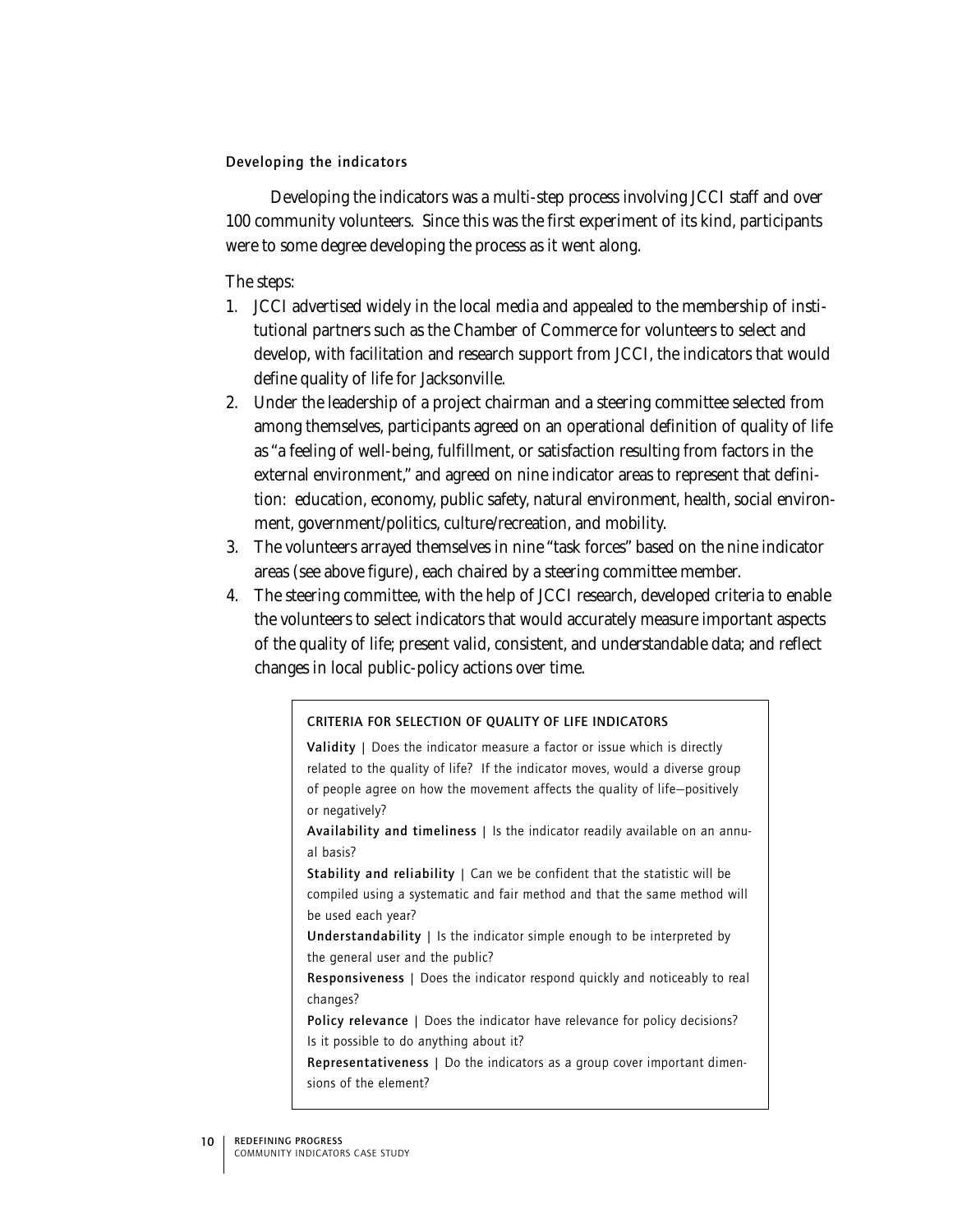### Developing the indicators

Developing the indicators was a multi-step process involving JCCI staff and over 100 community volunteers. Since this was the first experiment of its kind, participants were to some degree developing the process as it went along.

The steps:

1. JCCI advertised widely in the local media and appealed to the membership of institutional partners such as the Chamber of Commerce for volunteers to select and develop, with facilitation and research support from JCCI, the indicators that would define quality of life for Jacksonville.
2. Under the leadership of a project chairman and a steering committee selected from among themselves, participants agreed on an operational definition of quality of life as "a feeling of well-being, fulfillment, or satisfaction resulting from factors in the external environment," and agreed on nine indicator areas to represent that definition: education, economy, public safety, natural environment, health, social environment, government/politics, culture/recreation, and mobility.
3. The volunteers arrayed themselves in nine "task forces" based on the nine indicator areas (see above figure), each chaired by a steering committee member.
4. The steering committee, with the help of JCCI research, developed criteria to enable the volunteers to select indicators that would accurately measure important aspects of the quality of life; present valid, consistent, and understandable data; and reflect changes in local public-policy actions over time.

#### CRITERIA FOR SELECTION OF QUALITY OF LIFE INDICATORS

**Validity** | Does the indicator measure a factor or issue which is directly related to the quality of life? If the indicator moves, would a diverse group of people agree on how the movement affects the quality of life—positively or negatively?

**Availability and timeliness** | Is the indicator readily available on an annual basis?

**Stability and reliability** | Can we be confident that the statistic will be compiled using a systematic and fair method and that the same method will be used each year?

**Understandability** | Is the indicator simple enough to be interpreted by the general user and the public?

**Responsiveness** | Does the indicator respond quickly and noticeably to real changes?

**Policy relevance** | Does the indicator have relevance for policy decisions? Is it possible to do anything about it?

**Representativeness** | Do the indicators as a group cover important dimensions of the element?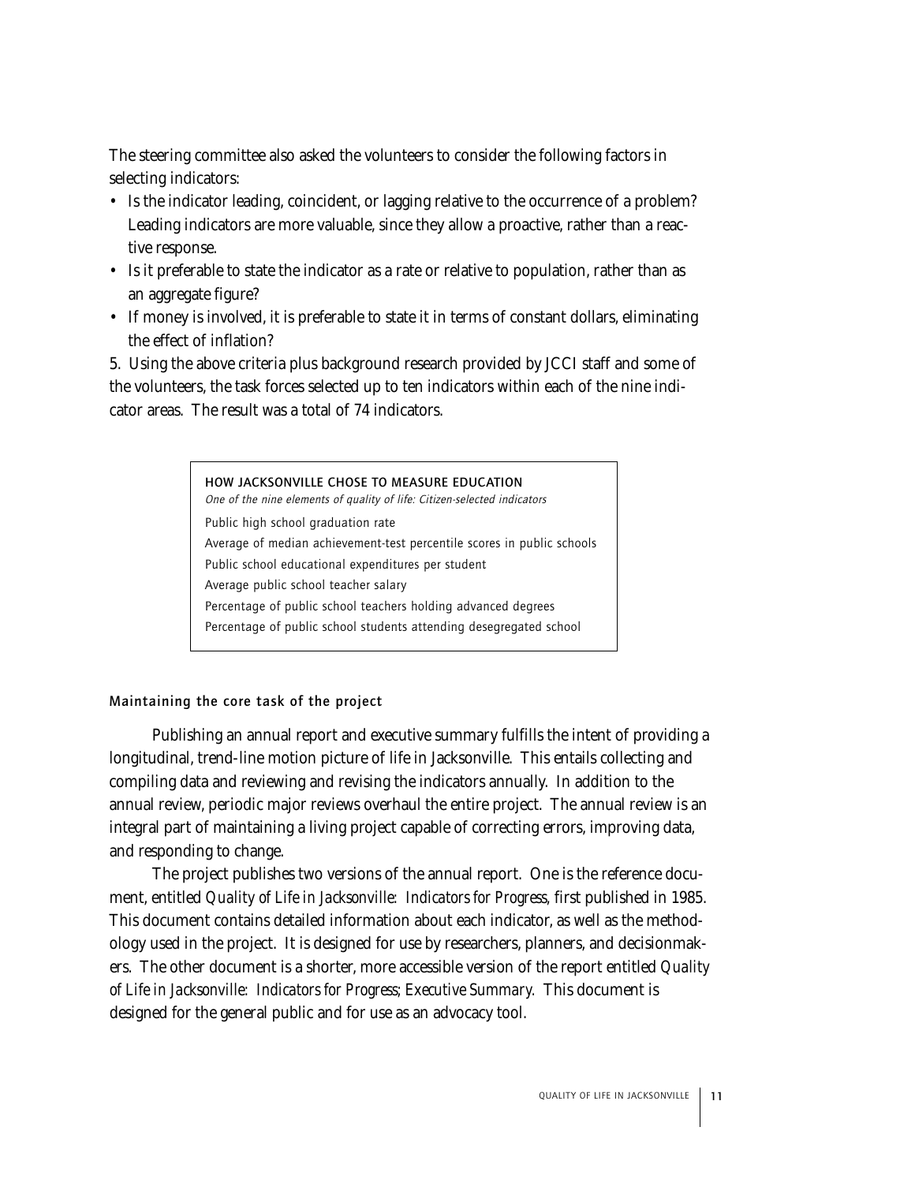The steering committee also asked the volunteers to consider the following factors in selecting indicators:

- Is the indicator leading, coincident, or lagging relative to the occurrence of a problem? Leading indicators are more valuable, since they allow a proactive, rather than a reactive response.
- Is it preferable to state the indicator as a rate or relative to population, rather than as an aggregate figure?
- If money is involved, it is preferable to state it in terms of constant dollars, eliminating the effect of inflation?

5. Using the above criteria plus background research provided by JCCI staff and some of the volunteers, the task forces selected up to ten indicators within each of the nine indicator areas. The result was a total of 74 indicators.

**HOW JACKSONVILLE CHOSE TO MEASURE EDUCATION**

*One of the nine elements of quality of life: Citizen-selected indicators*

Public high school graduation rate

Average of median achievement-test percentile scores in public schools

Public school educational expenditures per student

Average public school teacher salary

Percentage of public school teachers holding advanced degrees

Percentage of public school students attending desegregated school

### Maintaining the core task of the project

Publishing an annual report and executive summary fulfills the intent of providing a longitudinal, trend-line motion picture of life in Jacksonville. This entails collecting and compiling data and reviewing and revising the indicators annually. In addition to the annual review, periodic major reviews overhaul the entire project. The annual review is an integral part of maintaining a living project capable of correcting errors, improving data, and responding to change.

The project publishes two versions of the annual report. One is the reference document, entitled *Quality of Life in Jacksonville: Indicators for Progress*, first published in 1985. This document contains detailed information about each indicator, as well as the methodology used in the project. It is designed for use by researchers, planners, and decisionmakers. The other document is a shorter, more accessible version of the report entitled *Quality of Life in Jacksonville: Indicators for Progress; Executive Summary*. This document is designed for the general public and for use as an advocacy tool.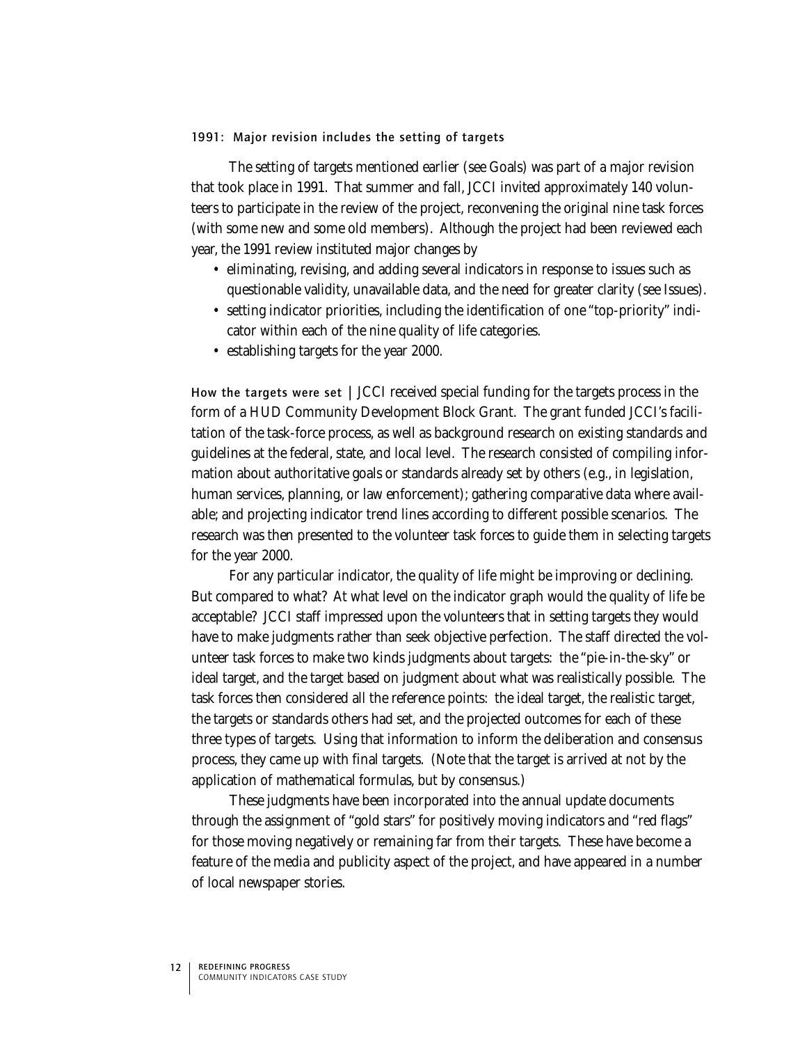### 1991: Major revision includes the setting of targets

The setting of targets mentioned earlier (see Goals) was part of a major revision that took place in 1991. That summer and fall, JCCI invited approximately 140 volunteers to participate in the review of the project, reconvening the original nine task forces (with some new and some old members). Although the project had been reviewed each year, the 1991 review instituted major changes by

- eliminating, revising, and adding several indicators in response to issues such as questionable validity, unavailable data, and the need for greater clarity (see Issues).
- setting indicator priorities, including the identification of one "top-priority" indicator within each of the nine quality of life categories.
- establishing targets for the year 2000.

**How the targets were set** | JCCI received special funding for the targets process in the form of a HUD Community Development Block Grant. The grant funded JCCI's facilitation of the task-force process, as well as background research on existing standards and guidelines at the federal, state, and local level. The research consisted of compiling information about authoritative goals or standards already set by others (e.g., in legislation, human services, planning, or law enforcement); gathering comparative data where available; and projecting indicator trend lines according to different possible scenarios. The research was then presented to the volunteer task forces to guide them in selecting targets for the year 2000.

For any particular indicator, the quality of life might be improving or declining. But compared to what? At what level on the indicator graph would the quality of life be acceptable? JCCI staff impressed upon the volunteers that in setting targets they would have to make judgments rather than seek objective perfection. The staff directed the volunteer task forces to make two kinds judgments about targets: the "pie-in-the-sky" or ideal target, and the target based on judgment about what was realistically possible. The task forces then considered all the reference points: the ideal target, the realistic target, the targets or standards others had set, and the projected outcomes for each of these three types of targets. Using that information to inform the deliberation and consensus process, they came up with final targets. (Note that the target is arrived at not by the application of mathematical formulas, but by consensus.)

These judgments have been incorporated into the annual update documents through the assignment of "gold stars" for positively moving indicators and "red flags" for those moving negatively or remaining far from their targets. These have become a feature of the media and publicity aspect of the project, and have appeared in a number of local newspaper stories.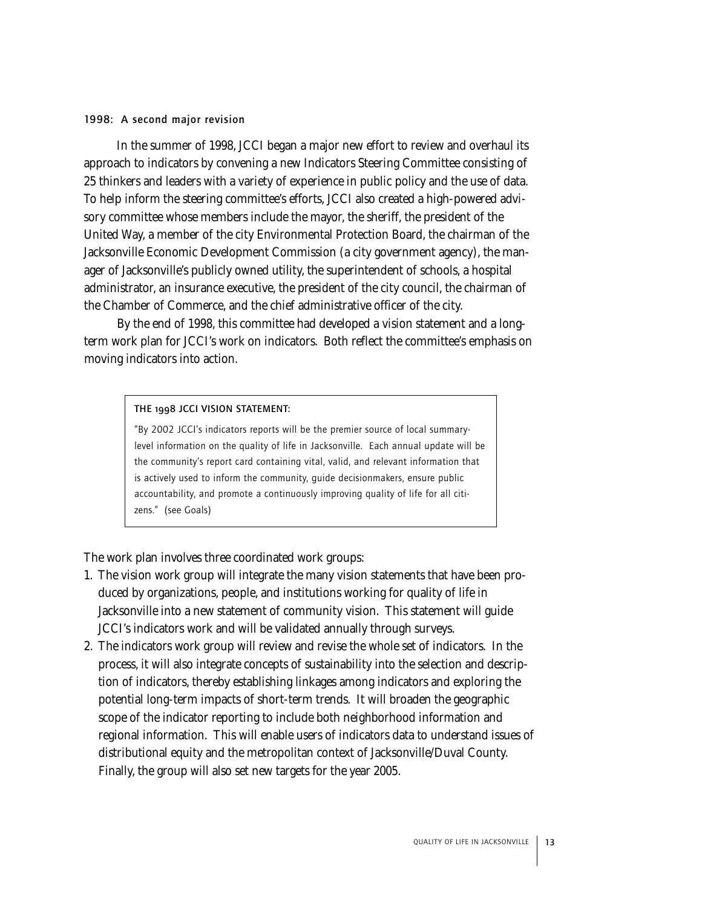### 1998: A second major revision

In the summer of 1998, JCCI began a major new effort to review and overhaul its approach to indicators by convening a new Indicators Steering Committee consisting of 25 thinkers and leaders with a variety of experience in public policy and the use of data. To help inform the steering committee's efforts, JCCI also created a high-powered advisory committee whose members include the mayor, the sheriff, the president of the United Way, a member of the city Environmental Protection Board, the chairman of the Jacksonville Economic Development Commission (a city government agency), the manager of Jacksonville's publicly owned utility, the superintendent of schools, a hospital administrator, an insurance executive, the president of the city council, the chairman of the Chamber of Commerce, and the chief administrative officer of the city.

By the end of 1998, this committee had developed a vision statement and a long-term work plan for JCCI's work on indicators. Both reflect the committee's emphasis on moving indicators into action.

> **THE 1998 JCCI VISION STATEMENT:**
>
> "By 2002 JCCI's indicators reports will be the premier source of local summary-level information on the quality of life in Jacksonville. Each annual update will be the community's report card containing vital, valid, and relevant information that is actively used to inform the community, guide decisionmakers, ensure public accountability, and promote a continuously improving quality of life for all citizens." (see Goals)

The work plan involves three coordinated work groups:

1. The vision work group will integrate the many vision statements that have been produced by organizations, people, and institutions working for quality of life in Jacksonville into a new statement of community vision. This statement will guide JCCI's indicators work and will be validated annually through surveys.
2. The indicators work group will review and revise the whole set of indicators. In the process, it will also integrate concepts of sustainability into the selection and description of indicators, thereby establishing linkages among indicators and exploring the potential long-term impacts of short-term trends. It will broaden the geographic scope of the indicator reporting to include both neighborhood information and regional information. This will enable users of indicators data to understand issues of distributional equity and the metropolitan context of Jacksonville/Duval County. Finally, the group will also set new targets for the year 2005.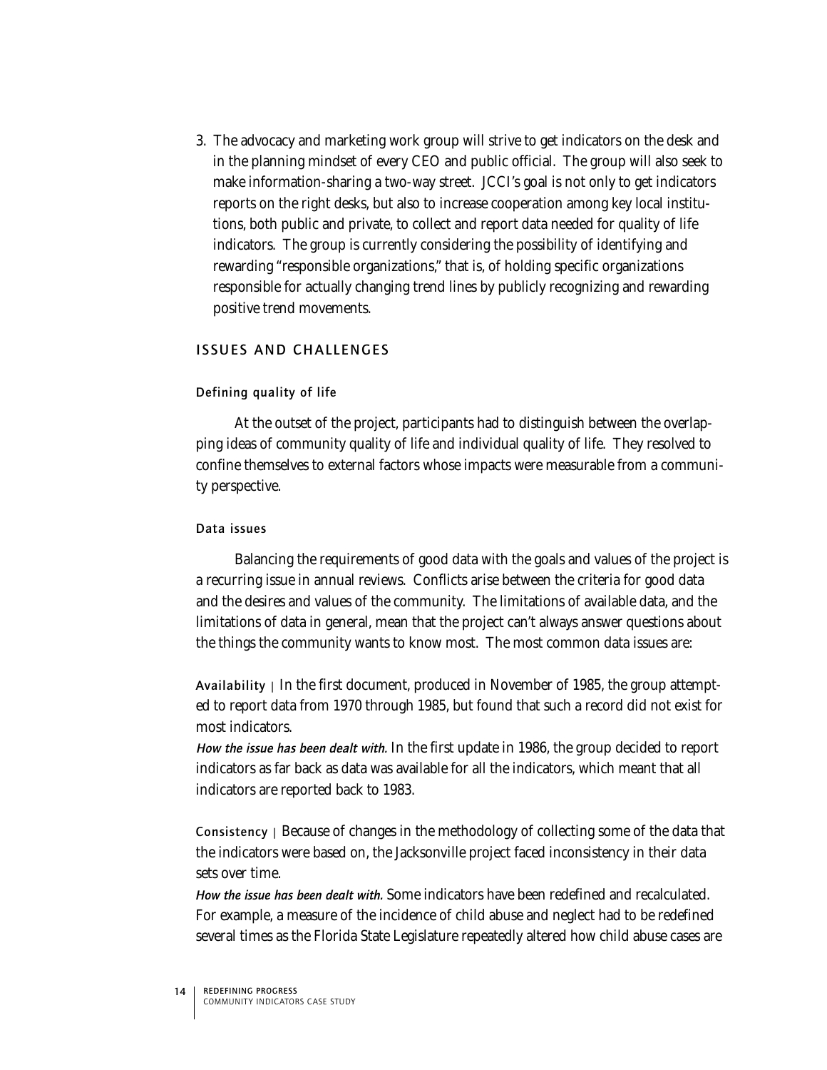3. The advocacy and marketing work group will strive to get indicators on the desk and in the planning mindset of every CEO and public official. The group will also seek to make information-sharing a two-way street. JCCI's goal is not only to get indicators reports on the right desks, but also to increase cooperation among key local institutions, both public and private, to collect and report data needed for quality of life indicators. The group is currently considering the possibility of identifying and rewarding "responsible organizations," that is, of holding specific organizations responsible for actually changing trend lines by publicly recognizing and rewarding positive trend movements.

## ISSUES AND CHALLENGES

### Defining quality of life

At the outset of the project, participants had to distinguish between the overlapping ideas of community quality of life and individual quality of life. They resolved to confine themselves to external factors whose impacts were measurable from a community perspective.

### Data issues

Balancing the requirements of good data with the goals and values of the project is a recurring issue in annual reviews. Conflicts arise between the criteria for good data and the desires and values of the community. The limitations of available data, and the limitations of data in general, mean that the project can't always answer questions about the things the community wants to know most. The most common data issues are:

**Availability** | In the first document, produced in November of 1985, the group attempted to report data from 1970 through 1985, but found that such a record did not exist for most indicators.

*How the issue has been dealt with.* In the first update in 1986, the group decided to report indicators as far back as data was available for all the indicators, which meant that all indicators are reported back to 1983.

**Consistency** | Because of changes in the methodology of collecting some of the data that the indicators were based on, the Jacksonville project faced inconsistency in their data sets over time.

*How the issue has been dealt with.* Some indicators have been redefined and recalculated. For example, a measure of the incidence of child abuse and neglect had to be redefined several times as the Florida State Legislature repeatedly altered how child abuse cases are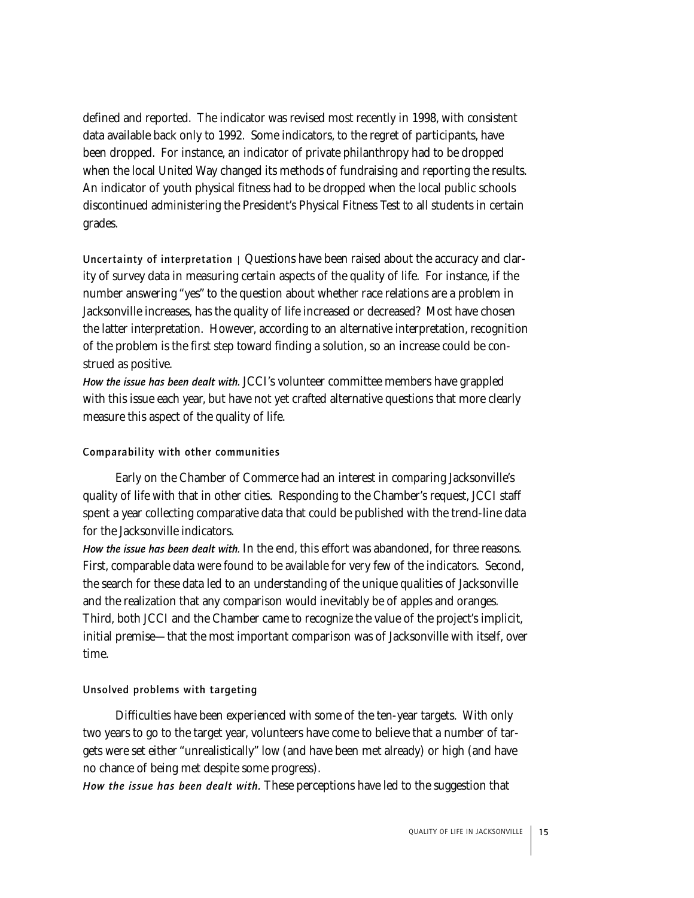defined and reported. The indicator was revised most recently in 1998, with consistent data available back only to 1992. Some indicators, to the regret of participants, have been dropped. For instance, an indicator of private philanthropy had to be dropped when the local United Way changed its methods of fundraising and reporting the results. An indicator of youth physical fitness had to be dropped when the local public schools discontinued administering the President's Physical Fitness Test to all students in certain grades.

**Uncertainty of interpretation** | Questions have been raised about the accuracy and clarity of survey data in measuring certain aspects of the quality of life. For instance, if the number answering "yes" to the question about whether race relations are a problem in Jacksonville increases, has the quality of life increased or decreased? Most have chosen the latter interpretation. However, according to an alternative interpretation, recognition of the problem is the first step toward finding a solution, so an increase could be construed as positive.

*How the issue has been dealt with.* JCCI's volunteer committee members have grappled with this issue each year, but have not yet crafted alternative questions that more clearly measure this aspect of the quality of life.

### Comparability with other communities

Early on the Chamber of Commerce had an interest in comparing Jacksonville's quality of life with that in other cities. Responding to the Chamber's request, JCCI staff spent a year collecting comparative data that could be published with the trend-line data for the Jacksonville indicators.

*How the issue has been dealt with.* In the end, this effort was abandoned, for three reasons. First, comparable data were found to be available for very few of the indicators. Second, the search for these data led to an understanding of the unique qualities of Jacksonville and the realization that any comparison would inevitably be of apples and oranges. Third, both JCCI and the Chamber came to recognize the value of the project's implicit, initial premise—that the most important comparison was of Jacksonville with itself, over time.

### Unsolved problems with targeting

Difficulties have been experienced with some of the ten-year targets. With only two years to go to the target year, volunteers have come to believe that a number of targets were set either "unrealistically" low (and have been met already) or high (and have no chance of being met despite some progress).

*How the issue has been dealt with.* These perceptions have led to the suggestion that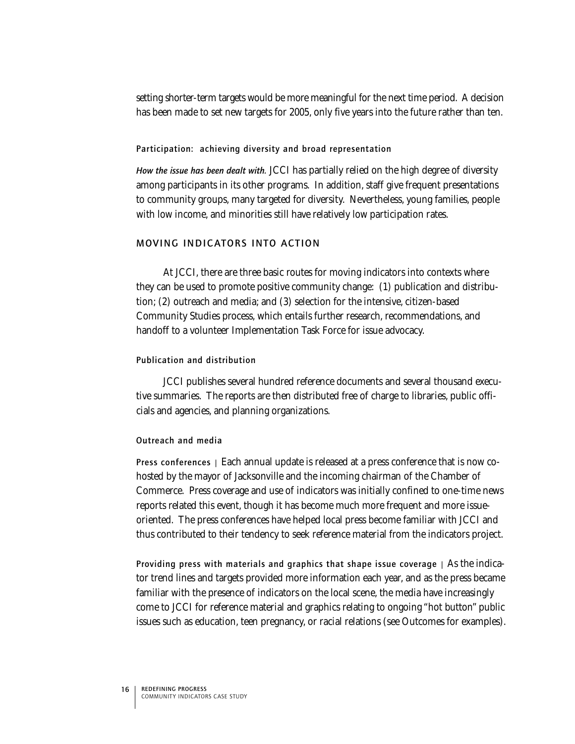setting shorter-term targets would be more meaningful for the next time period. A decision has been made to set new targets for 2005, only five years into the future rather than ten.

### Participation: achieving diversity and broad representation

*How the issue has been dealt with.* JCCI has partially relied on the high degree of diversity among participants in its other programs. In addition, staff give frequent presentations to community groups, many targeted for diversity. Nevertheless, young families, people with low income, and minorities still have relatively low participation rates.

## MOVING INDICATORS INTO ACTION

At JCCI, there are three basic routes for moving indicators into contexts where they can be used to promote positive community change: (1) publication and distribution; (2) outreach and media; and (3) selection for the intensive, citizen-based Community Studies process, which entails further research, recommendations, and handoff to a volunteer Implementation Task Force for issue advocacy.

### Publication and distribution

JCCI publishes several hundred reference documents and several thousand executive summaries. The reports are then distributed free of charge to libraries, public officials and agencies, and planning organizations.

### Outreach and media

**Press conferences** | Each annual update is released at a press conference that is now co-hosted by the mayor of Jacksonville and the incoming chairman of the Chamber of Commerce. Press coverage and use of indicators was initially confined to one-time news reports related this event, though it has become much more frequent and more issue-oriented. The press conferences have helped local press become familiar with JCCI and thus contributed to their tendency to seek reference material from the indicators project.

**Providing press with materials and graphics that shape issue coverage** | As the indicator trend lines and targets provided more information each year, and as the press became familiar with the presence of indicators on the local scene, the media have increasingly come to JCCI for reference material and graphics relating to ongoing "hot button" public issues such as education, teen pregnancy, or racial relations (see Outcomes for examples).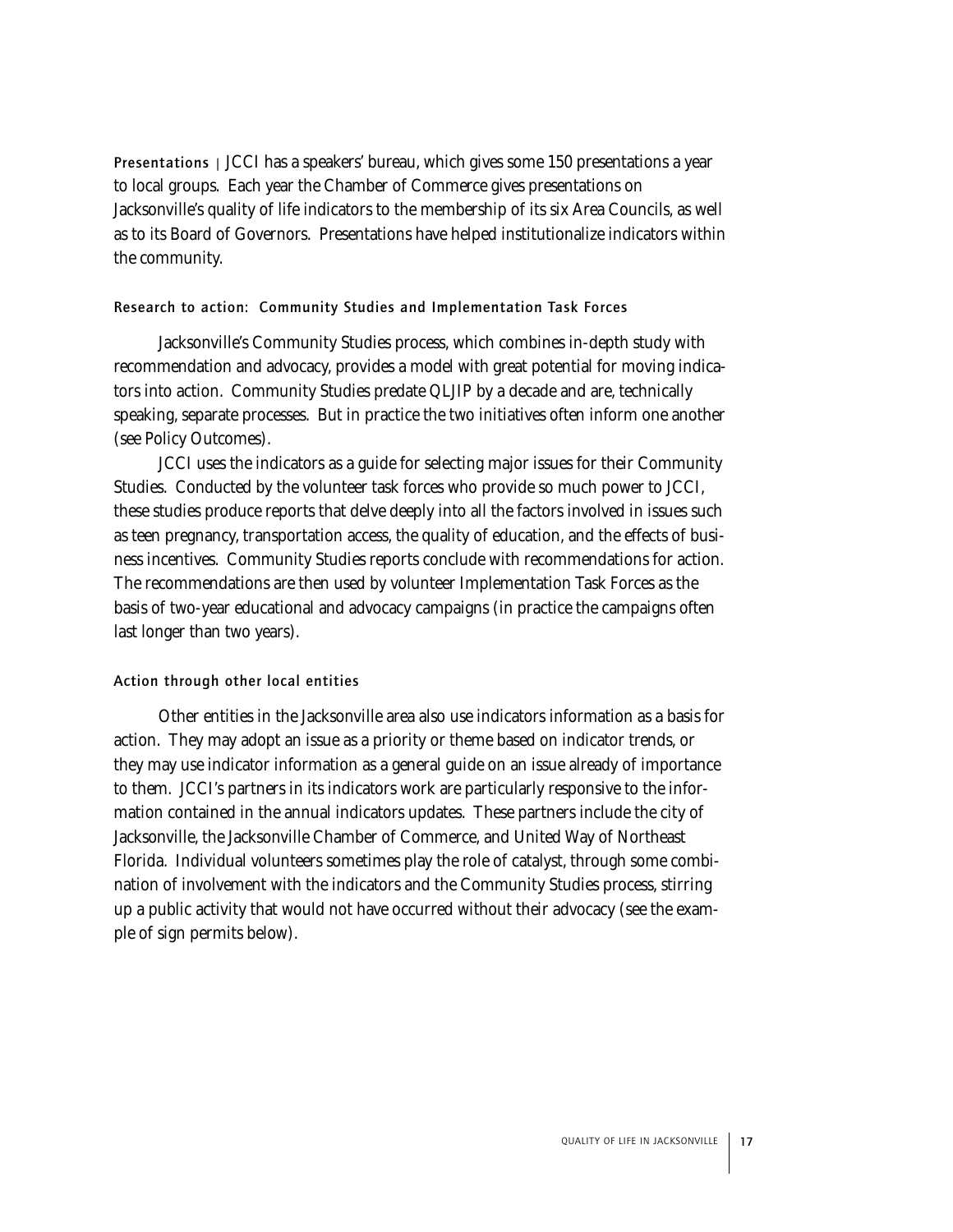**Presentations** | JCCI has a speakers' bureau, which gives some 150 presentations a year to local groups. Each year the Chamber of Commerce gives presentations on Jacksonville's quality of life indicators to the membership of its six Area Councils, as well as to its Board of Governors. Presentations have helped institutionalize indicators within the community.

### Research to action: Community Studies and Implementation Task Forces

Jacksonville's Community Studies process, which combines in-depth study with recommendation and advocacy, provides a model with great potential for moving indicators into action. Community Studies predate QLJIP by a decade and are, technically speaking, separate processes. But in practice the two initiatives often inform one another (see Policy Outcomes).

JCCI uses the indicators as a guide for selecting major issues for their Community Studies. Conducted by the volunteer task forces who provide so much power to JCCI, these studies produce reports that delve deeply into all the factors involved in issues such as teen pregnancy, transportation access, the quality of education, and the effects of business incentives. Community Studies reports conclude with recommendations for action. The recommendations are then used by volunteer Implementation Task Forces as the basis of two-year educational and advocacy campaigns (in practice the campaigns often last longer than two years).

### Action through other local entities

Other entities in the Jacksonville area also use indicators information as a basis for action. They may adopt an issue as a priority or theme based on indicator trends, or they may use indicator information as a general guide on an issue already of importance to them. JCCI's partners in its indicators work are particularly responsive to the information contained in the annual indicators updates. These partners include the city of Jacksonville, the Jacksonville Chamber of Commerce, and United Way of Northeast Florida. Individual volunteers sometimes play the role of catalyst, through some combination of involvement with the indicators and the Community Studies process, stirring up a public activity that would not have occurred without their advocacy (see the example of sign permits below).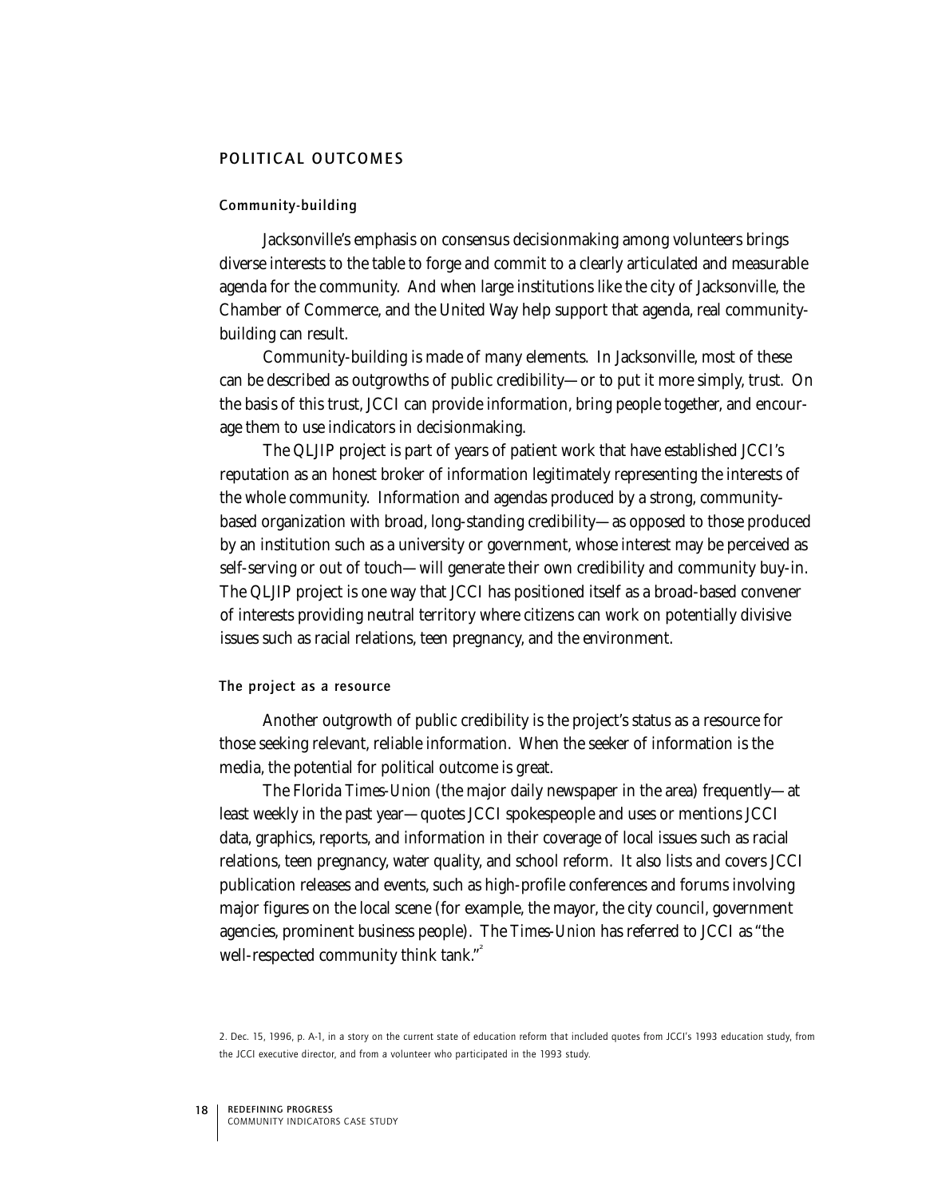## POLITICAL OUTCOMES

### Community-building

Jacksonville's emphasis on consensus decisionmaking among volunteers brings diverse interests to the table to forge and commit to a clearly articulated and measurable agenda for the community. And when large institutions like the city of Jacksonville, the Chamber of Commerce, and the United Way help support that agenda, real community-building can result.

Community-building is made of many elements. In Jacksonville, most of these can be described as outgrowths of public credibility—or to put it more simply, trust. On the basis of this trust, JCCI can provide information, bring people together, and encourage them to use indicators in decisionmaking.

The QLJIP project is part of years of patient work that have established JCCI's reputation as an honest broker of information legitimately representing the interests of the whole community. Information and agendas produced by a strong, community-based organization with broad, long-standing credibility—as opposed to those produced by an institution such as a university or government, whose interest may be perceived as self-serving or out of touch—will generate their own credibility and community buy-in. The QLJIP project is one way that JCCI has positioned itself as a broad-based convener of interests providing neutral territory where citizens can work on potentially divisive issues such as racial relations, teen pregnancy, and the environment.

### The project as a resource

Another outgrowth of public credibility is the project's status as a resource for those seeking relevant, reliable information. When the seeker of information is the media, the potential for political outcome is great.

The *Florida Times-Union* (the major daily newspaper in the area) frequently—at least weekly in the past year—quotes JCCI spokespeople and uses or mentions JCCI data, graphics, reports, and information in their coverage of local issues such as racial relations, teen pregnancy, water quality, and school reform. It also lists and covers JCCI publication releases and events, such as high-profile conferences and forums involving major figures on the local scene (for example, the mayor, the city council, government agencies, prominent business people). The *Times-Union* has referred to JCCI as "the well-respected community think tank."[2]

2. Dec. 15, 1996, p. A-1, in a story on the current state of education reform that included quotes from JCCI's 1993 education study, from the JCCI executive director, and from a volunteer who participated in the 1993 study.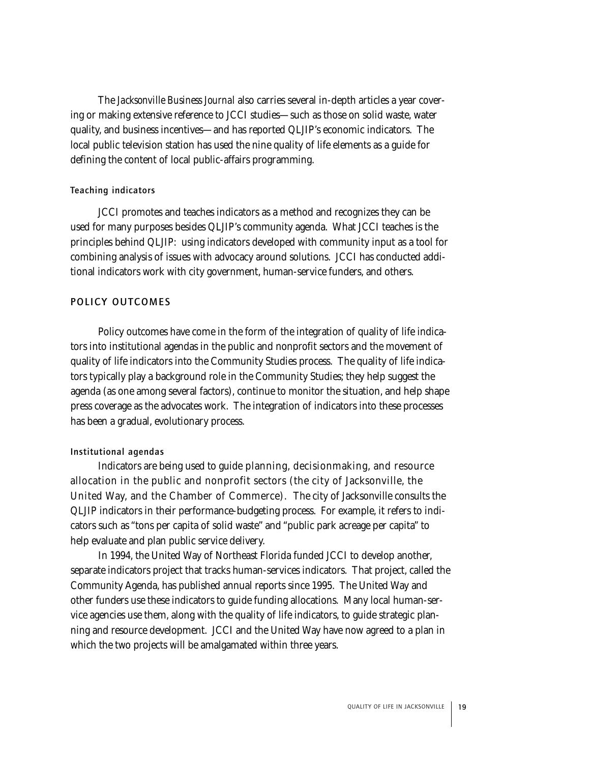The *Jacksonville Business Journal* also carries several in-depth articles a year covering or making extensive reference to JCCI studies—such as those on solid waste, water quality, and business incentives—and has reported QLJIP's economic indicators. The local public television station has used the nine quality of life elements as a guide for defining the content of local public-affairs programming.

#### Teaching indicators

JCCI promotes and teaches indicators as a method and recognizes they can be used for many purposes besides QLJIP's community agenda. What JCCI teaches is the principles behind QLJIP: using indicators developed with community input as a tool for combining analysis of issues with advocacy around solutions. JCCI has conducted additional indicators work with city government, human-service funders, and others.

### POLICY OUTCOMES

Policy outcomes have come in the form of the integration of quality of life indicators into institutional agendas in the public and nonprofit sectors and the movement of quality of life indicators into the Community Studies process. The quality of life indicators typically play a background role in the Community Studies; they help suggest the agenda (as one among several factors), continue to monitor the situation, and help shape press coverage as the advocates work. The integration of indicators into these processes has been a gradual, evolutionary process.

#### Institutional agendas

Indicators are being used to guide planning, decisionmaking, and resource allocation in the public and nonprofit sectors (the city of Jacksonville, the United Way, and the Chamber of Commerce). The city of Jacksonville consults the QLJIP indicators in their performance-budgeting process. For example, it refers to indicators such as "tons per capita of solid waste" and "public park acreage per capita" to help evaluate and plan public service delivery.

In 1994, the United Way of Northeast Florida funded JCCI to develop another, separate indicators project that tracks human-services indicators. That project, called the Community Agenda, has published annual reports since 1995. The United Way and other funders use these indicators to guide funding allocations. Many local human-service agencies use them, along with the quality of life indicators, to guide strategic planning and resource development. JCCI and the United Way have now agreed to a plan in which the two projects will be amalgamated within three years.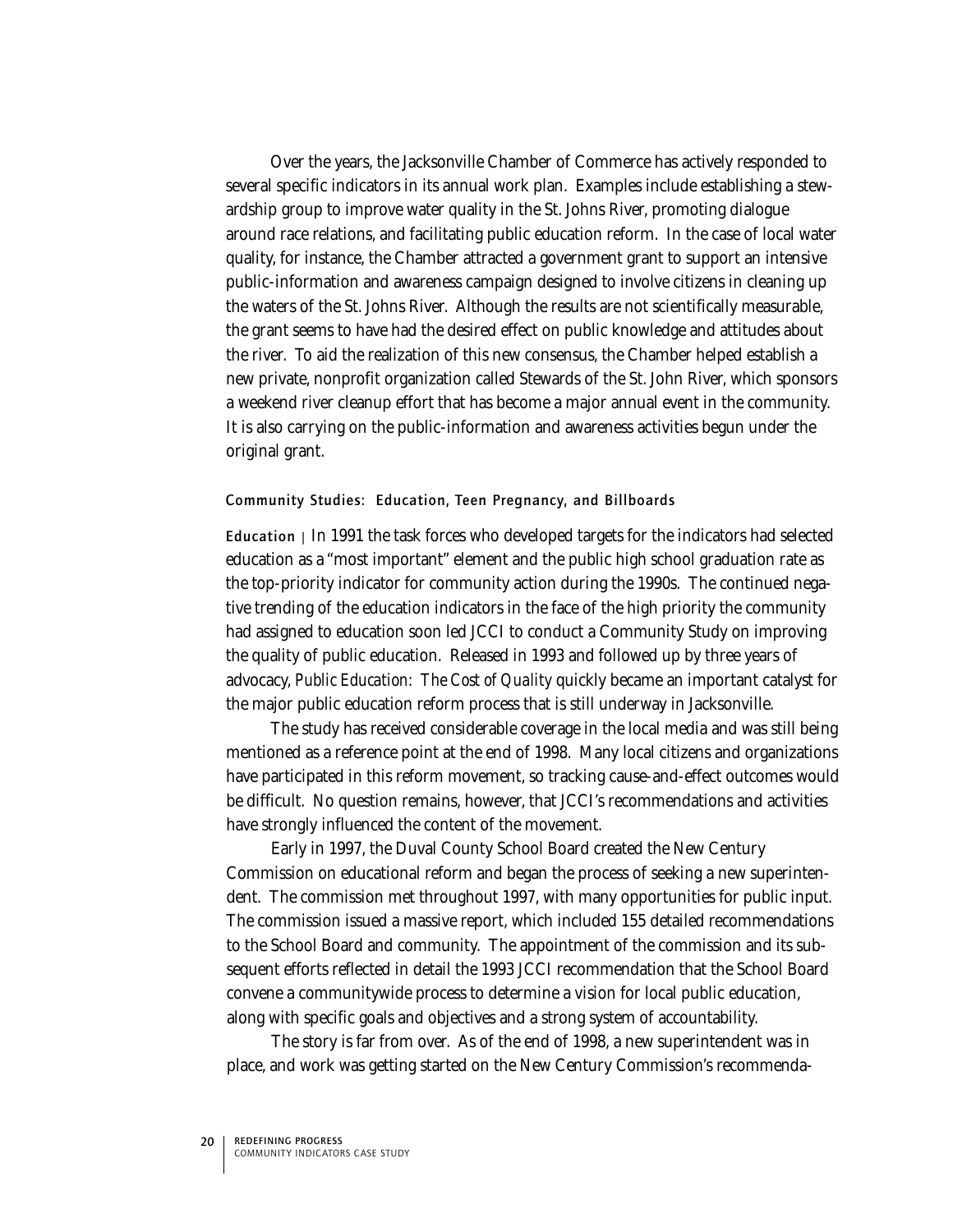Over the years, the Jacksonville Chamber of Commerce has actively responded to several specific indicators in its annual work plan. Examples include establishing a stewardship group to improve water quality in the St. Johns River, promoting dialogue around race relations, and facilitating public education reform. In the case of local water quality, for instance, the Chamber attracted a government grant to support an intensive public-information and awareness campaign designed to involve citizens in cleaning up the waters of the St. Johns River. Although the results are not scientifically measurable, the grant seems to have had the desired effect on public knowledge and attitudes about the river. To aid the realization of this new consensus, the Chamber helped establish a new private, nonprofit organization called Stewards of the St. John River, which sponsors a weekend river cleanup effort that has become a major annual event in the community. It is also carrying on the public-information and awareness activities begun under the original grant.

### Community Studies: Education, Teen Pregnancy, and Billboards

**Education** | In 1991 the task forces who developed targets for the indicators had selected education as a "most important" element and the public high school graduation rate as the top-priority indicator for community action during the 1990s. The continued negative trending of the education indicators in the face of the high priority the community had assigned to education soon led JCCI to conduct a Community Study on improving the quality of public education. Released in 1993 and followed up by three years of advocacy, *Public Education: The Cost of Quality* quickly became an important catalyst for the major public education reform process that is still underway in Jacksonville.

The study has received considerable coverage in the local media and was still being mentioned as a reference point at the end of 1998. Many local citizens and organizations have participated in this reform movement, so tracking cause-and-effect outcomes would be difficult. No question remains, however, that JCCI's recommendations and activities have strongly influenced the content of the movement.

Early in 1997, the Duval County School Board created the New Century Commission on educational reform and began the process of seeking a new superintendent. The commission met throughout 1997, with many opportunities for public input. The commission issued a massive report, which included 155 detailed recommendations to the School Board and community. The appointment of the commission and its subsequent efforts reflected in detail the 1993 JCCI recommendation that the School Board convene a communitywide process to determine a vision for local public education, along with specific goals and objectives and a strong system of accountability.

The story is far from over. As of the end of 1998, a new superintendent was in place, and work was getting started on the New Century Commission's recommenda-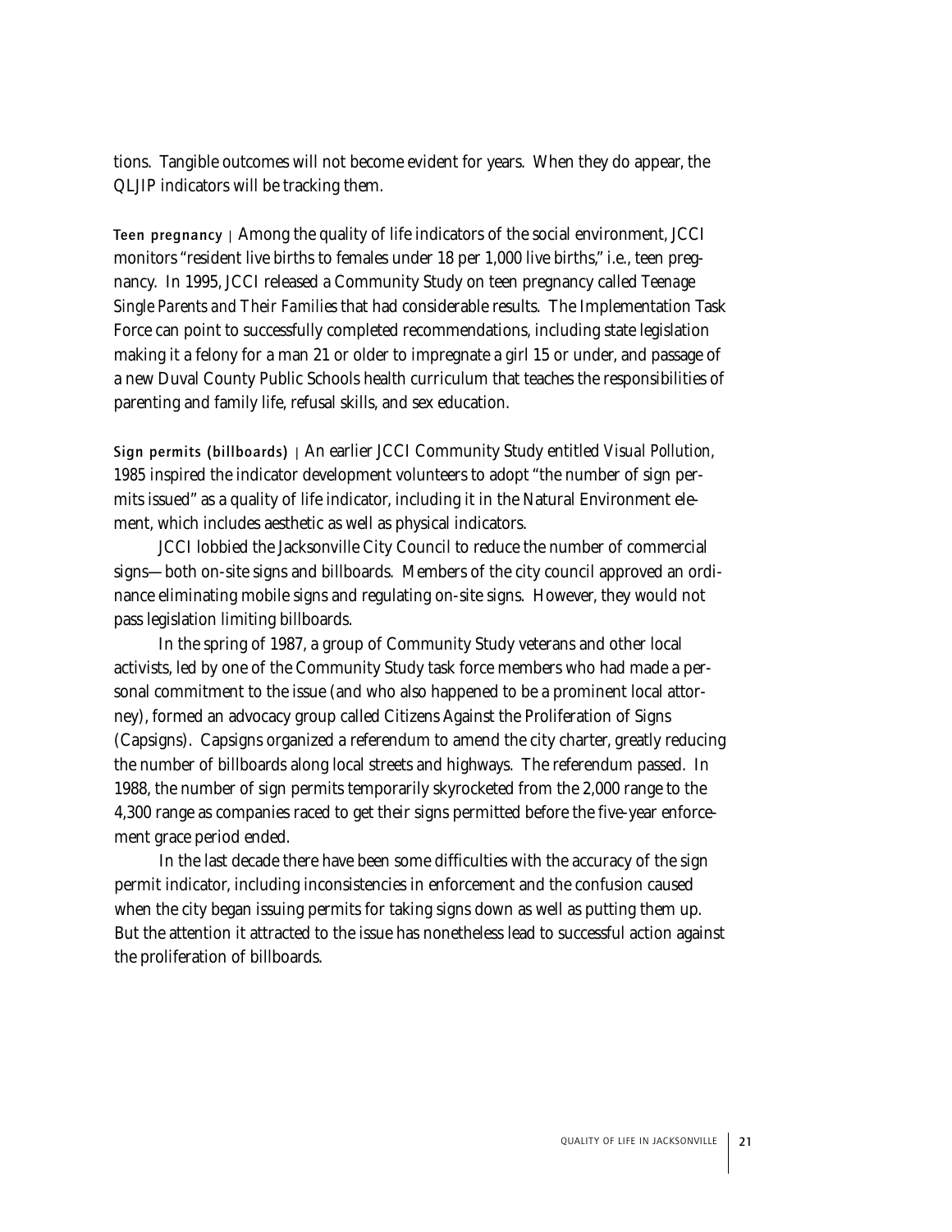tions. Tangible outcomes will not become evident for years. When they do appear, the QLJIP indicators will be tracking them.

**Teen pregnancy** | Among the quality of life indicators of the social environment, JCCI monitors "resident live births to females under 18 per 1,000 live births," i.e., teen pregnancy. In 1995, JCCI released a Community Study on teen pregnancy called *Teenage Single Parents and Their Families* that had considerable results. The Implementation Task Force can point to successfully completed recommendations, including state legislation making it a felony for a man 21 or older to impregnate a girl 15 or under, and passage of a new Duval County Public Schools health curriculum that teaches the responsibilities of parenting and family life, refusal skills, and sex education.

**Sign permits (billboards)** | An earlier JCCI Community Study entitled *Visual Pollution, 1985* inspired the indicator development volunteers to adopt "the number of sign permits issued" as a quality of life indicator, including it in the Natural Environment element, which includes aesthetic as well as physical indicators.

JCCI lobbied the Jacksonville City Council to reduce the number of commercial signs—both on-site signs and billboards. Members of the city council approved an ordinance eliminating mobile signs and regulating on-site signs. However, they would not pass legislation limiting billboards.

In the spring of 1987, a group of Community Study veterans and other local activists, led by one of the Community Study task force members who had made a personal commitment to the issue (and who also happened to be a prominent local attorney), formed an advocacy group called Citizens Against the Proliferation of Signs (Capsigns). Capsigns organized a referendum to amend the city charter, greatly reducing the number of billboards along local streets and highways. The referendum passed. In 1988, the number of sign permits temporarily skyrocketed from the 2,000 range to the 4,300 range as companies raced to get their signs permitted before the five-year enforcement grace period ended.

In the last decade there have been some difficulties with the accuracy of the sign permit indicator, including inconsistencies in enforcement and the confusion caused when the city began issuing permits for taking signs down as well as putting them up. But the attention it attracted to the issue has nonetheless lead to successful action against the proliferation of billboards.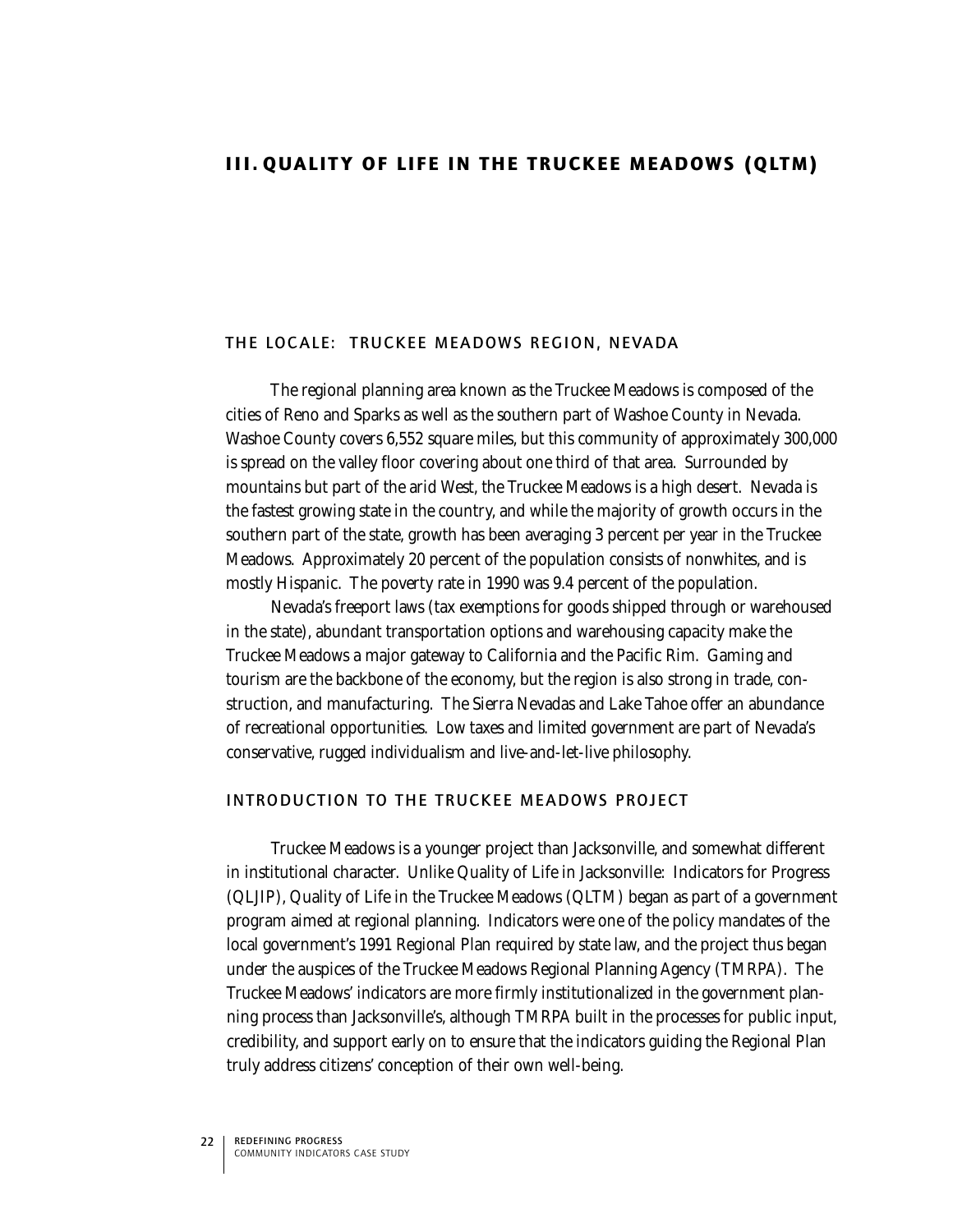# III. QUALITY OF LIFE IN THE TRUCKEE MEADOWS (QLTM)

## THE LOCALE: TRUCKEE MEADOWS REGION, NEVADA

The regional planning area known as the Truckee Meadows is composed of the cities of Reno and Sparks as well as the southern part of Washoe County in Nevada. Washoe County covers 6,552 square miles, but this community of approximately 300,000 is spread on the valley floor covering about one third of that area. Surrounded by mountains but part of the arid West, the Truckee Meadows is a high desert. Nevada is the fastest growing state in the country, and while the majority of growth occurs in the southern part of the state, growth has been averaging 3 percent per year in the Truckee Meadows. Approximately 20 percent of the population consists of nonwhites, and is mostly Hispanic. The poverty rate in 1990 was 9.4 percent of the population.

Nevada's freeport laws (tax exemptions for goods shipped through or warehoused in the state), abundant transportation options and warehousing capacity make the Truckee Meadows a major gateway to California and the Pacific Rim. Gaming and tourism are the backbone of the economy, but the region is also strong in trade, construction, and manufacturing. The Sierra Nevadas and Lake Tahoe offer an abundance of recreational opportunities. Low taxes and limited government are part of Nevada's conservative, rugged individualism and live-and-let-live philosophy.

## INTRODUCTION TO THE TRUCKEE MEADOWS PROJECT

Truckee Meadows is a younger project than Jacksonville, and somewhat different in institutional character. Unlike Quality of Life in Jacksonville: Indicators for Progress (QLJIP), Quality of Life in the Truckee Meadows (QLTM) began as part of a government program aimed at regional planning. Indicators were one of the policy mandates of the local government's 1991 Regional Plan required by state law, and the project thus began under the auspices of the Truckee Meadows Regional Planning Agency (TMRPA). The Truckee Meadows' indicators are more firmly institutionalized in the government planning process than Jacksonville's, although TMRPA built in the processes for public input, credibility, and support early on to ensure that the indicators guiding the Regional Plan truly address citizens' conception of their own well-being.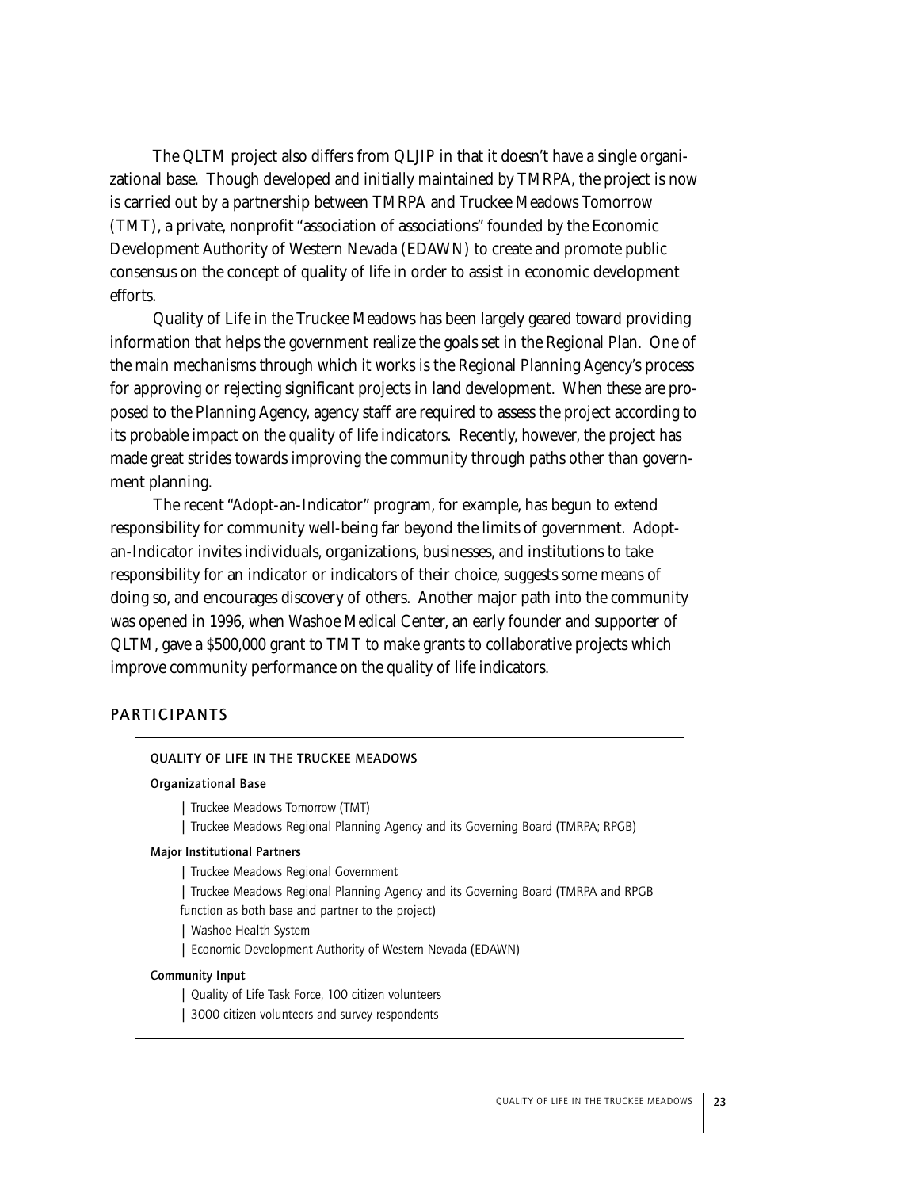The QLTM project also differs from QLJIP in that it doesn't have a single organizational base. Though developed and initially maintained by TMRPA, the project is now is carried out by a partnership between TMRPA and Truckee Meadows Tomorrow (TMT), a private, nonprofit "association of associations" founded by the Economic Development Authority of Western Nevada (EDAWN) to create and promote public consensus on the concept of quality of life in order to assist in economic development efforts.

Quality of Life in the Truckee Meadows has been largely geared toward providing information that helps the government realize the goals set in the Regional Plan. One of the main mechanisms through which it works is the Regional Planning Agency's process for approving or rejecting significant projects in land development. When these are proposed to the Planning Agency, agency staff are required to assess the project according to its probable impact on the quality of life indicators. Recently, however, the project has made great strides towards improving the community through paths other than government planning.

The recent "Adopt-an-Indicator" program, for example, has begun to extend responsibility for community well-being far beyond the limits of government. Adopt-an-Indicator invites individuals, organizations, businesses, and institutions to take responsibility for an indicator or indicators of their choice, suggests some means of doing so, and encourages discovery of others. Another major path into the community was opened in 1996, when Washoe Medical Center, an early founder and supporter of QLTM, gave a $500,000 grant to TMT to make grants to collaborative projects which improve community performance on the quality of life indicators.

## PARTICIPANTS

### QUALITY OF LIFE IN THE TRUCKEE MEADOWS

**Organizational Base**

- Truckee Meadows Tomorrow (TMT)
- Truckee Meadows Regional Planning Agency and its Governing Board (TMRPA; RPGB)

**Major Institutional Partners**

- Truckee Meadows Regional Government
- Truckee Meadows Regional Planning Agency and its Governing Board (TMRPA and RPGB function as both base and partner to the project)
- Washoe Health System
- Economic Development Authority of Western Nevada (EDAWN)

**Community Input**

- Quality of Life Task Force, 100 citizen volunteers
- 3000 citizen volunteers and survey respondents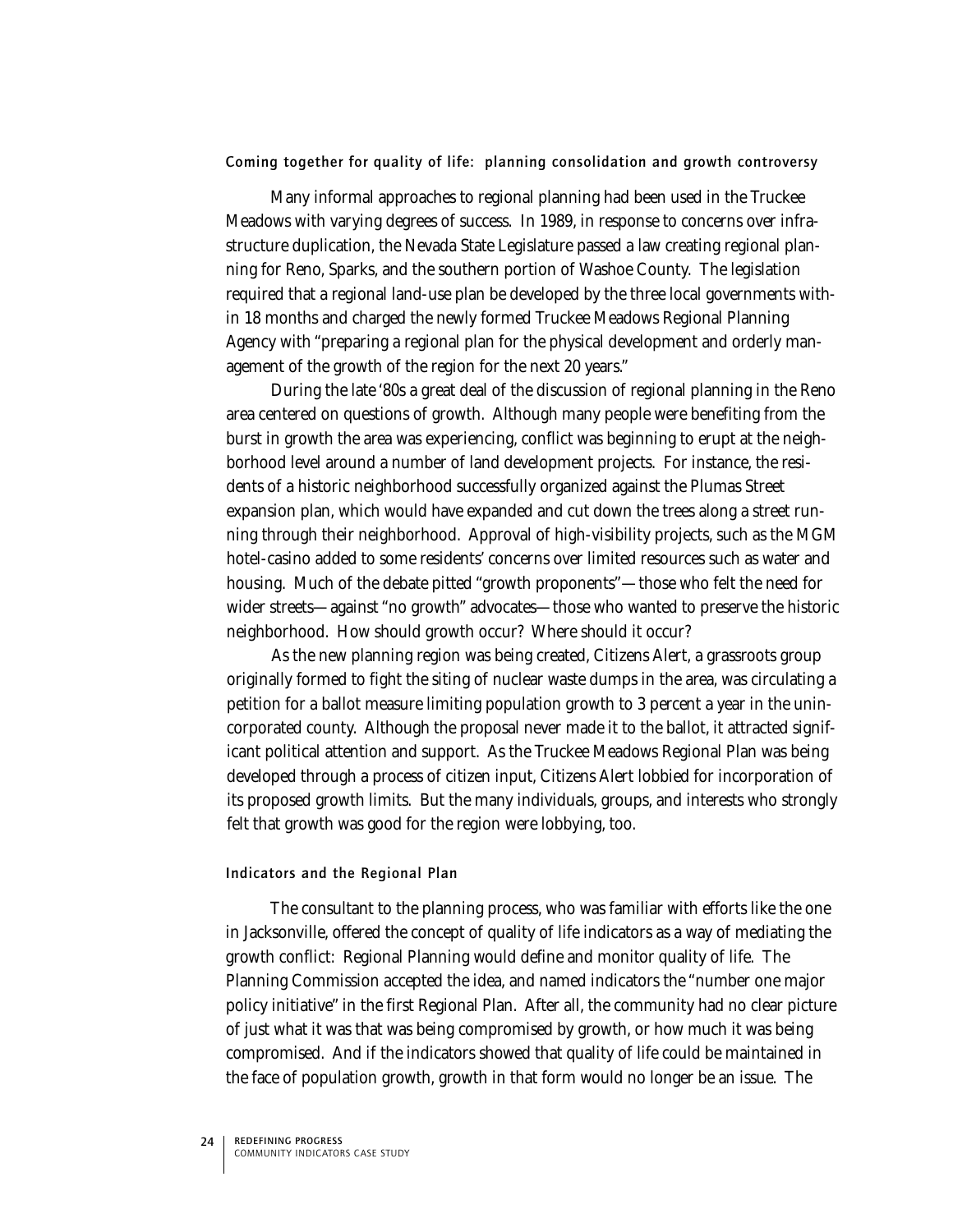## Coming together for quality of life: planning consolidation and growth controversy

Many informal approaches to regional planning had been used in the Truckee Meadows with varying degrees of success. In 1989, in response to concerns over infrastructure duplication, the Nevada State Legislature passed a law creating regional planning for Reno, Sparks, and the southern portion of Washoe County. The legislation required that a regional land-use plan be developed by the three local governments within 18 months and charged the newly formed Truckee Meadows Regional Planning Agency with "preparing a regional plan for the physical development and orderly management of the growth of the region for the next 20 years."

During the late '80s a great deal of the discussion of regional planning in the Reno area centered on questions of growth. Although many people were benefiting from the burst in growth the area was experiencing, conflict was beginning to erupt at the neighborhood level around a number of land development projects. For instance, the residents of a historic neighborhood successfully organized against the Plumas Street expansion plan, which would have expanded and cut down the trees along a street running through their neighborhood. Approval of high-visibility projects, such as the MGM hotel-casino added to some residents' concerns over limited resources such as water and housing. Much of the debate pitted "growth proponents"—those who felt the need for wider streets—against "no growth" advocates—those who wanted to preserve the historic neighborhood. How should growth occur? Where should it occur?

As the new planning region was being created, Citizens Alert, a grassroots group originally formed to fight the siting of nuclear waste dumps in the area, was circulating a petition for a ballot measure limiting population growth to 3 percent a year in the unincorporated county. Although the proposal never made it to the ballot, it attracted significant political attention and support. As the Truckee Meadows Regional Plan was being developed through a process of citizen input, Citizens Alert lobbied for incorporation of its proposed growth limits. But the many individuals, groups, and interests who strongly felt that growth was good for the region were lobbying, too.

## Indicators and the Regional Plan

The consultant to the planning process, who was familiar with efforts like the one in Jacksonville, offered the concept of quality of life indicators as a way of mediating the growth conflict: Regional Planning would define and monitor quality of life. The Planning Commission accepted the idea, and named indicators the "number one major policy initiative" in the first Regional Plan. After all, the community had no clear picture of just what it was that was being compromised by growth, or how much it was being compromised. And if the indicators showed that quality of life could be maintained in the face of population growth, growth in that form would no longer be an issue. The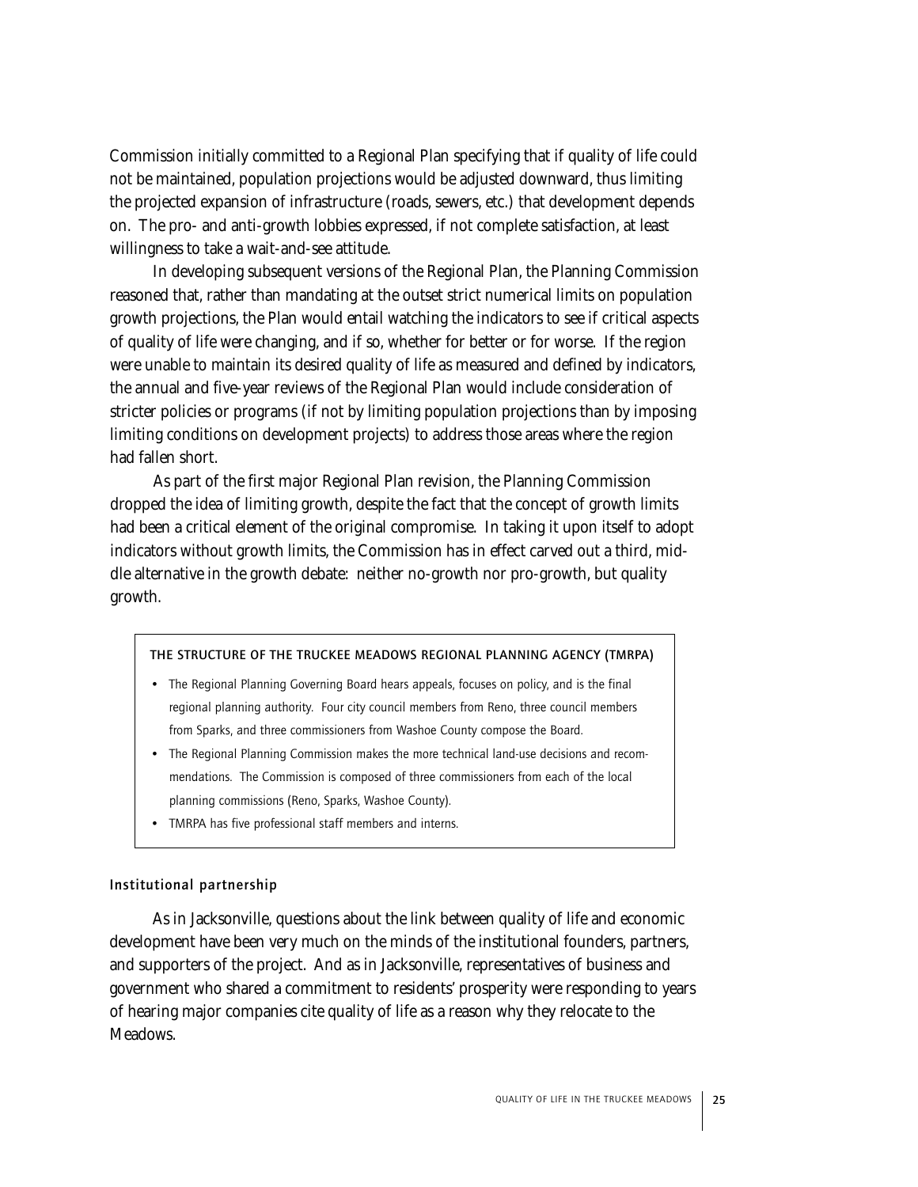Commission initially committed to a Regional Plan specifying that if quality of life could not be maintained, population projections would be adjusted downward, thus limiting the projected expansion of infrastructure (roads, sewers, etc.) that development depends on. The pro- and anti-growth lobbies expressed, if not complete satisfaction, at least willingness to take a wait-and-see attitude.

In developing subsequent versions of the Regional Plan, the Planning Commission reasoned that, rather than mandating at the outset strict numerical limits on population growth projections, the Plan would entail watching the indicators to see if critical aspects of quality of life were changing, and if so, whether for better or for worse. If the region were unable to maintain its desired quality of life as measured and defined by indicators, the annual and five-year reviews of the Regional Plan would include consideration of stricter policies or programs (if not by limiting population projections than by imposing limiting conditions on development projects) to address those areas where the region had fallen short.

As part of the first major Regional Plan revision, the Planning Commission dropped the idea of limiting growth, despite the fact that the concept of growth limits had been a critical element of the original compromise. In taking it upon itself to adopt indicators without growth limits, the Commission has in effect carved out a third, middle alternative in the growth debate: neither no-growth nor pro-growth, but quality growth.

**THE STRUCTURE OF THE TRUCKEE MEADOWS REGIONAL PLANNING AGENCY (TMRPA)**

- The Regional Planning Governing Board hears appeals, focuses on policy, and is the final regional planning authority. Four city council members from Reno, three council members from Sparks, and three commissioners from Washoe County compose the Board.
- The Regional Planning Commission makes the more technical land-use decisions and recommendations. The Commission is composed of three commissioners from each of the local planning commissions (Reno, Sparks, Washoe County).
- TMRPA has five professional staff members and interns.

### Institutional partnership

As in Jacksonville, questions about the link between quality of life and economic development have been very much on the minds of the institutional founders, partners, and supporters of the project. And as in Jacksonville, representatives of business and government who shared a commitment to residents' prosperity were responding to years of hearing major companies cite quality of life as a reason why they relocate to the Meadows.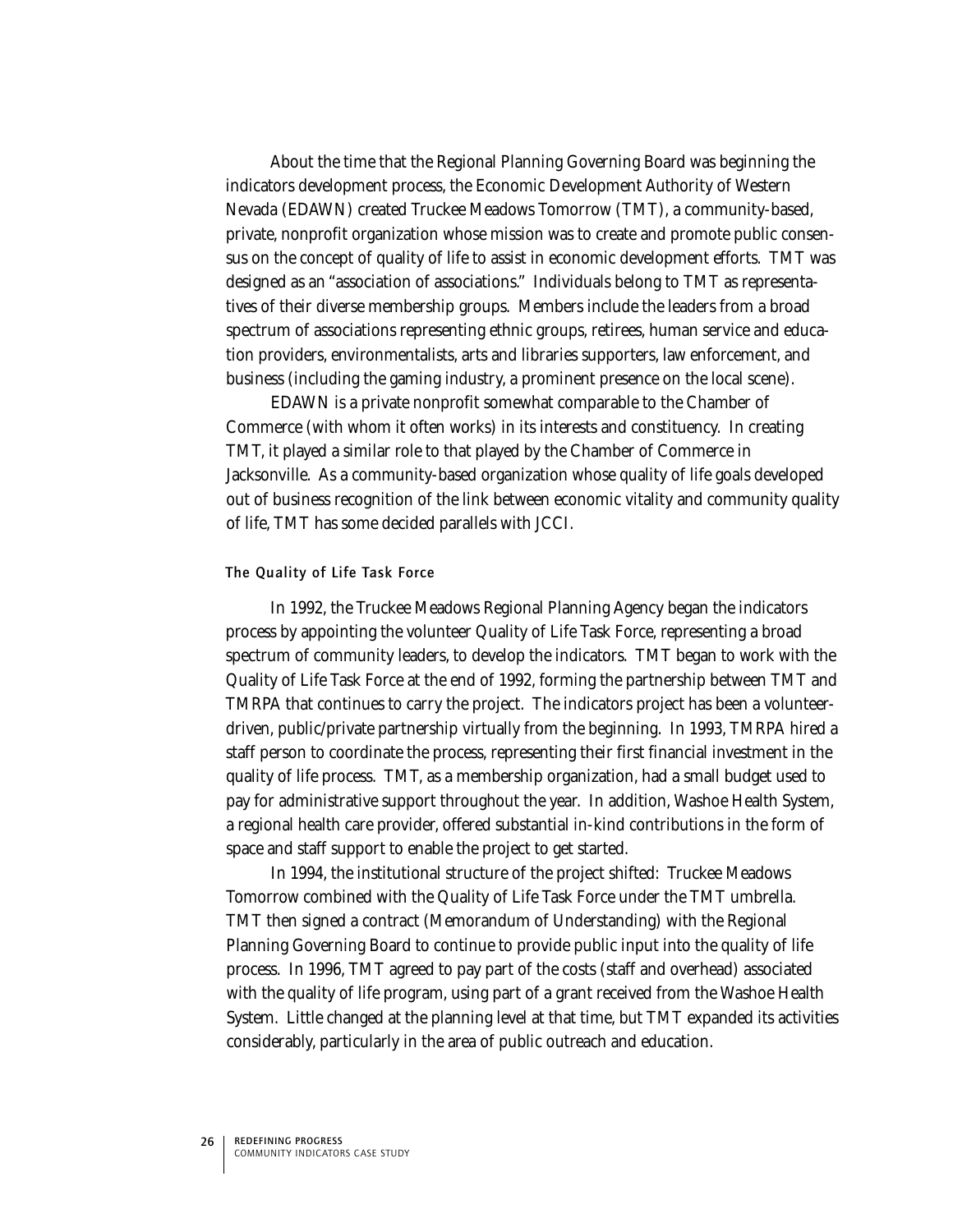About the time that the Regional Planning Governing Board was beginning the indicators development process, the Economic Development Authority of Western Nevada (EDAWN) created Truckee Meadows Tomorrow (TMT), a community-based, private, nonprofit organization whose mission was to create and promote public consensus on the concept of quality of life to assist in economic development efforts. TMT was designed as an "association of associations." Individuals belong to TMT as representatives of their diverse membership groups. Members include the leaders from a broad spectrum of associations representing ethnic groups, retirees, human service and education providers, environmentalists, arts and libraries supporters, law enforcement, and business (including the gaming industry, a prominent presence on the local scene).

EDAWN is a private nonprofit somewhat comparable to the Chamber of Commerce (with whom it often works) in its interests and constituency. In creating TMT, it played a similar role to that played by the Chamber of Commerce in Jacksonville. As a community-based organization whose quality of life goals developed out of business recognition of the link between economic vitality and community quality of life, TMT has some decided parallels with JCCI.

### The Quality of Life Task Force

In 1992, the Truckee Meadows Regional Planning Agency began the indicators process by appointing the volunteer Quality of Life Task Force, representing a broad spectrum of community leaders, to develop the indicators. TMT began to work with the Quality of Life Task Force at the end of 1992, forming the partnership between TMT and TMRPA that continues to carry the project. The indicators project has been a volunteer-driven, public/private partnership virtually from the beginning. In 1993, TMRPA hired a staff person to coordinate the process, representing their first financial investment in the quality of life process. TMT, as a membership organization, had a small budget used to pay for administrative support throughout the year. In addition, Washoe Health System, a regional health care provider, offered substantial in-kind contributions in the form of space and staff support to enable the project to get started.

In 1994, the institutional structure of the project shifted: Truckee Meadows Tomorrow combined with the Quality of Life Task Force under the TMT umbrella. TMT then signed a contract (Memorandum of Understanding) with the Regional Planning Governing Board to continue to provide public input into the quality of life process. In 1996, TMT agreed to pay part of the costs (staff and overhead) associated with the quality of life program, using part of a grant received from the Washoe Health System. Little changed at the planning level at that time, but TMT expanded its activities considerably, particularly in the area of public outreach and education.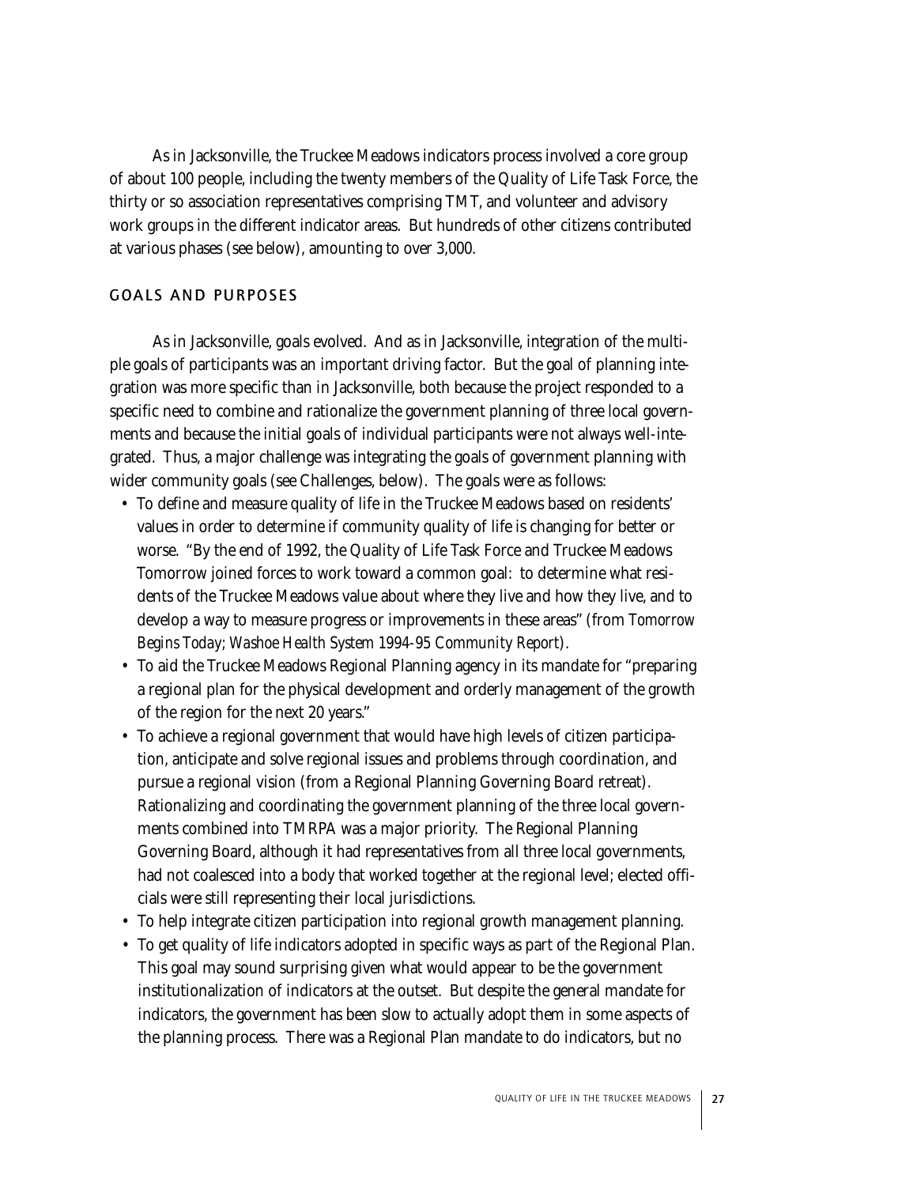As in Jacksonville, the Truckee Meadows indicators process involved a core group of about 100 people, including the twenty members of the Quality of Life Task Force, the thirty or so association representatives comprising TMT, and volunteer and advisory work groups in the different indicator areas. But hundreds of other citizens contributed at various phases (see below), amounting to over 3,000.

## GOALS AND PURPOSES

As in Jacksonville, goals evolved. And as in Jacksonville, integration of the multiple goals of participants was an important driving factor. But the goal of planning integration was more specific than in Jacksonville, both because the project responded to a specific need to combine and rationalize the government planning of three local governments and because the initial goals of individual participants were not always well-integrated. Thus, a major challenge was integrating the goals of government planning with wider community goals (see Challenges, below). The goals were as follows:

- To define and measure quality of life in the Truckee Meadows based on residents' values in order to determine if community quality of life is changing for better or worse. "By the end of 1992, the Quality of Life Task Force and Truckee Meadows Tomorrow joined forces to work toward a common goal: to determine what residents of the Truckee Meadows value about where they live and how they live, and to develop a way to measure progress or improvements in these areas" (from *Tomorrow Begins Today; Washoe Health System 1994-95 Community Report*).
- To aid the Truckee Meadows Regional Planning agency in its mandate for "preparing a regional plan for the physical development and orderly management of the growth of the region for the next 20 years."
- To achieve a regional government that would have high levels of citizen participation, anticipate and solve regional issues and problems through coordination, and pursue a regional vision (from a Regional Planning Governing Board retreat). Rationalizing and coordinating the government planning of the three local governments combined into TMRPA was a major priority. The Regional Planning Governing Board, although it had representatives from all three local governments, had not coalesced into a body that worked together at the regional level; elected officials were still representing their local jurisdictions.
- To help integrate citizen participation into regional growth management planning.
- To get quality of life indicators adopted in specific ways as part of the Regional Plan. This goal may sound surprising given what would appear to be the government institutionalization of indicators at the outset. But despite the general mandate for indicators, the government has been slow to actually adopt them in some aspects of the planning process. There was a Regional Plan mandate to do indicators, but no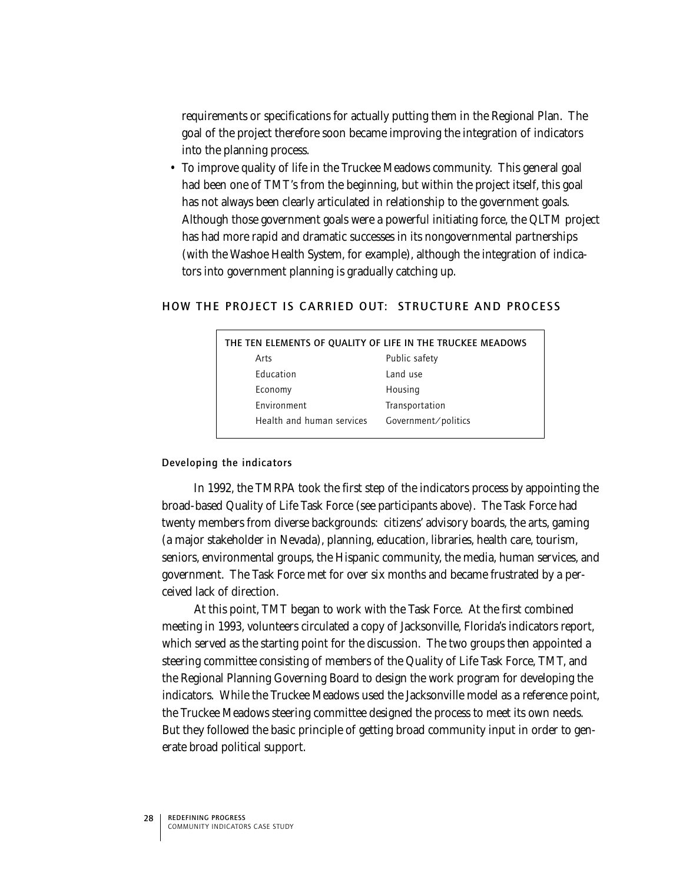requirements or specifications for actually putting them in the Regional Plan. The goal of the project therefore soon became improving the integration of indicators into the planning process.

- To improve quality of life in the Truckee Meadows community. This general goal had been one of TMT's from the beginning, but within the project itself, this goal has not always been clearly articulated in relationship to the government goals. Although those government goals were a powerful initiating force, the QLTM project has had more rapid and dramatic successes in its nongovernmental partnerships (with the Washoe Health System, for example), although the integration of indicators into government planning is gradually catching up.

## HOW THE PROJECT IS CARRIED OUT: STRUCTURE AND PROCESS

| THE TEN ELEMENTS OF QUALITY OF LIFE IN THE TRUCKEE MEADOWS | |
|---|---|
| Arts | Public safety |
| Education | Land use |
| Economy | Housing |
| Environment | Transportation |
| Health and human services | Government/politics |

### Developing the indicators

In 1992, the TMRPA took the first step of the indicators process by appointing the broad-based Quality of Life Task Force (see participants above). The Task Force had twenty members from diverse backgrounds: citizens' advisory boards, the arts, gaming (a major stakeholder in Nevada), planning, education, libraries, health care, tourism, seniors, environmental groups, the Hispanic community, the media, human services, and government. The Task Force met for over six months and became frustrated by a perceived lack of direction.

At this point, TMT began to work with the Task Force. At the first combined meeting in 1993, volunteers circulated a copy of Jacksonville, Florida's indicators report, which served as the starting point for the discussion. The two groups then appointed a steering committee consisting of members of the Quality of Life Task Force, TMT, and the Regional Planning Governing Board to design the work program for developing the indicators. While the Truckee Meadows used the Jacksonville model as a reference point, the Truckee Meadows steering committee designed the process to meet its own needs. But they followed the basic principle of getting broad community input in order to generate broad political support.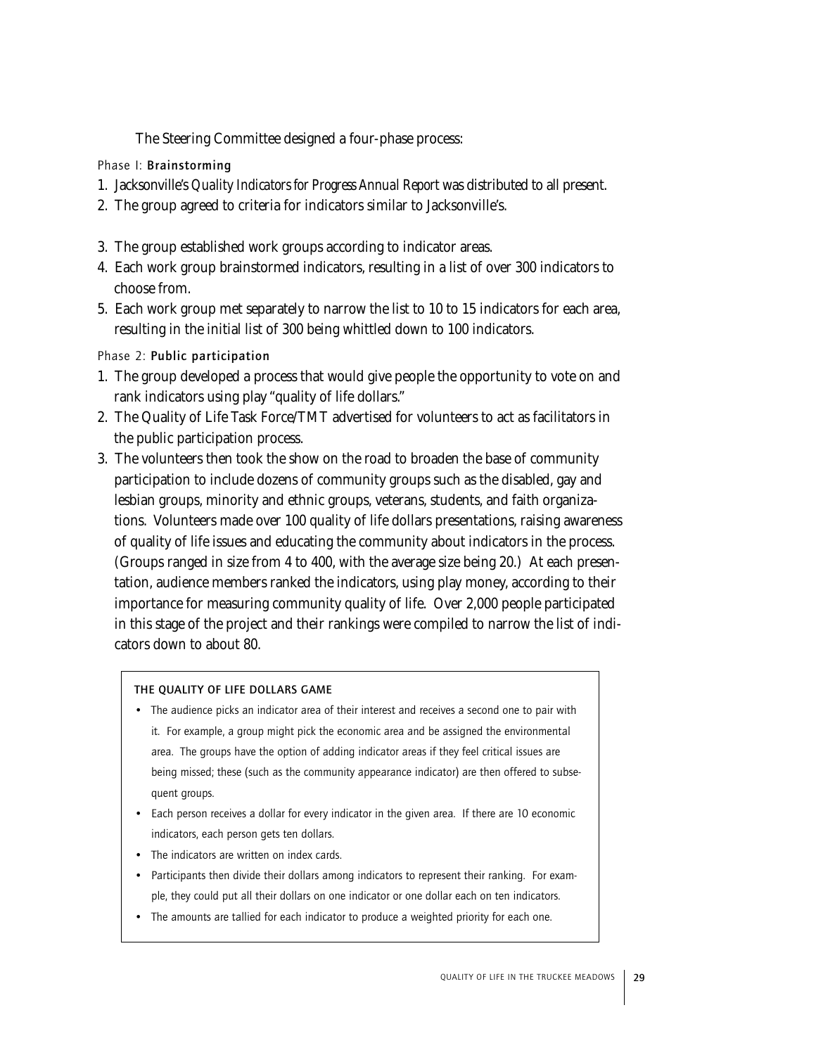The Steering Committee designed a four-phase process:

Phase I: **Brainstorming**

1. Jacksonville's *Quality Indicators for Progress Annual Report* was distributed to all present.
2. The group agreed to criteria for indicators similar to Jacksonville's.
3. The group established work groups according to indicator areas.
4. Each work group brainstormed indicators, resulting in a list of over 300 indicators to choose from.
5. Each work group met separately to narrow the list to 10 to 15 indicators for each area, resulting in the initial list of 300 being whittled down to 100 indicators.

Phase 2: **Public participation**

1. The group developed a process that would give people the opportunity to vote on and rank indicators using play "quality of life dollars."
2. The Quality of Life Task Force/TMT advertised for volunteers to act as facilitators in the public participation process.
3. The volunteers then took the show on the road to broaden the base of community participation to include dozens of community groups such as the disabled, gay and lesbian groups, minority and ethnic groups, veterans, students, and faith organizations. Volunteers made over 100 quality of life dollars presentations, raising awareness of quality of life issues and educating the community about indicators in the process. (Groups ranged in size from 4 to 400, with the average size being 20.) At each presentation, audience members ranked the indicators, using play money, according to their importance for measuring community quality of life. Over 2,000 people participated in this stage of the project and their rankings were compiled to narrow the list of indicators down to about 80.

**THE QUALITY OF LIFE DOLLARS GAME**

- The audience picks an indicator area of their interest and receives a second one to pair with it. For example, a group might pick the economic area and be assigned the environmental area. The groups have the option of adding indicator areas if they feel critical issues are being missed; these (such as the community appearance indicator) are then offered to subsequent groups.
- Each person receives a dollar for every indicator in the given area. If there are 10 economic indicators, each person gets ten dollars.
- The indicators are written on index cards.
- Participants then divide their dollars among indicators to represent their ranking. For example, they could put all their dollars on one indicator or one dollar each on ten indicators.
- The amounts are tallied for each indicator to produce a weighted priority for each one.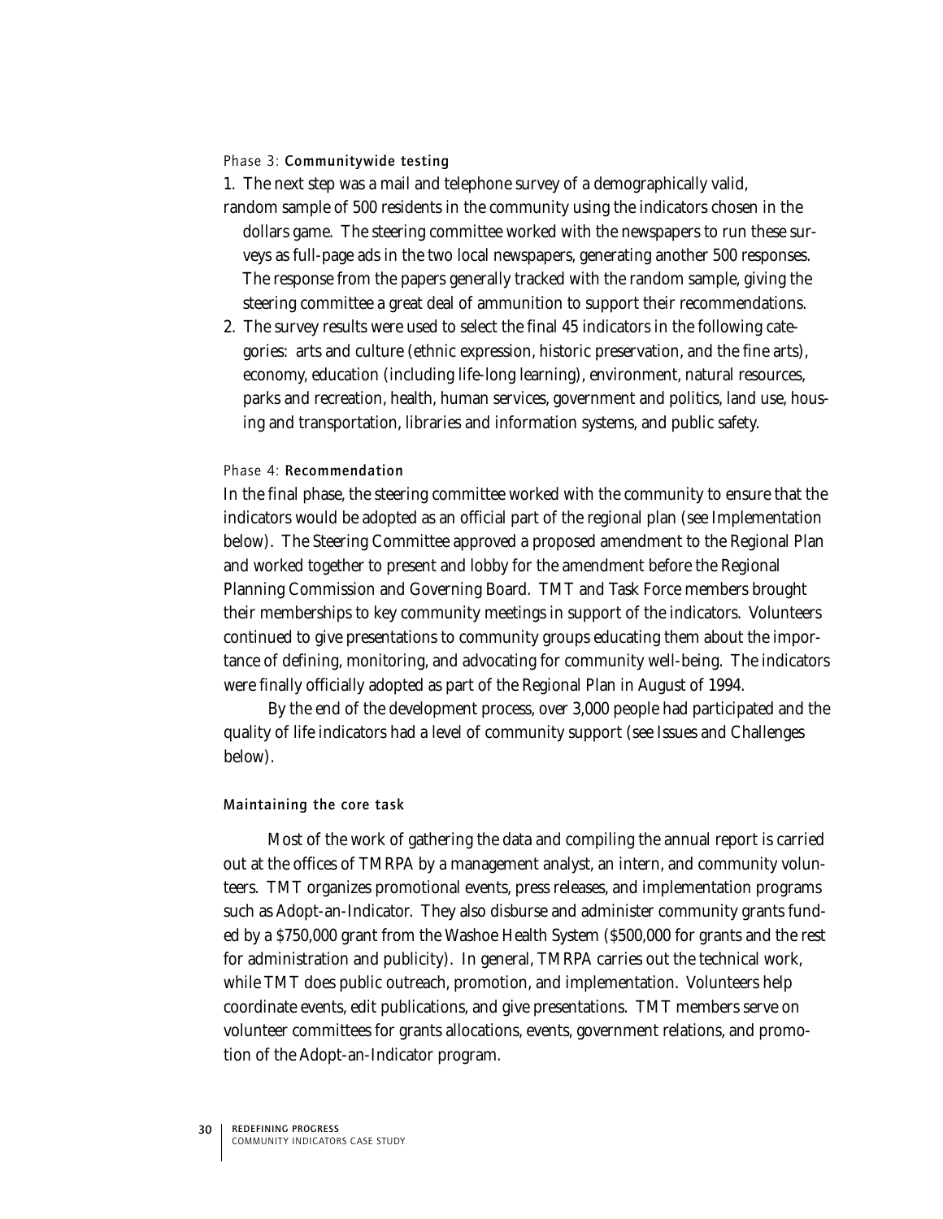### Phase 3: **Communitywide testing**

1. The next step was a mail and telephone survey of a demographically valid, random sample of 500 residents in the community using the indicators chosen in the dollars game. The steering committee worked with the newspapers to run these surveys as full-page ads in the two local newspapers, generating another 500 responses. The response from the papers generally tracked with the random sample, giving the steering committee a great deal of ammunition to support their recommendations.
2. The survey results were used to select the final 45 indicators in the following categories: arts and culture (ethnic expression, historic preservation, and the fine arts), economy, education (including life-long learning), environment, natural resources, parks and recreation, health, human services, government and politics, land use, housing and transportation, libraries and information systems, and public safety.

### Phase 4: **Recommendation**

In the final phase, the steering committee worked with the community to ensure that the indicators would be adopted as an official part of the regional plan (see Implementation below). The Steering Committee approved a proposed amendment to the Regional Plan and worked together to present and lobby for the amendment before the Regional Planning Commission and Governing Board. TMT and Task Force members brought their memberships to key community meetings in support of the indicators. Volunteers continued to give presentations to community groups educating them about the importance of defining, monitoring, and advocating for community well-being. The indicators were finally officially adopted as part of the Regional Plan in August of 1994.

By the end of the development process, over 3,000 people had participated and the quality of life indicators had a level of community support (see Issues and Challenges below).

### Maintaining the core task

Most of the work of gathering the data and compiling the annual report is carried out at the offices of TMRPA by a management analyst, an intern, and community volunteers. TMT organizes promotional events, press releases, and implementation programs such as Adopt-an-Indicator. They also disburse and administer community grants funded by a $750,000 grant from the Washoe Health System ($500,000 for grants and the rest for administration and publicity). In general, TMRPA carries out the technical work, while TMT does public outreach, promotion, and implementation. Volunteers help coordinate events, edit publications, and give presentations. TMT members serve on volunteer committees for grants allocations, events, government relations, and promotion of the Adopt-an-Indicator program.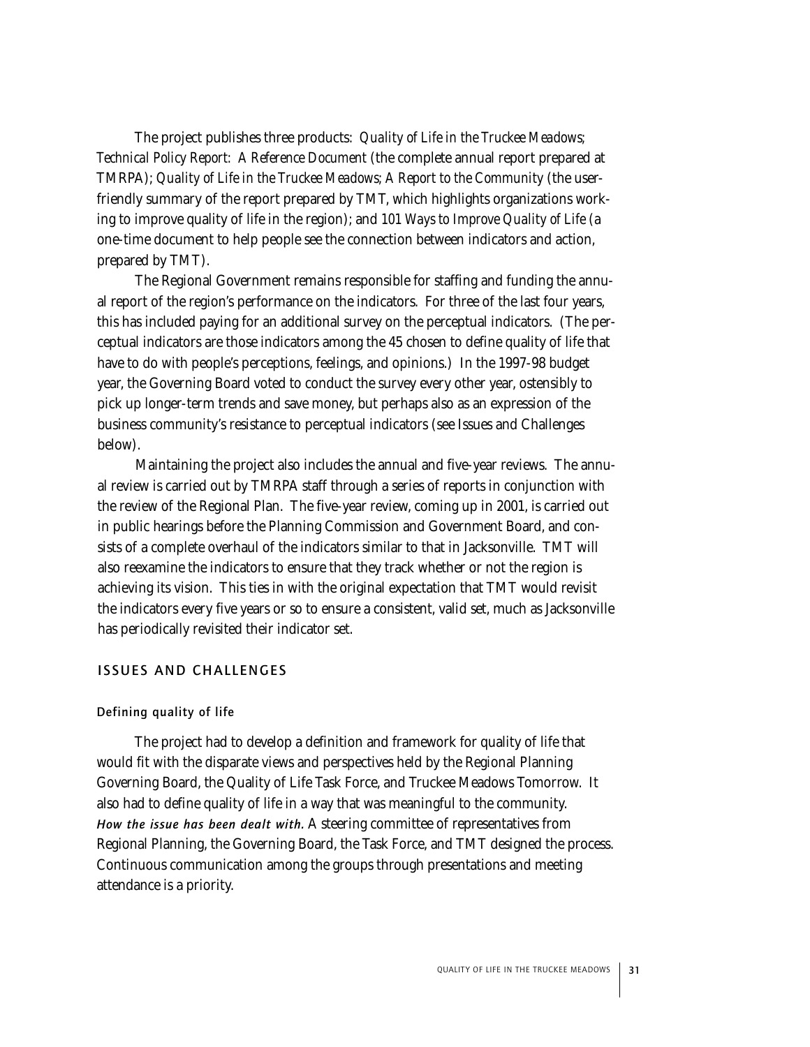The project publishes three products: *Quality of Life in the Truckee Meadows; Technical Policy Report: A Reference Document* (the complete annual report prepared at TMRPA); *Quality of Life in the Truckee Meadows; A Report to the Community* (the user-friendly summary of the report prepared by TMT, which highlights organizations working to improve quality of life in the region); and *101 Ways to Improve Quality of Life* (a one-time document to help people see the connection between indicators and action, prepared by TMT).

The Regional Government remains responsible for staffing and funding the annual report of the region's performance on the indicators. For three of the last four years, this has included paying for an additional survey on the perceptual indicators. (The perceptual indicators are those indicators among the 45 chosen to define quality of life that have to do with people's perceptions, feelings, and opinions.) In the 1997-98 budget year, the Governing Board voted to conduct the survey every other year, ostensibly to pick up longer-term trends and save money, but perhaps also as an expression of the business community's resistance to perceptual indicators (see Issues and Challenges below).

Maintaining the project also includes the annual and five-year reviews. The annual review is carried out by TMRPA staff through a series of reports in conjunction with the review of the Regional Plan. The five-year review, coming up in 2001, is carried out in public hearings before the Planning Commission and Government Board, and consists of a complete overhaul of the indicators similar to that in Jacksonville. TMT will also reexamine the indicators to ensure that they track whether or not the region is achieving its vision. This ties in with the original expectation that TMT would revisit the indicators every five years or so to ensure a consistent, valid set, much as Jacksonville has periodically revisited their indicator set.

## ISSUES AND CHALLENGES

### Defining quality of life

The project had to develop a definition and framework for quality of life that would fit with the disparate views and perspectives held by the Regional Planning Governing Board, the Quality of Life Task Force, and Truckee Meadows Tomorrow. It also had to define quality of life in a way that was meaningful to the community.

***How the issue has been dealt with.*** A steering committee of representatives from Regional Planning, the Governing Board, the Task Force, and TMT designed the process. Continuous communication among the groups through presentations and meeting attendance is a priority.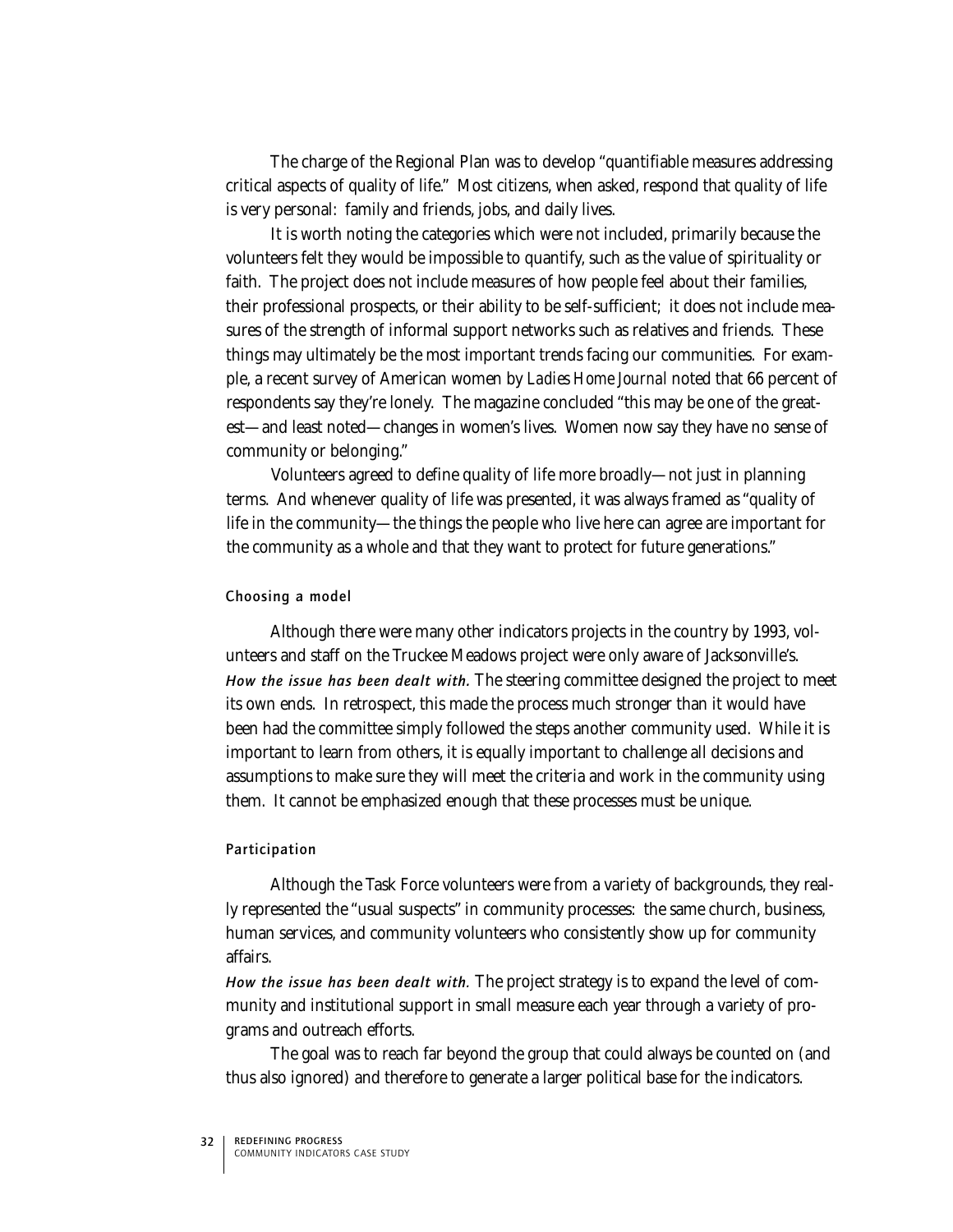The charge of the Regional Plan was to develop "quantifiable measures addressing critical aspects of quality of life." Most citizens, when asked, respond that quality of life is very personal: family and friends, jobs, and daily lives.

It is worth noting the categories which were not included, primarily because the volunteers felt they would be impossible to quantify, such as the value of spirituality or faith. The project does not include measures of how people feel about their families, their professional prospects, or their ability to be self-sufficient; it does not include measures of the strength of informal support networks such as relatives and friends. These things may ultimately be the most important trends facing our communities. For example, a recent survey of American women by *Ladies Home Journal* noted that 66 percent of respondents say they're lonely. The magazine concluded "this may be one of the greatest—and least noted—changes in women's lives. Women now say they have no sense of community or belonging."

Volunteers agreed to define quality of life more broadly—not just in planning terms. And whenever quality of life was presented, it was always framed as "quality of life in the community—the things the people who live here can agree are important for the community as a whole and that they want to protect for future generations."

#### Choosing a model

Although there were many other indicators projects in the country by 1993, volunteers and staff on the Truckee Meadows project were only aware of Jacksonville's.
***How the issue has been dealt with.*** The steering committee designed the project to meet its own ends. In retrospect, this made the process much stronger than it would have been had the committee simply followed the steps another community used. While it is important to learn from others, it is equally important to challenge all decisions and assumptions to make sure they will meet the criteria and work in the community using them. It cannot be emphasized enough that these processes must be unique.

#### Participation

Although the Task Force volunteers were from a variety of backgrounds, they really represented the "usual suspects" in community processes: the same church, business, human services, and community volunteers who consistently show up for community affairs.
***How the issue has been dealt with.*** The project strategy is to expand the level of community and institutional support in small measure each year through a variety of programs and outreach efforts.

The goal was to reach far beyond the group that could always be counted on (and thus also ignored) and therefore to generate a larger political base for the indicators.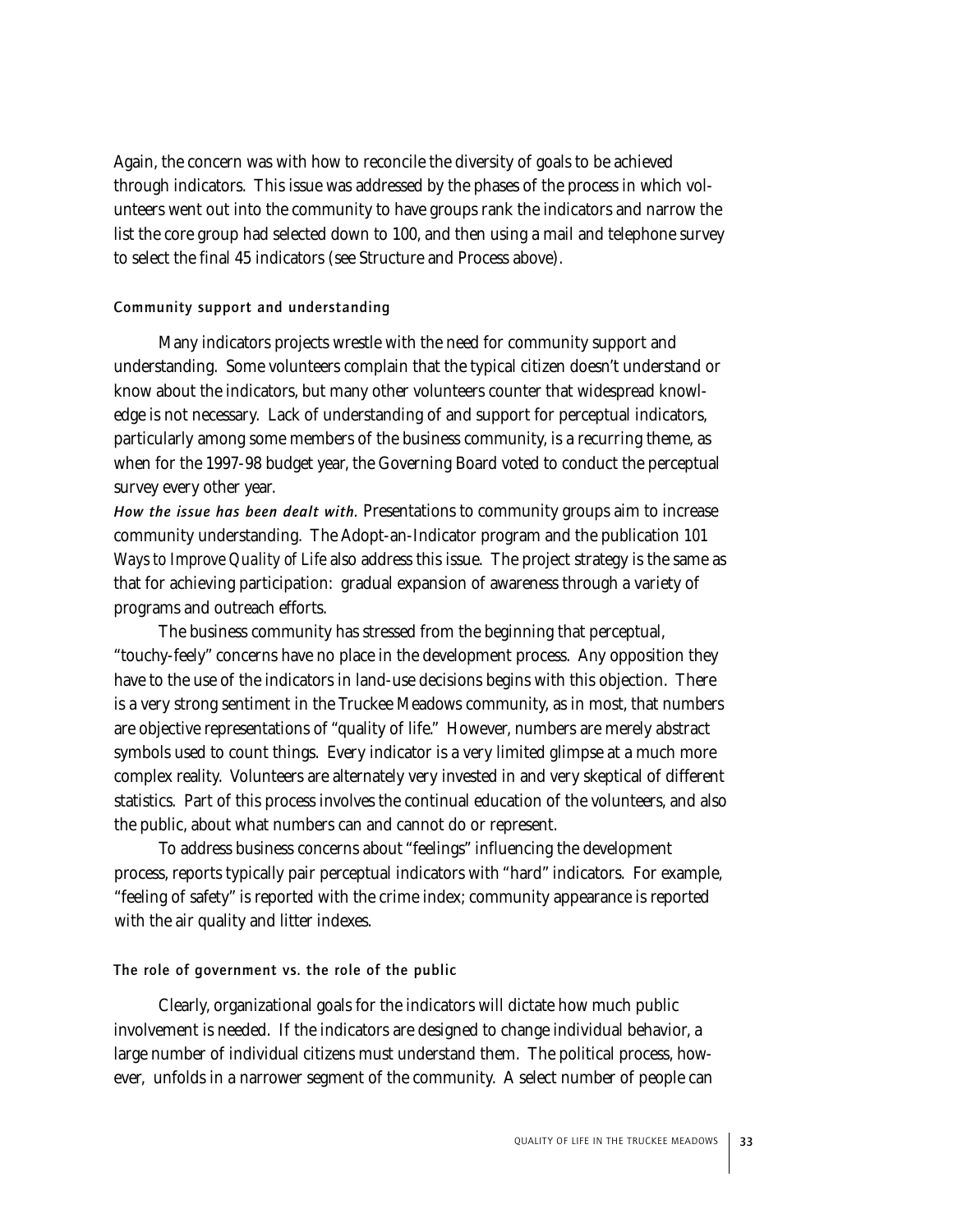Again, the concern was with how to reconcile the diversity of goals to be achieved through indicators. This issue was addressed by the phases of the process in which volunteers went out into the community to have groups rank the indicators and narrow the list the core group had selected down to 100, and then using a mail and telephone survey to select the final 45 indicators (see Structure and Process above).

### Community support and understanding

Many indicators projects wrestle with the need for community support and understanding. Some volunteers complain that the typical citizen doesn't understand or know about the indicators, but many other volunteers counter that widespread knowledge is not necessary. Lack of understanding of and support for perceptual indicators, particularly among some members of the business community, is a recurring theme, as when for the 1997-98 budget year, the Governing Board voted to conduct the perceptual survey every other year.

***How the issue has been dealt with.*** Presentations to community groups aim to increase community understanding. The Adopt-an-Indicator program and the publication *101 Ways to Improve Quality of Life* also address this issue. The project strategy is the same as that for achieving participation: gradual expansion of awareness through a variety of programs and outreach efforts.

The business community has stressed from the beginning that perceptual, "touchy-feely" concerns have no place in the development process. Any opposition they have to the use of the indicators in land-use decisions begins with this objection. There is a very strong sentiment in the Truckee Meadows community, as in most, that numbers are objective representations of "quality of life." However, numbers are merely abstract symbols used to count things. Every indicator is a very limited glimpse at a much more complex reality. Volunteers are alternately very invested in and very skeptical of different statistics. Part of this process involves the continual education of the volunteers, and also the public, about what numbers can and cannot do or represent.

To address business concerns about "feelings" influencing the development process, reports typically pair perceptual indicators with "hard" indicators. For example, "feeling of safety" is reported with the crime index; community appearance is reported with the air quality and litter indexes.

### The role of government vs. the role of the public

Clearly, organizational goals for the indicators will dictate how much public involvement is needed. If the indicators are designed to change individual behavior, a large number of individual citizens must understand them. The political process, however, unfolds in a narrower segment of the community. A select number of people can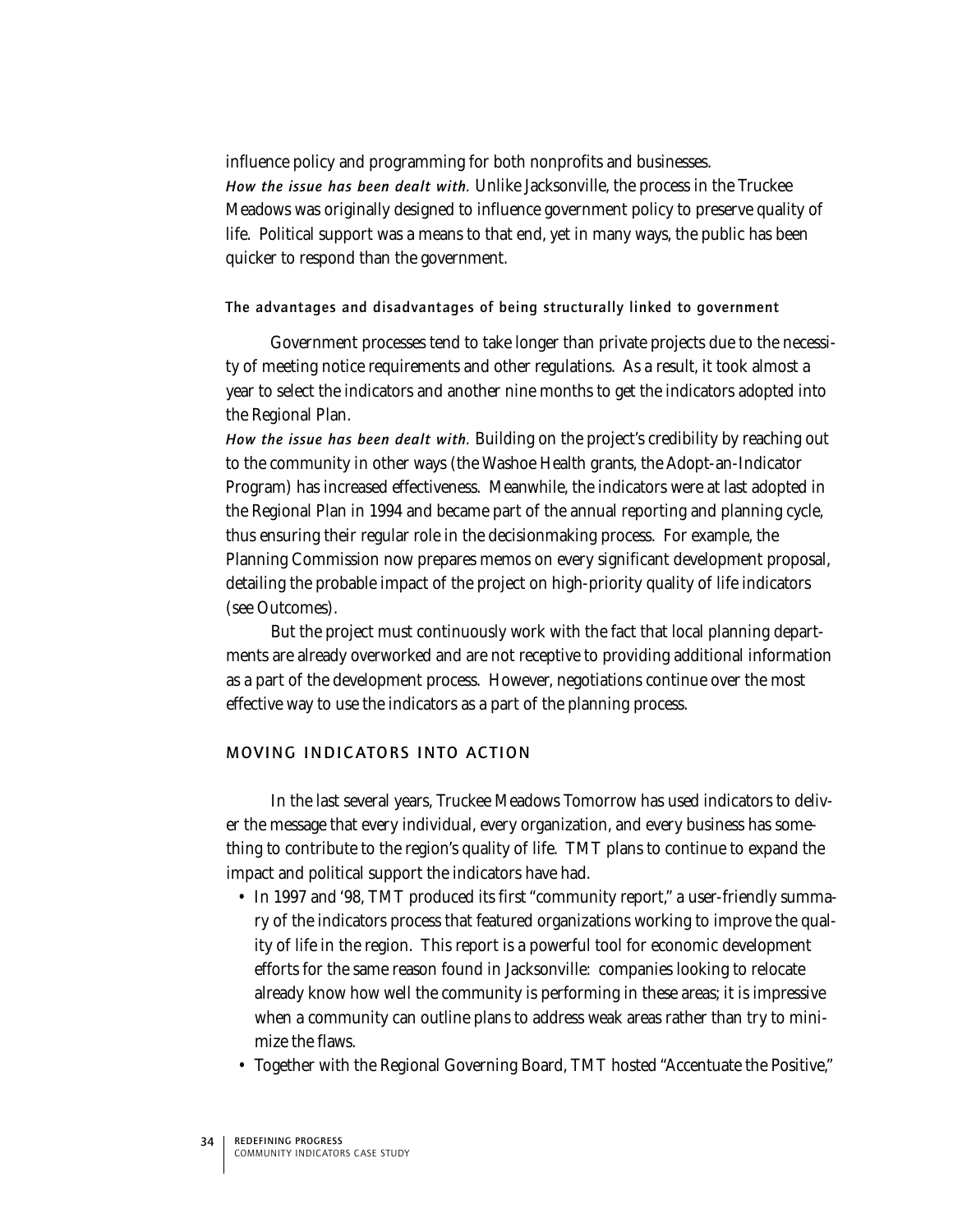influence policy and programming for both nonprofits and businesses.

*How the issue has been dealt with.* Unlike Jacksonville, the process in the Truckee Meadows was originally designed to influence government policy to preserve quality of life. Political support was a means to that end, yet in many ways, the public has been quicker to respond than the government.

### The advantages and disadvantages of being structurally linked to government

Government processes tend to take longer than private projects due to the necessity of meeting notice requirements and other regulations. As a result, it took almost a year to select the indicators and another nine months to get the indicators adopted into the Regional Plan.

*How the issue has been dealt with.* Building on the project's credibility by reaching out to the community in other ways (the Washoe Health grants, the Adopt-an-Indicator Program) has increased effectiveness. Meanwhile, the indicators were at last adopted in the Regional Plan in 1994 and became part of the annual reporting and planning cycle, thus ensuring their regular role in the decisionmaking process. For example, the Planning Commission now prepares memos on every significant development proposal, detailing the probable impact of the project on high-priority quality of life indicators (see Outcomes).

But the project must continuously work with the fact that local planning departments are already overworked and are not receptive to providing additional information as a part of the development process. However, negotiations continue over the most effective way to use the indicators as a part of the planning process.

## MOVING INDICATORS INTO ACTION

In the last several years, Truckee Meadows Tomorrow has used indicators to deliver the message that every individual, every organization, and every business has something to contribute to the region's quality of life. TMT plans to continue to expand the impact and political support the indicators have had.

- In 1997 and '98, TMT produced its first "community report," a user-friendly summary of the indicators process that featured organizations working to improve the quality of life in the region. This report is a powerful tool for economic development efforts for the same reason found in Jacksonville: companies looking to relocate already know how well the community is performing in these areas; it is impressive when a community can outline plans to address weak areas rather than try to minimize the flaws.
- Together with the Regional Governing Board, TMT hosted "Accentuate the Positive,"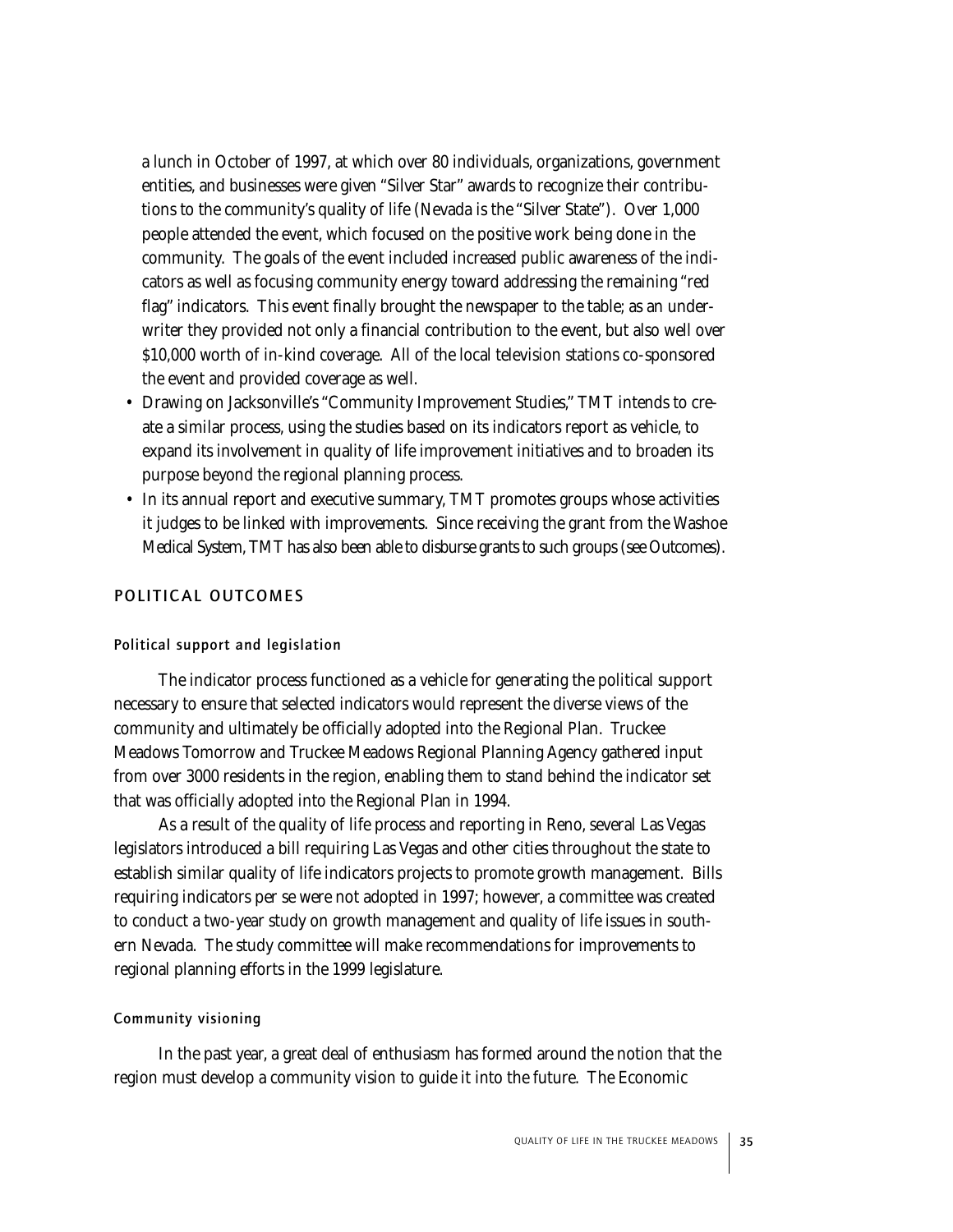a lunch in October of 1997, at which over 80 individuals, organizations, government entities, and businesses were given "Silver Star" awards to recognize their contributions to the community's quality of life (Nevada is the "Silver State"). Over 1,000 people attended the event, which focused on the positive work being done in the community. The goals of the event included increased public awareness of the indicators as well as focusing community energy toward addressing the remaining "red flag" indicators. This event finally brought the newspaper to the table; as an underwriter they provided not only a financial contribution to the event, but also well over $10,000 worth of in-kind coverage. All of the local television stations co-sponsored the event and provided coverage as well.

- Drawing on Jacksonville's "Community Improvement Studies," TMT intends to create a similar process, using the studies based on its indicators report as vehicle, to expand its involvement in quality of life improvement initiatives and to broaden its purpose beyond the regional planning process.
- In its annual report and executive summary, TMT promotes groups whose activities it judges to be linked with improvements. Since receiving the grant from the Washoe Medical System, TMT has also been able to disburse grants to such groups (see Outcomes).

## POLITICAL OUTCOMES

### Political support and legislation

The indicator process functioned as a vehicle for generating the political support necessary to ensure that selected indicators would represent the diverse views of the community and ultimately be officially adopted into the Regional Plan. Truckee Meadows Tomorrow and Truckee Meadows Regional Planning Agency gathered input from over 3000 residents in the region, enabling them to stand behind the indicator set that was officially adopted into the Regional Plan in 1994.

As a result of the quality of life process and reporting in Reno, several Las Vegas legislators introduced a bill requiring Las Vegas and other cities throughout the state to establish similar quality of life indicators projects to promote growth management. Bills requiring indicators per se were not adopted in 1997; however, a committee was created to conduct a two-year study on growth management and quality of life issues in southern Nevada. The study committee will make recommendations for improvements to regional planning efforts in the 1999 legislature.

### Community visioning

In the past year, a great deal of enthusiasm has formed around the notion that the region must develop a community vision to guide it into the future. The Economic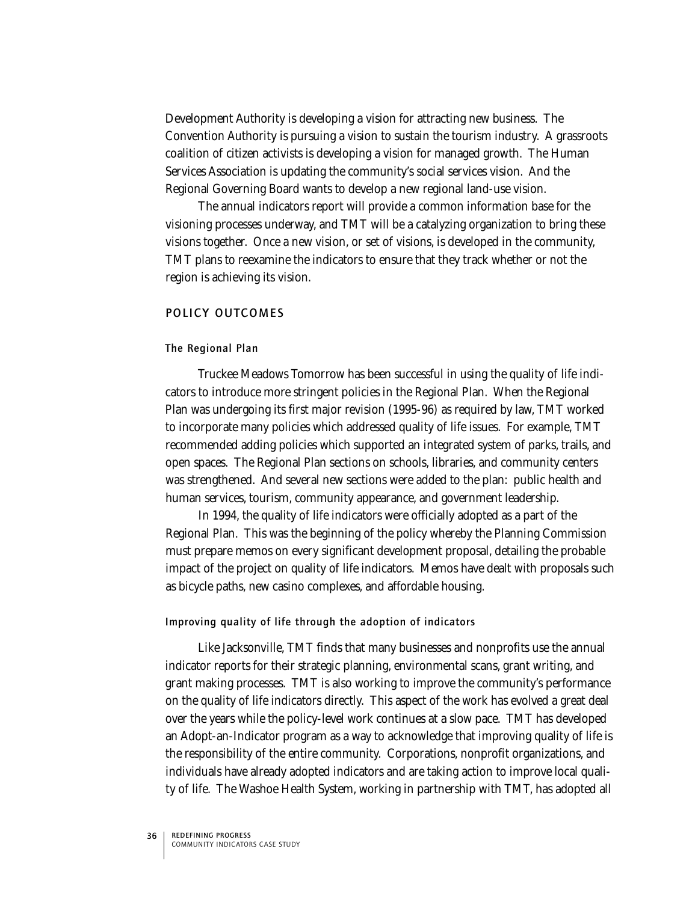Development Authority is developing a vision for attracting new business. The Convention Authority is pursuing a vision to sustain the tourism industry. A grassroots coalition of citizen activists is developing a vision for managed growth. The Human Services Association is updating the community's social services vision. And the Regional Governing Board wants to develop a new regional land-use vision.

The annual indicators report will provide a common information base for the visioning processes underway, and TMT will be a catalyzing organization to bring these visions together. Once a new vision, or set of visions, is developed in the community, TMT plans to reexamine the indicators to ensure that they track whether or not the region is achieving its vision.

## POLICY OUTCOMES

### The Regional Plan

Truckee Meadows Tomorrow has been successful in using the quality of life indicators to introduce more stringent policies in the Regional Plan. When the Regional Plan was undergoing its first major revision (1995-96) as required by law, TMT worked to incorporate many policies which addressed quality of life issues. For example, TMT recommended adding policies which supported an integrated system of parks, trails, and open spaces. The Regional Plan sections on schools, libraries, and community centers was strengthened. And several new sections were added to the plan: public health and human services, tourism, community appearance, and government leadership.

In 1994, the quality of life indicators were officially adopted as a part of the Regional Plan. This was the beginning of the policy whereby the Planning Commission must prepare memos on every significant development proposal, detailing the probable impact of the project on quality of life indicators. Memos have dealt with proposals such as bicycle paths, new casino complexes, and affordable housing.

### Improving quality of life through the adoption of indicators

Like Jacksonville, TMT finds that many businesses and nonprofits use the annual indicator reports for their strategic planning, environmental scans, grant writing, and grant making processes. TMT is also working to improve the community's performance on the quality of life indicators directly. This aspect of the work has evolved a great deal over the years while the policy-level work continues at a slow pace. TMT has developed an Adopt-an-Indicator program as a way to acknowledge that improving quality of life is the responsibility of the entire community. Corporations, nonprofit organizations, and individuals have already adopted indicators and are taking action to improve local quality of life. The Washoe Health System, working in partnership with TMT, has adopted all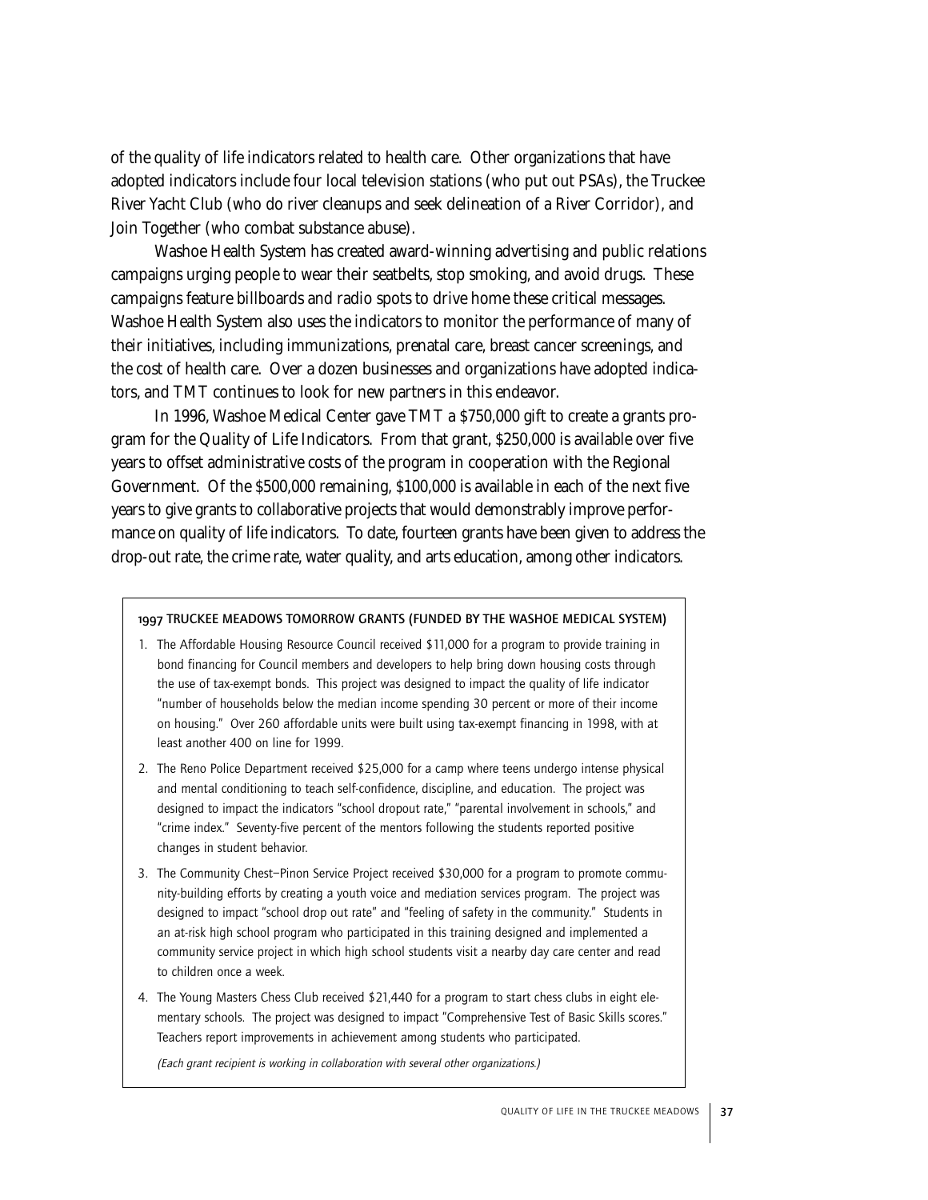of the quality of life indicators related to health care. Other organizations that have adopted indicators include four local television stations (who put out PSAs), the Truckee River Yacht Club (who do river cleanups and seek delineation of a River Corridor), and Join Together (who combat substance abuse).

Washoe Health System has created award-winning advertising and public relations campaigns urging people to wear their seatbelts, stop smoking, and avoid drugs. These campaigns feature billboards and radio spots to drive home these critical messages. Washoe Health System also uses the indicators to monitor the performance of many of their initiatives, including immunizations, prenatal care, breast cancer screenings, and the cost of health care. Over a dozen businesses and organizations have adopted indicators, and TMT continues to look for new partners in this endeavor.

In 1996, Washoe Medical Center gave TMT a $750,000 gift to create a grants program for the Quality of Life Indicators. From that grant, $250,000 is available over five years to offset administrative costs of the program in cooperation with the Regional Government. Of the $500,000 remaining, $100,000 is available in each of the next five years to give grants to collaborative projects that would demonstrably improve performance on quality of life indicators. To date, fourteen grants have been given to address the drop-out rate, the crime rate, water quality, and arts education, among other indicators.

#### 1997 TRUCKEE MEADOWS TOMORROW GRANTS (FUNDED BY THE WASHOE MEDICAL SYSTEM)

1. The Affordable Housing Resource Council received $11,000 for a program to provide training in bond financing for Council members and developers to help bring down housing costs through the use of tax-exempt bonds. This project was designed to impact the quality of life indicator "number of households below the median income spending 30 percent or more of their income on housing." Over 260 affordable units were built using tax-exempt financing in 1998, with at least another 400 on line for 1999.
2. The Reno Police Department received $25,000 for a camp where teens undergo intense physical and mental conditioning to teach self-confidence, discipline, and education. The project was designed to impact the indicators "school dropout rate," "parental involvement in schools," and "crime index." Seventy-five percent of the mentors following the students reported positive changes in student behavior.
3. The Community Chest–Pinon Service Project received $30,000 for a program to promote community-building efforts by creating a youth voice and mediation services program. The project was designed to impact "school drop out rate" and "feeling of safety in the community." Students in an at-risk high school program who participated in this training designed and implemented a community service project in which high school students visit a nearby day care center and read to children once a week.
4. The Young Masters Chess Club received $21,440 for a program to start chess clubs in eight elementary schools. The project was designed to impact "Comprehensive Test of Basic Skills scores." Teachers report improvements in achievement among students who participated.

*(Each grant recipient is working in collaboration with several other organizations.)*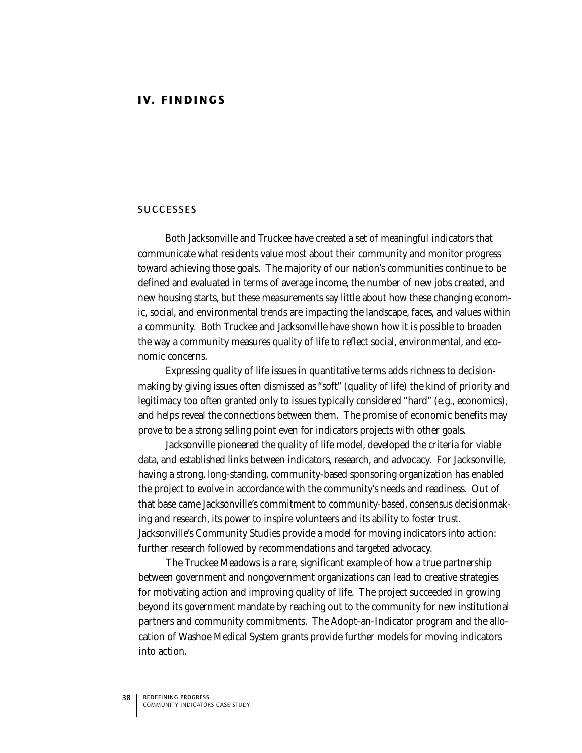# IV. FINDINGS

## SUCCESSES

Both Jacksonville and Truckee have created a set of meaningful indicators that communicate what residents value most about their community and monitor progress toward achieving those goals. The majority of our nation's communities continue to be defined and evaluated in terms of average income, the number of new jobs created, and new housing starts, but these measurements say little about how these changing economic, social, and environmental trends are impacting the landscape, faces, and values within a community. Both Truckee and Jacksonville have shown how it is possible to broaden the way a community measures quality of life to reflect social, environmental, and economic concerns.

Expressing quality of life issues in quantitative terms adds richness to decision-making by giving issues often dismissed as "soft" (quality of life) the kind of priority and legitimacy too often granted only to issues typically considered "hard" (e.g., economics), and helps reveal the connections between them. The promise of economic benefits may prove to be a strong selling point even for indicators projects with other goals.

Jacksonville pioneered the quality of life model, developed the criteria for viable data, and established links between indicators, research, and advocacy. For Jacksonville, having a strong, long-standing, community-based sponsoring organization has enabled the project to evolve in accordance with the community's needs and readiness. Out of that base came Jacksonville's commitment to community-based, consensus decisionmaking and research, its power to inspire volunteers and its ability to foster trust. Jacksonville's Community Studies provide a model for moving indicators into action: further research followed by recommendations and targeted advocacy.

The Truckee Meadows is a rare, significant example of how a true partnership between government and nongovernment organizations can lead to creative strategies for motivating action and improving quality of life. The project succeeded in growing beyond its government mandate by reaching out to the community for new institutional partners and community commitments. The Adopt-an-Indicator program and the allocation of Washoe Medical System grants provide further models for moving indicators into action.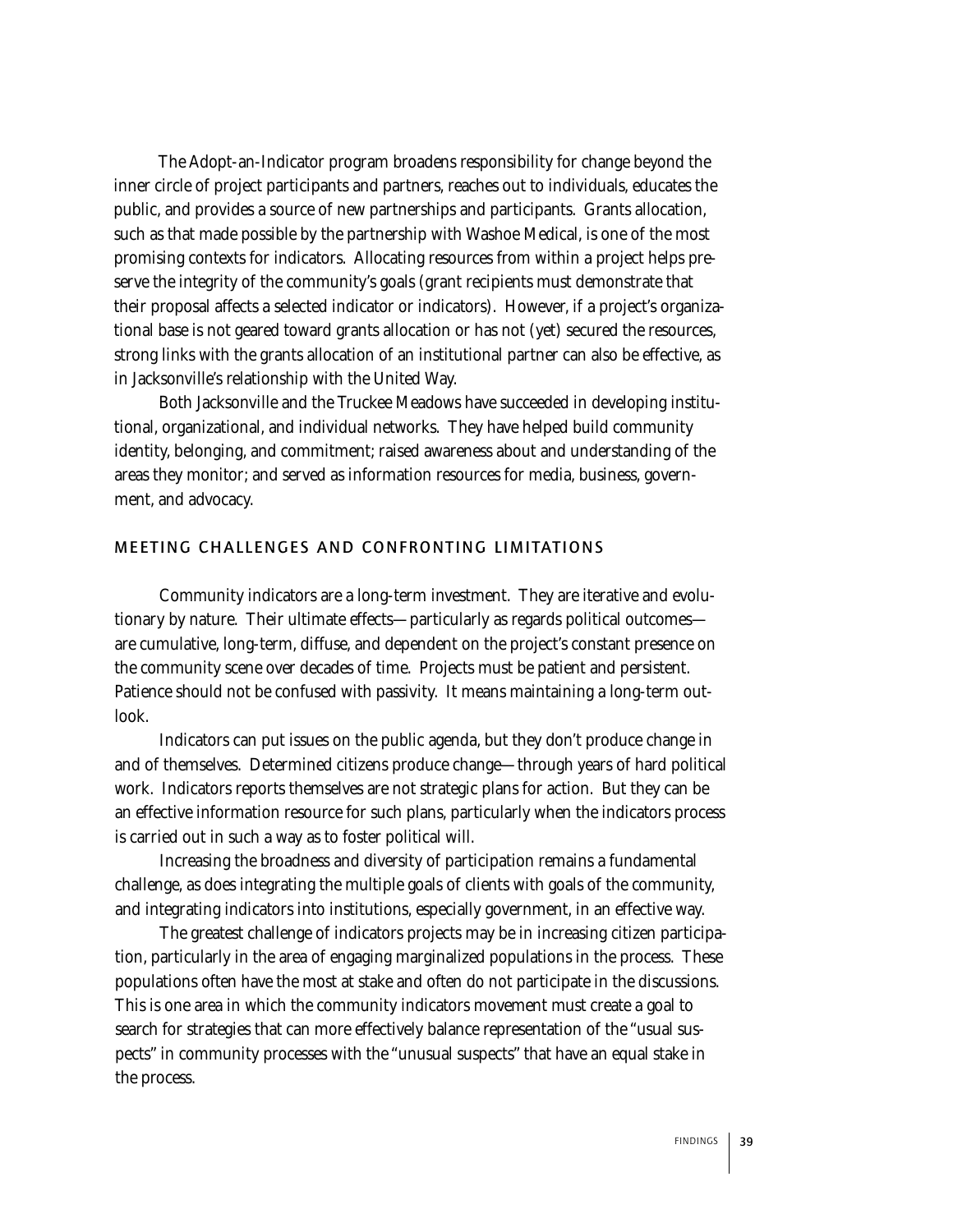The Adopt-an-Indicator program broadens responsibility for change beyond the inner circle of project participants and partners, reaches out to individuals, educates the public, and provides a source of new partnerships and participants. Grants allocation, such as that made possible by the partnership with Washoe Medical, is one of the most promising contexts for indicators. Allocating resources from within a project helps preserve the integrity of the community's goals (grant recipients must demonstrate that their proposal affects a selected indicator or indicators). However, if a project's organizational base is not geared toward grants allocation or has not (yet) secured the resources, strong links with the grants allocation of an institutional partner can also be effective, as in Jacksonville's relationship with the United Way.

Both Jacksonville and the Truckee Meadows have succeeded in developing institutional, organizational, and individual networks. They have helped build community identity, belonging, and commitment; raised awareness about and understanding of the areas they monitor; and served as information resources for media, business, government, and advocacy.

## MEETING CHALLENGES AND CONFRONTING LIMITATIONS

Community indicators are a long-term investment. They are iterative and evolutionary by nature. Their ultimate effects—particularly as regards political outcomes—are cumulative, long-term, diffuse, and dependent on the project's constant presence on the community scene over decades of time. Projects must be patient and persistent. Patience should not be confused with passivity. It means maintaining a long-term outlook.

Indicators can put issues on the public agenda, but they don't produce change in and of themselves. Determined citizens produce change—through years of hard political work. Indicators reports themselves are not strategic plans for action. But they can be an effective information resource for such plans, particularly when the indicators process is carried out in such a way as to foster political will.

Increasing the broadness and diversity of participation remains a fundamental challenge, as does integrating the multiple goals of clients with goals of the community, and integrating indicators into institutions, especially government, in an effective way.

The greatest challenge of indicators projects may be in increasing citizen participation, particularly in the area of engaging marginalized populations in the process. These populations often have the most at stake and often do not participate in the discussions. This is one area in which the community indicators movement must create a goal to search for strategies that can more effectively balance representation of the "usual suspects" in community processes with the "unusual suspects" that have an equal stake in the process.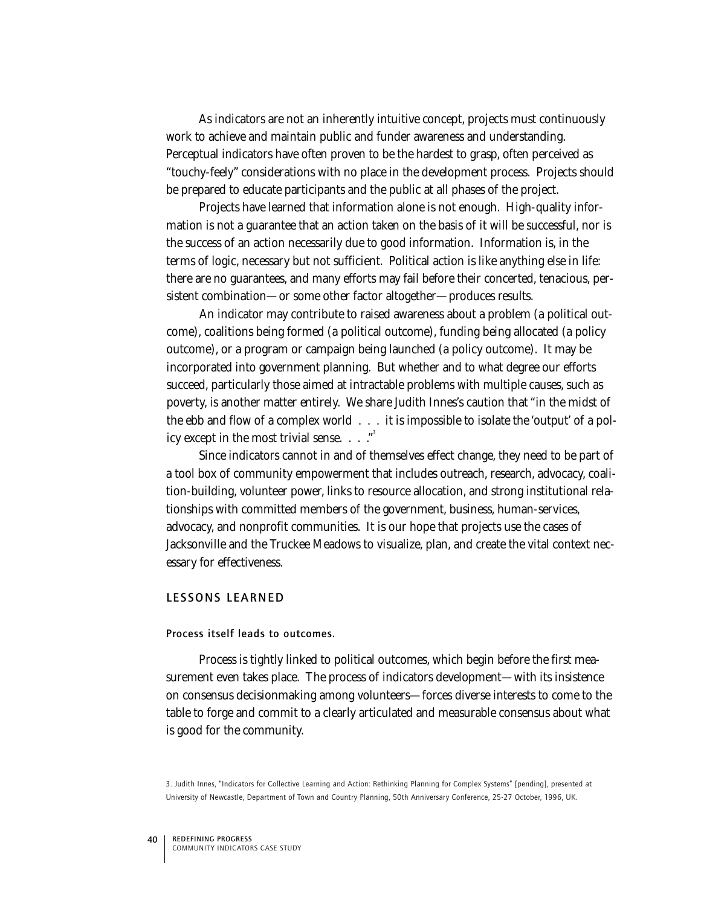As indicators are not an inherently intuitive concept, projects must continuously work to achieve and maintain public and funder awareness and understanding. Perceptual indicators have often proven to be the hardest to grasp, often perceived as "touchy-feely" considerations with no place in the development process. Projects should be prepared to educate participants and the public at all phases of the project.

Projects have learned that information alone is not enough. High-quality information is not a guarantee that an action taken on the basis of it will be successful, nor is the success of an action necessarily due to good information. Information is, in the terms of logic, necessary but not sufficient. Political action is like anything else in life: there are no guarantees, and many efforts may fail before their concerted, tenacious, persistent combination—or some other factor altogether—produces results.

An indicator may contribute to raised awareness about a problem (a political outcome), coalitions being formed (a political outcome), funding being allocated (a policy outcome), or a program or campaign being launched (a policy outcome). It may be incorporated into government planning. But whether and to what degree our efforts succeed, particularly those aimed at intractable problems with multiple causes, such as poverty, is another matter entirely. We share Judith Innes's caution that "in the midst of the ebb and flow of a complex world . . . it is impossible to isolate the 'output' of a policy except in the most trivial sense. . . ."[3]

Since indicators cannot in and of themselves effect change, they need to be part of a tool box of community empowerment that includes outreach, research, advocacy, coalition-building, volunteer power, links to resource allocation, and strong institutional relationships with committed members of the government, business, human-services, advocacy, and nonprofit communities. It is our hope that projects use the cases of Jacksonville and the Truckee Meadows to visualize, plan, and create the vital context necessary for effectiveness.

## LESSONS LEARNED

### Process itself leads to outcomes.

Process is tightly linked to political outcomes, which begin before the first measurement even takes place. The process of indicators development—with its insistence on consensus decisionmaking among volunteers—forces diverse interests to come to the table to forge and commit to a clearly articulated and measurable consensus about what is good for the community.

3. Judith Innes, "Indicators for Collective Learning and Action: Rethinking Planning for Complex Systems" [pending], presented at University of Newcastle, Department of Town and Country Planning, 50th Anniversary Conference, 25-27 October, 1996, UK.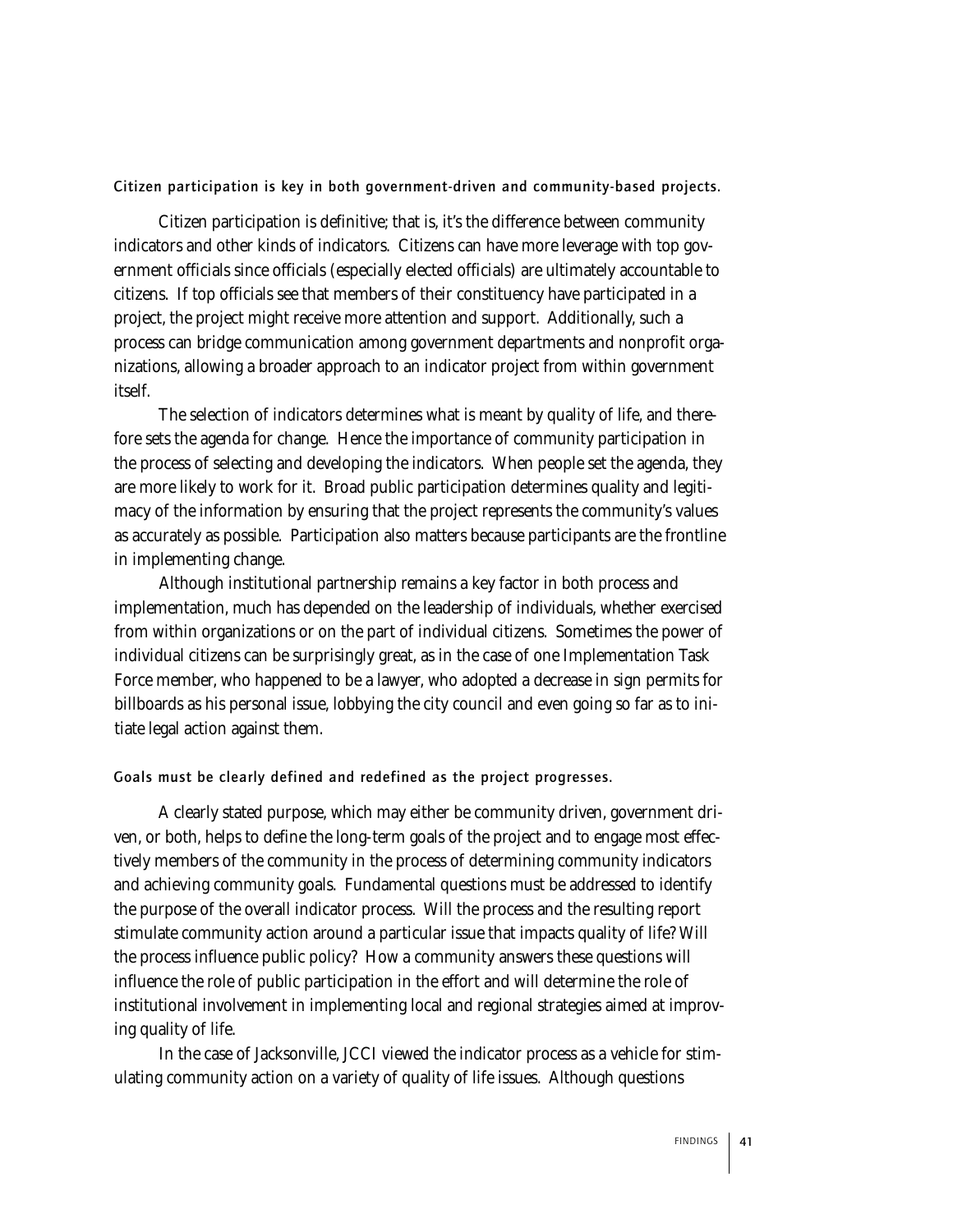### Citizen participation is key in both government-driven and community-based projects.

Citizen participation is definitive; that is, it's the difference between community indicators and other kinds of indicators. Citizens can have more leverage with top government officials since officials (especially elected officials) are ultimately accountable to citizens. If top officials see that members of their constituency have participated in a project, the project might receive more attention and support. Additionally, such a process can bridge communication among government departments and nonprofit organizations, allowing a broader approach to an indicator project from within government itself.

The selection of indicators determines what is meant by quality of life, and therefore sets the agenda for change. Hence the importance of community participation in the process of selecting and developing the indicators. When people set the agenda, they are more likely to work for it. Broad public participation determines quality and legitimacy of the information by ensuring that the project represents the community's values as accurately as possible. Participation also matters because participants are the frontline in implementing change.

Although institutional partnership remains a key factor in both process and implementation, much has depended on the leadership of individuals, whether exercised from within organizations or on the part of individual citizens. Sometimes the power of individual citizens can be surprisingly great, as in the case of one Implementation Task Force member, who happened to be a lawyer, who adopted a decrease in sign permits for billboards as his personal issue, lobbying the city council and even going so far as to initiate legal action against them.

### Goals must be clearly defined and redefined as the project progresses.

A clearly stated purpose, which may either be community driven, government driven, or both, helps to define the long-term goals of the project and to engage most effectively members of the community in the process of determining community indicators and achieving community goals. Fundamental questions must be addressed to identify the purpose of the overall indicator process. Will the process and the resulting report stimulate community action around a particular issue that impacts quality of life? Will the process influence public policy? How a community answers these questions will influence the role of public participation in the effort and will determine the role of institutional involvement in implementing local and regional strategies aimed at improving quality of life.

In the case of Jacksonville, JCCI viewed the indicator process as a vehicle for stimulating community action on a variety of quality of life issues. Although questions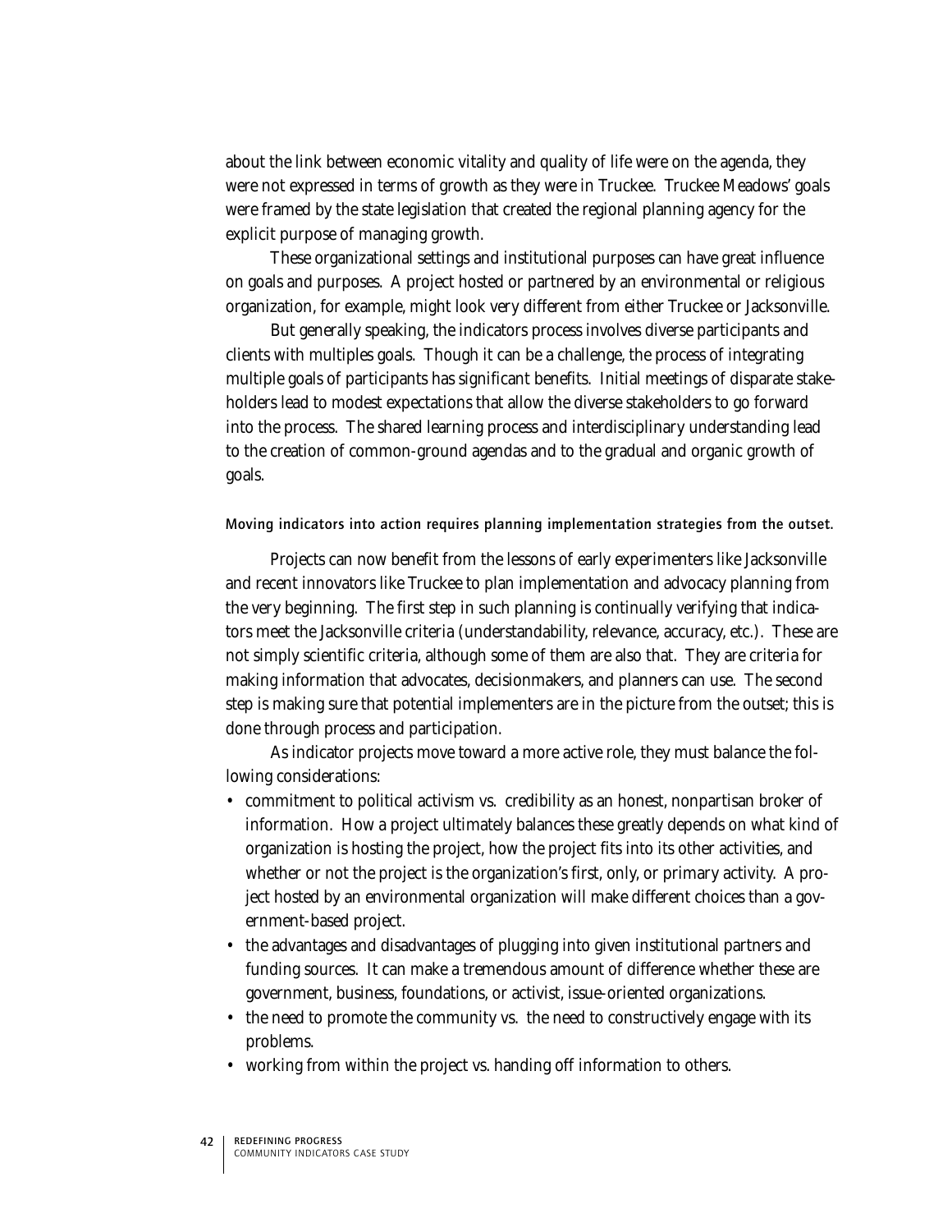about the link between economic vitality and quality of life were on the agenda, they were not expressed in terms of growth as they were in Truckee. Truckee Meadows' goals were framed by the state legislation that created the regional planning agency for the explicit purpose of managing growth.

These organizational settings and institutional purposes can have great influence on goals and purposes. A project hosted or partnered by an environmental or religious organization, for example, might look very different from either Truckee or Jacksonville.

But generally speaking, the indicators process involves diverse participants and clients with multiples goals. Though it can be a challenge, the process of integrating multiple goals of participants has significant benefits. Initial meetings of disparate stakeholders lead to modest expectations that allow the diverse stakeholders to go forward into the process. The shared learning process and interdisciplinary understanding lead to the creation of common-ground agendas and to the gradual and organic growth of goals.

### Moving indicators into action requires planning implementation strategies from the outset.

Projects can now benefit from the lessons of early experimenters like Jacksonville and recent innovators like Truckee to plan implementation and advocacy planning from the very beginning. The first step in such planning is continually verifying that indicators meet the Jacksonville criteria (understandability, relevance, accuracy, etc.). These are not simply scientific criteria, although some of them are also that. They are criteria for making information that advocates, decisionmakers, and planners can use. The second step is making sure that potential implementers are in the picture from the outset; this is done through process and participation.

As indicator projects move toward a more active role, they must balance the following considerations:

- commitment to political activism vs. credibility as an honest, nonpartisan broker of information. How a project ultimately balances these greatly depends on what kind of organization is hosting the project, how the project fits into its other activities, and whether or not the project is the organization's first, only, or primary activity. A project hosted by an environmental organization will make different choices than a government-based project.
- the advantages and disadvantages of plugging into given institutional partners and funding sources. It can make a tremendous amount of difference whether these are government, business, foundations, or activist, issue-oriented organizations.
- the need to promote the community vs. the need to constructively engage with its problems.
- working from within the project vs. handing off information to others.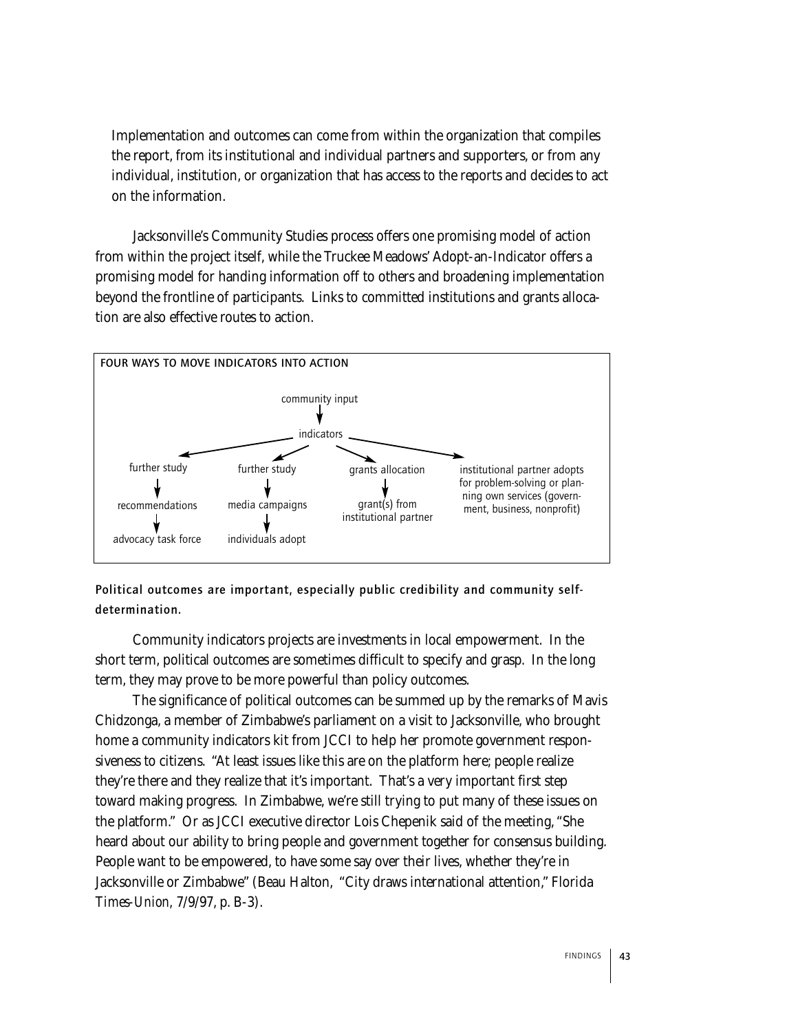Implementation and outcomes can come from within the organization that compiles the report, from its institutional and individual partners and supporters, or from any individual, institution, or organization that has access to the reports and decides to act on the information.

Jacksonville's Community Studies process offers one promising model of action from within the project itself, while the Truckee Meadows' Adopt-an-Indicator offers a promising model for handing information off to others and broadening implementation beyond the frontline of participants. Links to committed institutions and grants allocation are also effective routes to action.

**FOUR WAYS TO MOVE INDICATORS INTO ACTION**

community input → indicators

- indicators → further study → recommendations → advocacy task force
- indicators → further study → media campaigns → individuals adopt
- indicators → grants allocation → grant(s) from institutional partner
- indicators → institutional partner adopts for problem-solving or planning own services (government, business, nonprofit)

**Political outcomes are important, especially public credibility and community self-determination.**

Community indicators projects are investments in local empowerment. In the short term, political outcomes are sometimes difficult to specify and grasp. In the long term, they may prove to be more powerful than policy outcomes.

The significance of political outcomes can be summed up by the remarks of Mavis Chidzonga, a member of Zimbabwe's parliament on a visit to Jacksonville, who brought home a community indicators kit from JCCI to help her promote government responsiveness to citizens. "At least issues like this are on the platform here; people realize they're there and they realize that it's important. That's a very important first step toward making progress. In Zimbabwe, we're still trying to put many of these issues on the platform." Or as JCCI executive director Lois Chepenik said of the meeting, "She heard about our ability to bring people and government together for consensus building. People want to be empowered, to have some say over their lives, whether they're in Jacksonville or Zimbabwe" (Beau Halton, "City draws international attention," *Florida Times-Union*, 7/9/97, p. B-3).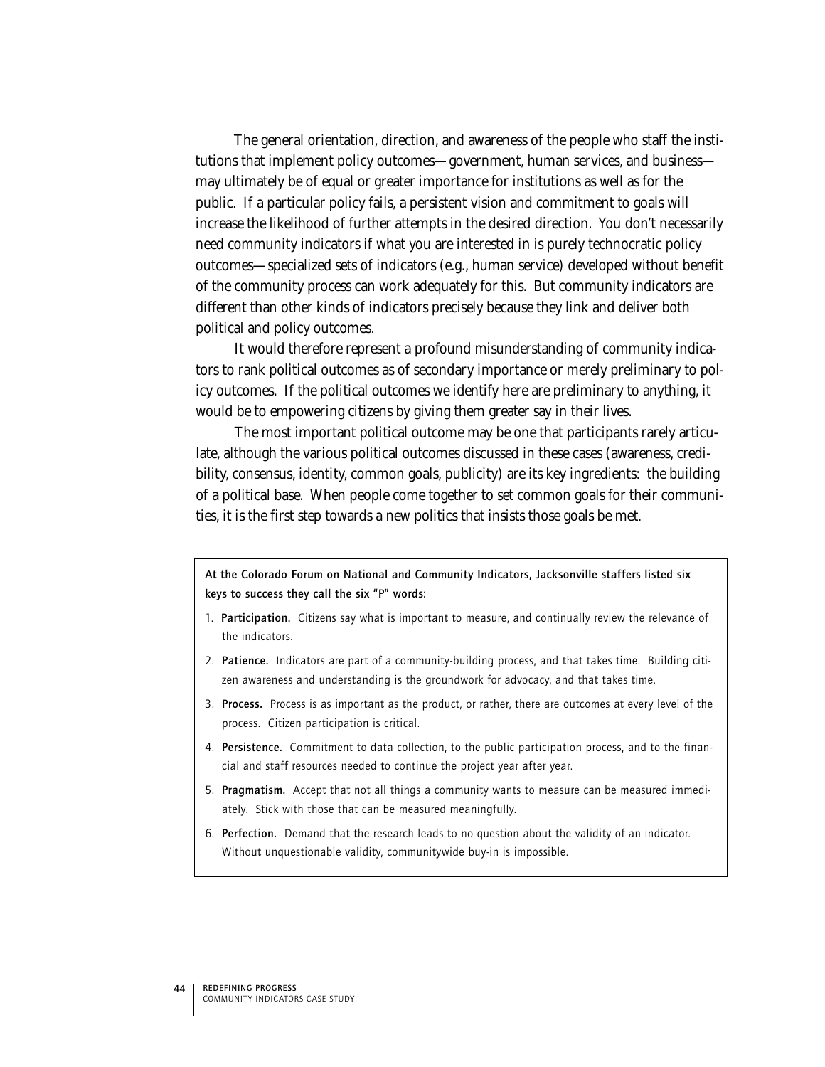The general orientation, direction, and awareness of the people who staff the institutions that implement policy outcomes—government, human services, and business—may ultimately be of equal or greater importance for institutions as well as for the public. If a particular policy fails, a persistent vision and commitment to goals will increase the likelihood of further attempts in the desired direction. You don't necessarily need community indicators if what you are interested in is purely technocratic policy outcomes—specialized sets of indicators (e.g., human service) developed without benefit of the community process can work adequately for this. But community indicators are different than other kinds of indicators precisely because they link and deliver both political and policy outcomes.

It would therefore represent a profound misunderstanding of community indicators to rank political outcomes as of secondary importance or merely preliminary to policy outcomes. If the political outcomes we identify here are preliminary to anything, it would be to empowering citizens by giving them greater say in their lives.

The most important political outcome may be one that participants rarely articulate, although the various political outcomes discussed in these cases (awareness, credibility, consensus, identity, common goals, publicity) are its key ingredients: the building of a political base. When people come together to set common goals for their communities, it is the first step towards a new politics that insists those goals be met.

**At the Colorado Forum on National and Community Indicators, Jacksonville staffers listed six keys to success they call the six "P" words:**

1. **Participation.** Citizens say what is important to measure, and continually review the relevance of the indicators.
2. **Patience.** Indicators are part of a community-building process, and that takes time. Building citizen awareness and understanding is the groundwork for advocacy, and that takes time.
3. **Process.** Process is as important as the product, or rather, there are outcomes at every level of the process. Citizen participation is critical.
4. **Persistence.** Commitment to data collection, to the public participation process, and to the financial and staff resources needed to continue the project year after year.
5. **Pragmatism.** Accept that not all things a community wants to measure can be measured immediately. Stick with those that can be measured meaningfully.
6. **Perfection.** Demand that the research leads to no question about the validity of an indicator. Without unquestionable validity, communitywide buy-in is impossible.